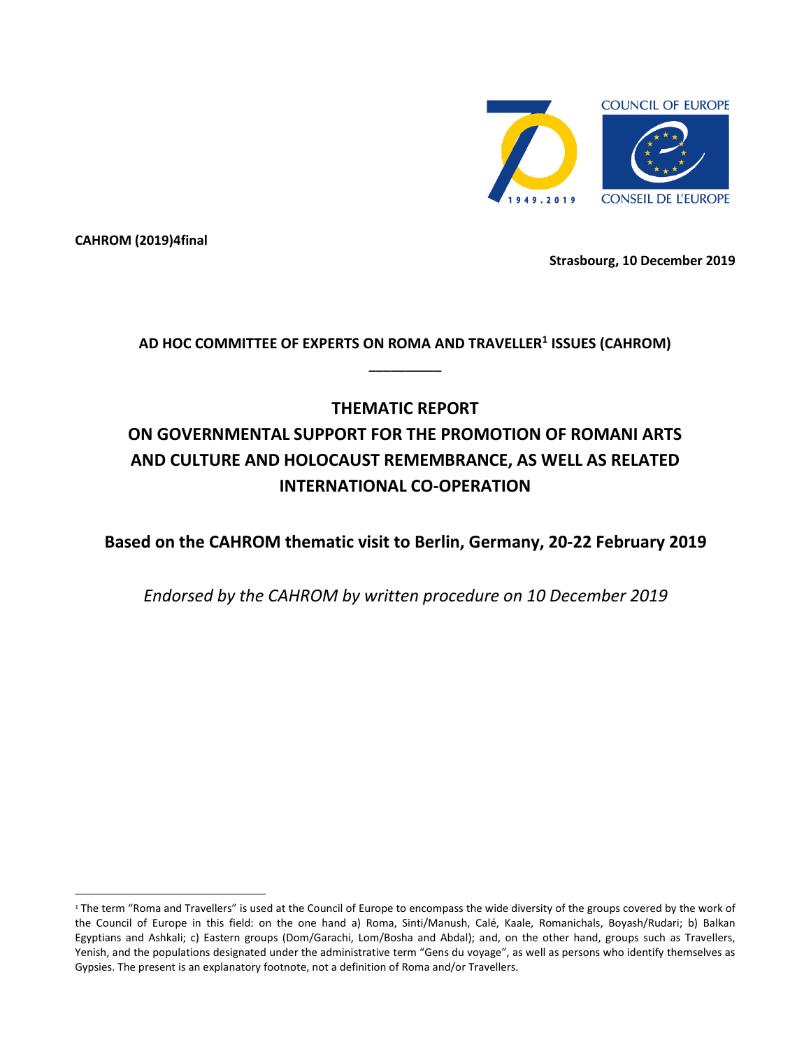COUNCIL OF EUROPE

CONSEIL DE L'EUROPE

**CAHROM (2019)4final**

**Strasbourg, 10 December 2019**

**AD HOC COMMITTEE OF EXPERTS ON ROMA AND TRAVELLER[1] ISSUES (CAHROM)**

# THEMATIC REPORT ON GOVERNMENTAL SUPPORT FOR THE PROMOTION OF ROMANI ARTS AND CULTURE AND HOLOCAUST REMEMBRANCE, AS WELL AS RELATED INTERNATIONAL CO-OPERATION

## Based on the CAHROM thematic visit to Berlin, Germany, 20-22 February 2019

*Endorsed by the CAHROM by written procedure on 10 December 2019*

---

[1] The term "Roma and Travellers" is used at the Council of Europe to encompass the wide diversity of the groups covered by the work of the Council of Europe in this field: on the one hand a) Roma, Sinti/Manush, Calé, Kaale, Romanichals, Boyash/Rudari; b) Balkan Egyptians and Ashkali; c) Eastern groups (Dom/Garachi, Lom/Bosha and Abdal); and, on the other hand, groups such as Travellers, Yenish, and the populations designated under the administrative term "Gens du voyage", as well as persons who identify themselves as Gypsies. The present is an explanatory footnote, not a definition of Roma and/or Travellers.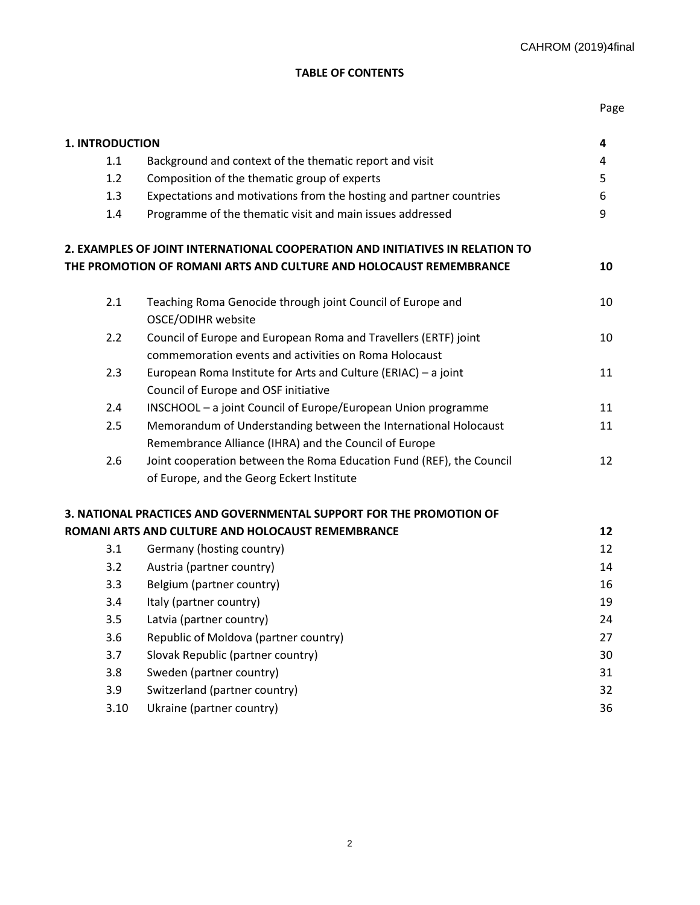**TABLE OF CONTENTS**

| | | Page |
|---|---|---|
| **1. INTRODUCTION** | | **4** |
| 1.1 | Background and context of the thematic report and visit | 4 |
| 1.2 | Composition of the thematic group of experts | 5 |
| 1.3 | Expectations and motivations from the hosting and partner countries | 6 |
| 1.4 | Programme of the thematic visit and main issues addressed | 9 |
| **2. EXAMPLES OF JOINT INTERNATIONAL COOPERATION AND INITIATIVES IN RELATION TO THE PROMOTION OF ROMANI ARTS AND CULTURE AND HOLOCAUST REMEMBRANCE** | | **10** |
| 2.1 | Teaching Roma Genocide through joint Council of Europe and OSCE/ODIHR website | 10 |
| 2.2 | Council of Europe and European Roma and Travellers (ERTF) joint commemoration events and activities on Roma Holocaust | 10 |
| 2.3 | European Roma Institute for Arts and Culture (ERIAC) – a joint Council of Europe and OSF initiative | 11 |
| 2.4 | INSCHOOL – a joint Council of Europe/European Union programme | 11 |
| 2.5 | Memorandum of Understanding between the International Holocaust Remembrance Alliance (IHRA) and the Council of Europe | 11 |
| 2.6 | Joint cooperation between the Roma Education Fund (REF), the Council of Europe, and the Georg Eckert Institute | 12 |
| **3. NATIONAL PRACTICES AND GOVERNMENTAL SUPPORT FOR THE PROMOTION OF ROMANI ARTS AND CULTURE AND HOLOCAUST REMEMBRANCE** | | **12** |
| 3.1 | Germany (hosting country) | 12 |
| 3.2 | Austria (partner country) | 14 |
| 3.3 | Belgium (partner country) | 16 |
| 3.4 | Italy (partner country) | 19 |
| 3.5 | Latvia (partner country) | 24 |
| 3.6 | Republic of Moldova (partner country) | 27 |
| 3.7 | Slovak Republic (partner country) | 30 |
| 3.8 | Sweden (partner country) | 31 |
| 3.9 | Switzerland (partner country) | 32 |
| 3.10 | Ukraine (partner country) | 36 |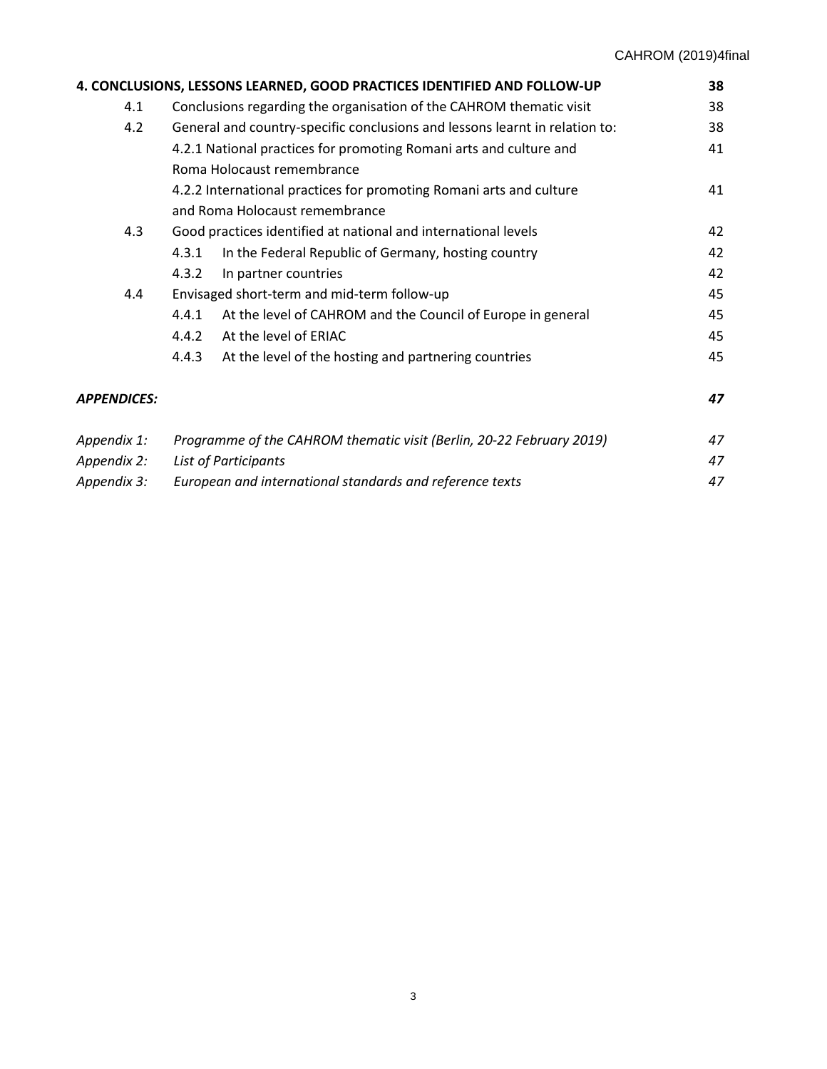| | | |
|---|---|---|
| **4. CONCLUSIONS, LESSONS LEARNED, GOOD PRACTICES IDENTIFIED AND FOLLOW-UP** | | **38** |
| 4.1 | Conclusions regarding the organisation of the CAHROM thematic visit | 38 |
| 4.2 | General and country-specific conclusions and lessons learnt in relation to: | 38 |
| | 4.2.1 National practices for promoting Romani arts and culture and Roma Holocaust remembrance | 41 |
| | 4.2.2 International practices for promoting Romani arts and culture and Roma Holocaust remembrance | 41 |
| 4.3 | Good practices identified at national and international levels | 42 |
| | 4.3.1 In the Federal Republic of Germany, hosting country | 42 |
| | 4.3.2 In partner countries | 42 |
| 4.4 | Envisaged short-term and mid-term follow-up | 45 |
| | 4.4.1 At the level of CAHROM and the Council of Europe in general | 45 |
| | 4.4.2 At the level of ERIAC | 45 |
| | 4.4.3 At the level of the hosting and partnering countries | 45 |
| ***APPENDICES:*** | | ***47*** |
| *Appendix 1:* | *Programme of the CAHROM thematic visit (Berlin, 20-22 February 2019)* | *47* |
| *Appendix 2:* | *List of Participants* | *47* |
| *Appendix 3:* | *European and international standards and reference texts* | *47* |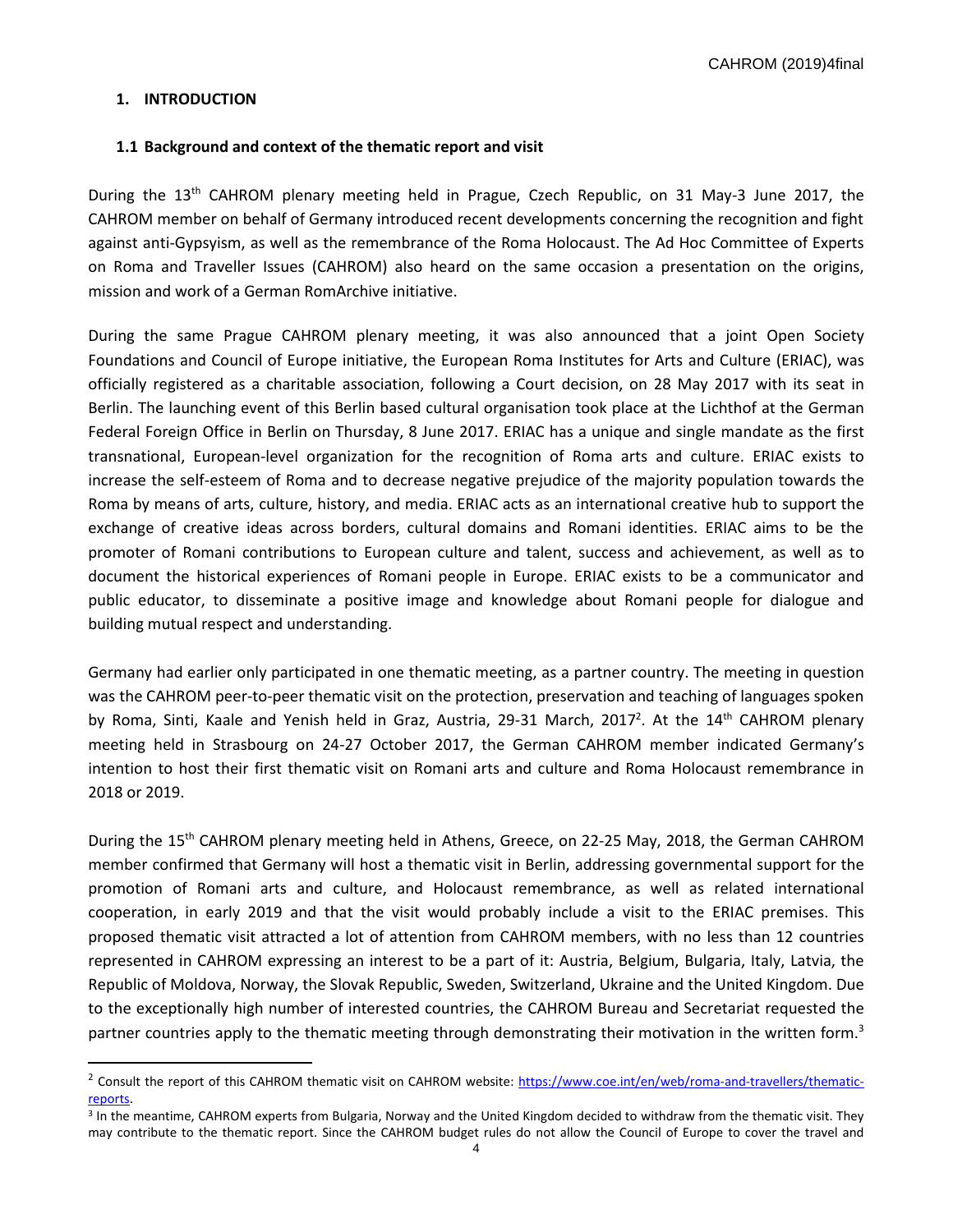## 1. INTRODUCTION

### 1.1 Background and context of the thematic report and visit

During the 13th CAHROM plenary meeting held in Prague, Czech Republic, on 31 May-3 June 2017, the CAHROM member on behalf of Germany introduced recent developments concerning the recognition and fight against anti-Gypsyism, as well as the remembrance of the Roma Holocaust. The Ad Hoc Committee of Experts on Roma and Traveller Issues (CAHROM) also heard on the same occasion a presentation on the origins, mission and work of a German RomArchive initiative.

During the same Prague CAHROM plenary meeting, it was also announced that a joint Open Society Foundations and Council of Europe initiative, the European Roma Institutes for Arts and Culture (ERIAC), was officially registered as a charitable association, following a Court decision, on 28 May 2017 with its seat in Berlin. The launching event of this Berlin based cultural organisation took place at the Lichthof at the German Federal Foreign Office in Berlin on Thursday, 8 June 2017. ERIAC has a unique and single mandate as the first transnational, European-level organization for the recognition of Roma arts and culture. ERIAC exists to increase the self-esteem of Roma and to decrease negative prejudice of the majority population towards the Roma by means of arts, culture, history, and media. ERIAC acts as an international creative hub to support the exchange of creative ideas across borders, cultural domains and Romani identities. ERIAC aims to be the promoter of Romani contributions to European culture and talent, success and achievement, as well as to document the historical experiences of Romani people in Europe. ERIAC exists to be a communicator and public educator, to disseminate a positive image and knowledge about Romani people for dialogue and building mutual respect and understanding.

Germany had earlier only participated in one thematic meeting, as a partner country. The meeting in question was the CAHROM peer-to-peer thematic visit on the protection, preservation and teaching of languages spoken by Roma, Sinti, Kaale and Yenish held in Graz, Austria, 29-31 March, 2017[2]. At the 14th CAHROM plenary meeting held in Strasbourg on 24-27 October 2017, the German CAHROM member indicated Germany's intention to host their first thematic visit on Romani arts and culture and Roma Holocaust remembrance in 2018 or 2019.

During the 15th CAHROM plenary meeting held in Athens, Greece, on 22-25 May, 2018, the German CAHROM member confirmed that Germany will host a thematic visit in Berlin, addressing governmental support for the promotion of Romani arts and culture, and Holocaust remembrance, as well as related international cooperation, in early 2019 and that the visit would probably include a visit to the ERIAC premises. This proposed thematic visit attracted a lot of attention from CAHROM members, with no less than 12 countries represented in CAHROM expressing an interest to be a part of it: Austria, Belgium, Bulgaria, Italy, Latvia, the Republic of Moldova, Norway, the Slovak Republic, Sweden, Switzerland, Ukraine and the United Kingdom. Due to the exceptionally high number of interested countries, the CAHROM Bureau and Secretariat requested the partner countries apply to the thematic meeting through demonstrating their motivation in the written form.[3]

---

[2] Consult the report of this CAHROM thematic visit on CAHROM website: https://www.coe.int/en/web/roma-and-travellers/thematic-reports.

[3] In the meantime, CAHROM experts from Bulgaria, Norway and the United Kingdom decided to withdraw from the thematic visit. They may contribute to the thematic report. Since the CAHROM budget rules do not allow the Council of Europe to cover the travel and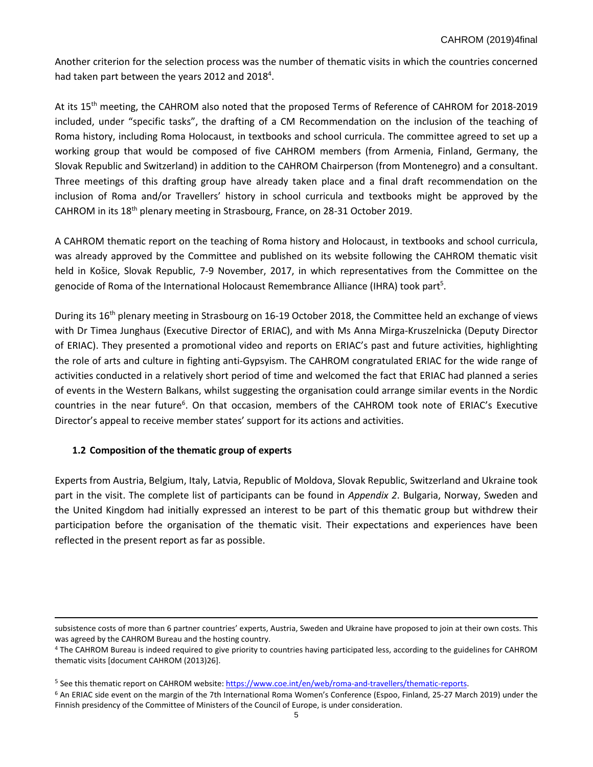Another criterion for the selection process was the number of thematic visits in which the countries concerned had taken part between the years 2012 and 2018[4].

At its 15th meeting, the CAHROM also noted that the proposed Terms of Reference of CAHROM for 2018-2019 included, under "specific tasks", the drafting of a CM Recommendation on the inclusion of the teaching of Roma history, including Roma Holocaust, in textbooks and school curricula. The committee agreed to set up a working group that would be composed of five CAHROM members (from Armenia, Finland, Germany, the Slovak Republic and Switzerland) in addition to the CAHROM Chairperson (from Montenegro) and a consultant. Three meetings of this drafting group have already taken place and a final draft recommendation on the inclusion of Roma and/or Travellers' history in school curricula and textbooks might be approved by the CAHROM in its 18th plenary meeting in Strasbourg, France, on 28-31 October 2019.

A CAHROM thematic report on the teaching of Roma history and Holocaust, in textbooks and school curricula, was already approved by the Committee and published on its website following the CAHROM thematic visit held in Košice, Slovak Republic, 7-9 November, 2017, in which representatives from the Committee on the genocide of Roma of the International Holocaust Remembrance Alliance (IHRA) took part[5].

During its 16th plenary meeting in Strasbourg on 16-19 October 2018, the Committee held an exchange of views with Dr Timea Junghaus (Executive Director of ERIAC), and with Ms Anna Mirga-Kruszelnicka (Deputy Director of ERIAC). They presented a promotional video and reports on ERIAC's past and future activities, highlighting the role of arts and culture in fighting anti-Gypsyism. The CAHROM congratulated ERIAC for the wide range of activities conducted in a relatively short period of time and welcomed the fact that ERIAC had planned a series of events in the Western Balkans, whilst suggesting the organisation could arrange similar events in the Nordic countries in the near future[6]. On that occasion, members of the CAHROM took note of ERIAC's Executive Director's appeal to receive member states' support for its actions and activities.

### 1.2 Composition of the thematic group of experts

Experts from Austria, Belgium, Italy, Latvia, Republic of Moldova, Slovak Republic, Switzerland and Ukraine took part in the visit. The complete list of participants can be found in *Appendix 2*. Bulgaria, Norway, Sweden and the United Kingdom had initially expressed an interest to be part of this thematic group but withdrew their participation before the organisation of the thematic visit. Their expectations and experiences have been reflected in the present report as far as possible.

---

subsistence costs of more than 6 partner countries' experts, Austria, Sweden and Ukraine have proposed to join at their own costs. This was agreed by the CAHROM Bureau and the hosting country.

[4] The CAHROM Bureau is indeed required to give priority to countries having participated less, according to the guidelines for CAHROM thematic visits [document CAHROM (2013)26].

[5] See this thematic report on CAHROM website: https://www.coe.int/en/web/roma-and-travellers/thematic-reports.

[6] An ERIAC side event on the margin of the 7th International Roma Women's Conference (Espoo, Finland, 25-27 March 2019) under the Finnish presidency of the Committee of Ministers of the Council of Europe, is under consideration.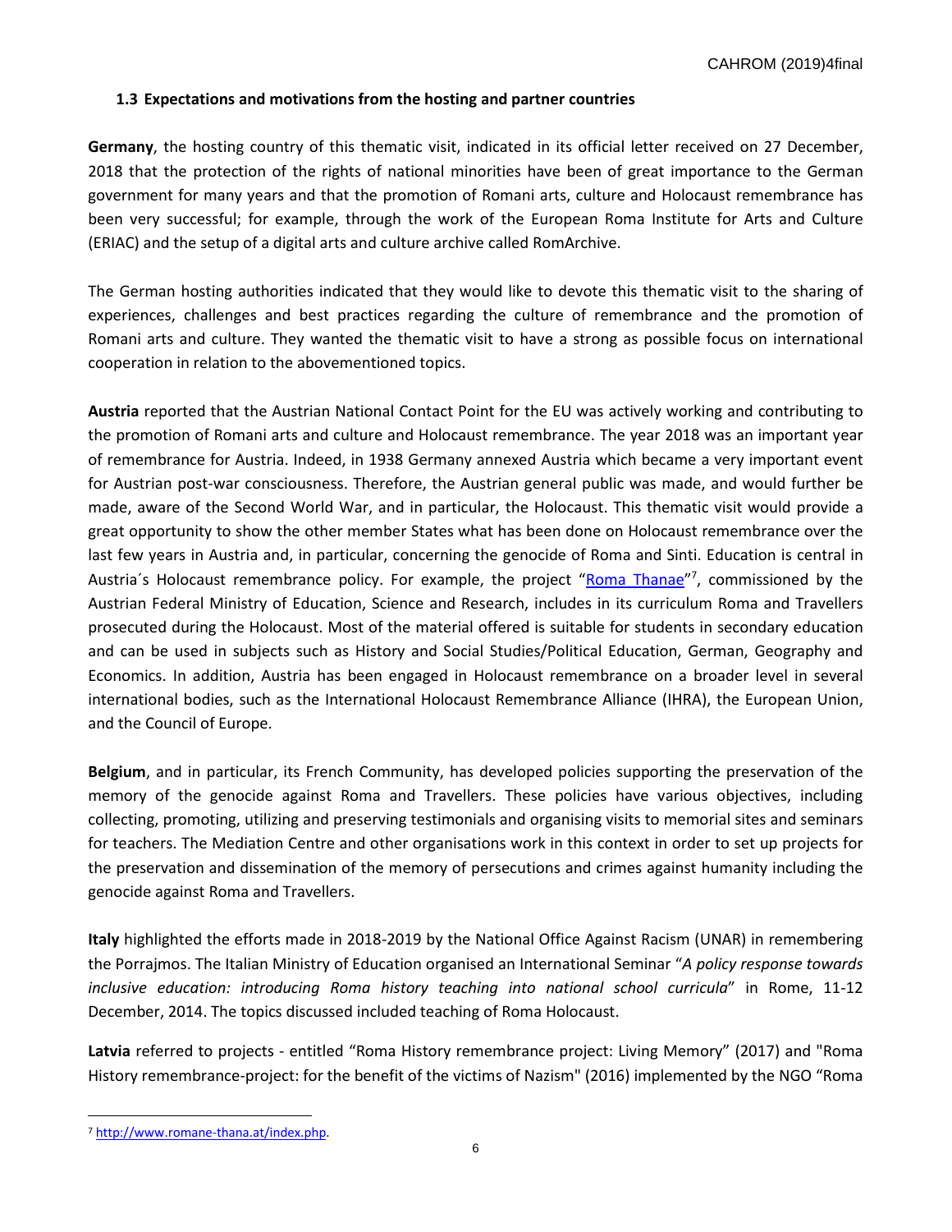### 1.3 Expectations and motivations from the hosting and partner countries

**Germany**, the hosting country of this thematic visit, indicated in its official letter received on 27 December, 2018 that the protection of the rights of national minorities have been of great importance to the German government for many years and that the promotion of Romani arts, culture and Holocaust remembrance has been very successful; for example, through the work of the European Roma Institute for Arts and Culture (ERIAC) and the setup of a digital arts and culture archive called RomArchive.

The German hosting authorities indicated that they would like to devote this thematic visit to the sharing of experiences, challenges and best practices regarding the culture of remembrance and the promotion of Romani arts and culture. They wanted the thematic visit to have a strong as possible focus on international cooperation in relation to the abovementioned topics.

**Austria** reported that the Austrian National Contact Point for the EU was actively working and contributing to the promotion of Romani arts and culture and Holocaust remembrance. The year 2018 was an important year of remembrance for Austria. Indeed, in 1938 Germany annexed Austria which became a very important event for Austrian post-war consciousness. Therefore, the Austrian general public was made, and would further be made, aware of the Second World War, and in particular, the Holocaust. This thematic visit would provide a great opportunity to show the other member States what has been done on Holocaust remembrance over the last few years in Austria and, in particular, concerning the genocide of Roma and Sinti. Education is central in Austria´s Holocaust remembrance policy. For example, the project "Roma Thanae"[7], commissioned by the Austrian Federal Ministry of Education, Science and Research, includes in its curriculum Roma and Travellers prosecuted during the Holocaust. Most of the material offered is suitable for students in secondary education and can be used in subjects such as History and Social Studies/Political Education, German, Geography and Economics. In addition, Austria has been engaged in Holocaust remembrance on a broader level in several international bodies, such as the International Holocaust Remembrance Alliance (IHRA), the European Union, and the Council of Europe.

**Belgium**, and in particular, its French Community, has developed policies supporting the preservation of the memory of the genocide against Roma and Travellers. These policies have various objectives, including collecting, promoting, utilizing and preserving testimonials and organising visits to memorial sites and seminars for teachers. The Mediation Centre and other organisations work in this context in order to set up projects for the preservation and dissemination of the memory of persecutions and crimes against humanity including the genocide against Roma and Travellers.

**Italy** highlighted the efforts made in 2018-2019 by the National Office Against Racism (UNAR) in remembering the Porrajmos. The Italian Ministry of Education organised an International Seminar "*A policy response towards inclusive education: introducing Roma history teaching into national school curricula*" in Rome, 11-12 December, 2014. The topics discussed included teaching of Roma Holocaust.

**Latvia** referred to projects - entitled "Roma History remembrance project: Living Memory" (2017) and "Roma History remembrance-project: for the benefit of the victims of Nazism" (2016) implemented by the NGO "Roma

---

[7] http://www.romane-thana.at/index.php.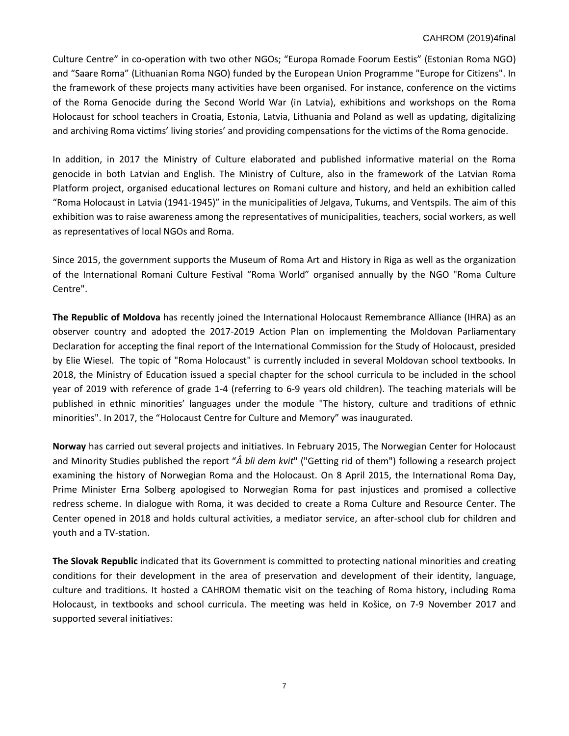Culture Centre" in co-operation with two other NGOs; "Europa Romade Foorum Eestis" (Estonian Roma NGO) and "Saare Roma" (Lithuanian Roma NGO) funded by the European Union Programme "Europe for Citizens". In the framework of these projects many activities have been organised. For instance, conference on the victims of the Roma Genocide during the Second World War (in Latvia), exhibitions and workshops on the Roma Holocaust for school teachers in Croatia, Estonia, Latvia, Lithuania and Poland as well as updating, digitalizing and archiving Roma victims' living stories' and providing compensations for the victims of the Roma genocide.

In addition, in 2017 the Ministry of Culture elaborated and published informative material on the Roma genocide in both Latvian and English. The Ministry of Culture, also in the framework of the Latvian Roma Platform project, organised educational lectures on Romani culture and history, and held an exhibition called "Roma Holocaust in Latvia (1941-1945)" in the municipalities of Jelgava, Tukums, and Ventspils. The aim of this exhibition was to raise awareness among the representatives of municipalities, teachers, social workers, as well as representatives of local NGOs and Roma.

Since 2015, the government supports the Museum of Roma Art and History in Riga as well as the organization of the International Romani Culture Festival "Roma World" organised annually by the NGO "Roma Culture Centre".

**The Republic of Moldova** has recently joined the International Holocaust Remembrance Alliance (IHRA) as an observer country and adopted the 2017-2019 Action Plan on implementing the Moldovan Parliamentary Declaration for accepting the final report of the International Commission for the Study of Holocaust, presided by Elie Wiesel. The topic of "Roma Holocaust" is currently included in several Moldovan school textbooks. In 2018, the Ministry of Education issued a special chapter for the school curricula to be included in the school year of 2019 with reference of grade 1-4 (referring to 6-9 years old children). The teaching materials will be published in ethnic minorities' languages under the module "The history, culture and traditions of ethnic minorities". In 2017, the "Holocaust Centre for Culture and Memory" was inaugurated.

**Norway** has carried out several projects and initiatives. In February 2015, The Norwegian Center for Holocaust and Minority Studies published the report "*Å bli dem kvit*" ("Getting rid of them") following a research project examining the history of Norwegian Roma and the Holocaust. On 8 April 2015, the International Roma Day, Prime Minister Erna Solberg apologised to Norwegian Roma for past injustices and promised a collective redress scheme. In dialogue with Roma, it was decided to create a Roma Culture and Resource Center. The Center opened in 2018 and holds cultural activities, a mediator service, an after-school club for children and youth and a TV-station.

**The Slovak Republic** indicated that its Government is committed to protecting national minorities and creating conditions for their development in the area of preservation and development of their identity, language, culture and traditions. It hosted a CAHROM thematic visit on the teaching of Roma history, including Roma Holocaust, in textbooks and school curricula. The meeting was held in Košice, on 7-9 November 2017 and supported several initiatives: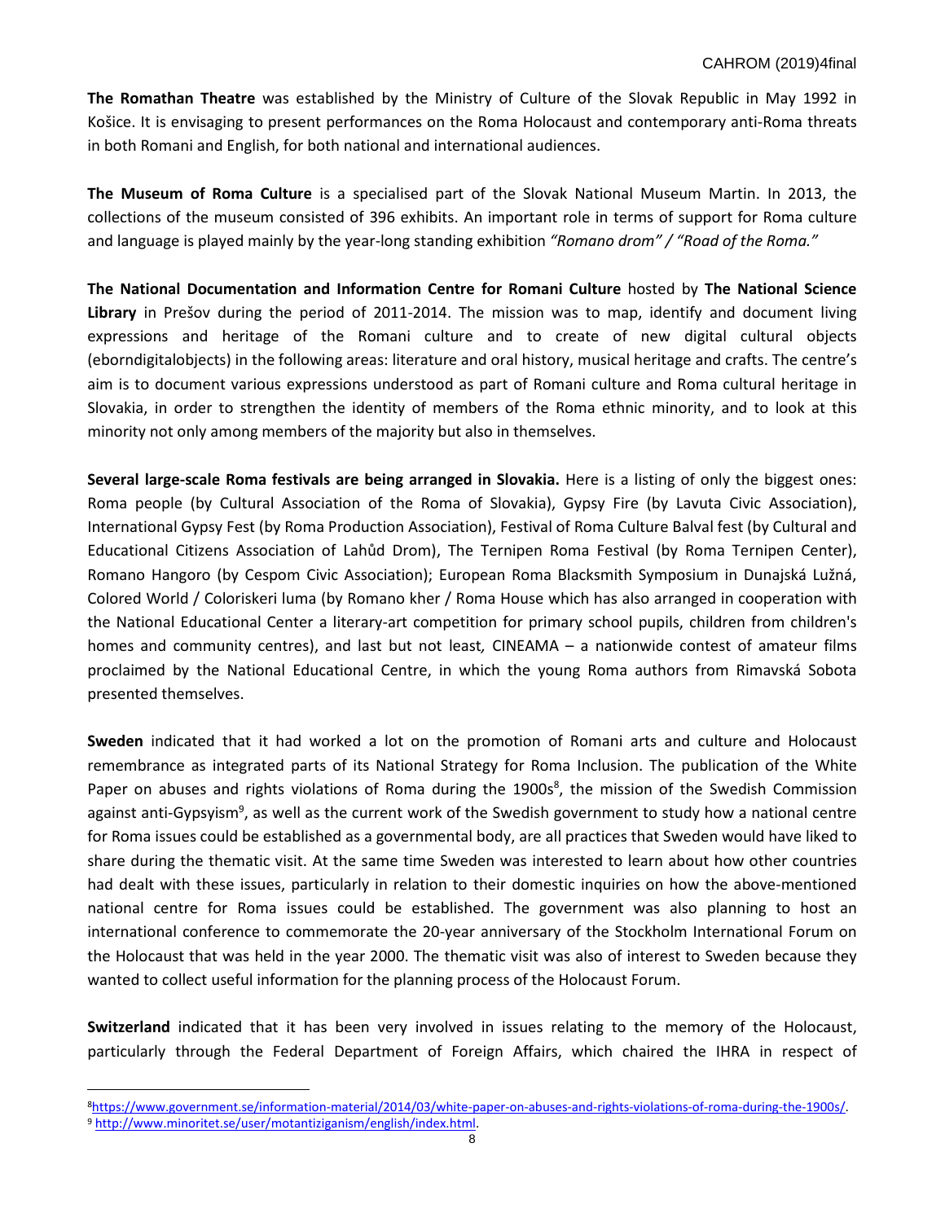**The Romathan Theatre** was established by the Ministry of Culture of the Slovak Republic in May 1992 in Košice. It is envisaging to present performances on the Roma Holocaust and contemporary anti-Roma threats in both Romani and English, for both national and international audiences.

**The Museum of Roma Culture** is a specialised part of the Slovak National Museum Martin. In 2013, the collections of the museum consisted of 396 exhibits. An important role in terms of support for Roma culture and language is played mainly by the year-long standing exhibition *"Romano drom" / "Road of the Roma."*

**The National Documentation and Information Centre for Romani Culture** hosted by **The National Science Library** in Prešov during the period of 2011-2014. The mission was to map, identify and document living expressions and heritage of the Romani culture and to create of new digital cultural objects (eborndigitalobjects) in the following areas: literature and oral history, musical heritage and crafts. The centre's aim is to document various expressions understood as part of Romani culture and Roma cultural heritage in Slovakia, in order to strengthen the identity of members of the Roma ethnic minority, and to look at this minority not only among members of the majority but also in themselves.

**Several large-scale Roma festivals are being arranged in Slovakia.** Here is a listing of only the biggest ones: Roma people (by Cultural Association of the Roma of Slovakia), Gypsy Fire (by Lavuta Civic Association), International Gypsy Fest (by Roma Production Association), Festival of Roma Culture Balval fest (by Cultural and Educational Citizens Association of Lahůd Drom), The Ternipen Roma Festival (by Roma Ternipen Center), Romano Hangoro (by Cespom Civic Association); European Roma Blacksmith Symposium in Dunajská Lužná, Colored World / Coloriskeri luma (by Romano kher / Roma House which has also arranged in cooperation with the National Educational Center a literary-art competition for primary school pupils, children from children's homes and community centres), and last but not least*,* CINEAMA – a nationwide contest of amateur films proclaimed by the National Educational Centre, in which the young Roma authors from Rimavská Sobota presented themselves.

**Sweden** indicated that it had worked a lot on the promotion of Romani arts and culture and Holocaust remembrance as integrated parts of its National Strategy for Roma Inclusion. The publication of the White Paper on abuses and rights violations of Roma during the 1900s[8], the mission of the Swedish Commission against anti-Gypsyism[9], as well as the current work of the Swedish government to study how a national centre for Roma issues could be established as a governmental body, are all practices that Sweden would have liked to share during the thematic visit. At the same time Sweden was interested to learn about how other countries had dealt with these issues, particularly in relation to their domestic inquiries on how the above-mentioned national centre for Roma issues could be established. The government was also planning to host an international conference to commemorate the 20-year anniversary of the Stockholm International Forum on the Holocaust that was held in the year 2000. The thematic visit was also of interest to Sweden because they wanted to collect useful information for the planning process of the Holocaust Forum.

**Switzerland** indicated that it has been very involved in issues relating to the memory of the Holocaust, particularly through the Federal Department of Foreign Affairs, which chaired the IHRA in respect of

---

[8] https://www.government.se/information-material/2014/03/white-paper-on-abuses-and-rights-violations-of-roma-during-the-1900s/.

[9] http://www.minoritet.se/user/motantiziganism/english/index.html.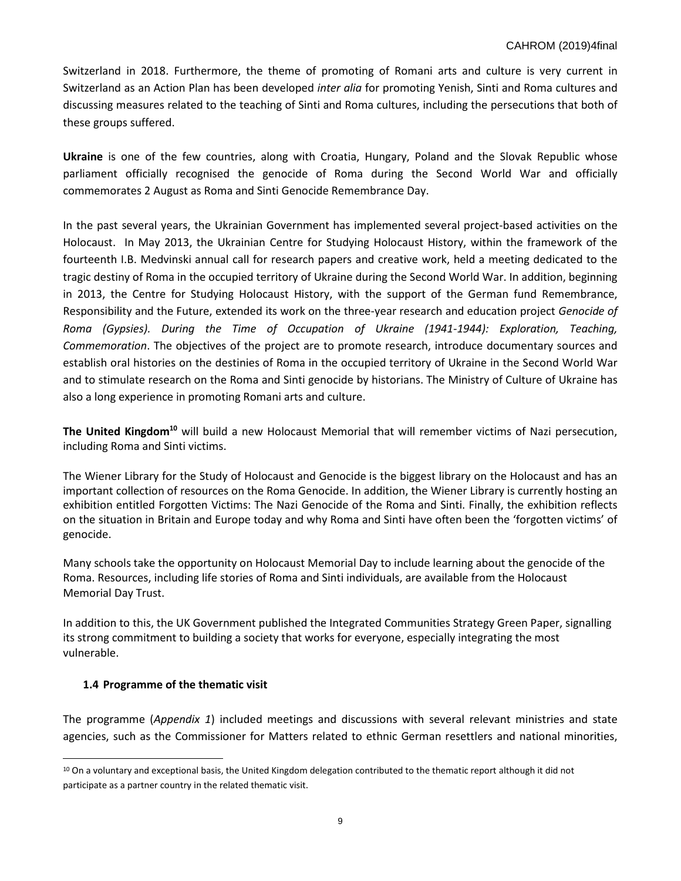Switzerland in 2018. Furthermore, the theme of promoting of Romani arts and culture is very current in Switzerland as an Action Plan has been developed *inter alia* for promoting Yenish, Sinti and Roma cultures and discussing measures related to the teaching of Sinti and Roma cultures, including the persecutions that both of these groups suffered.

**Ukraine** is one of the few countries, along with Croatia, Hungary, Poland and the Slovak Republic whose parliament officially recognised the genocide of Roma during the Second World War and officially commemorates 2 August as Roma and Sinti Genocide Remembrance Day.

In the past several years, the Ukrainian Government has implemented several project-based activities on the Holocaust. In May 2013, the Ukrainian Centre for Studying Holocaust History, within the framework of the fourteenth I.B. Medvinski annual call for research papers and creative work, held a meeting dedicated to the tragic destiny of Roma in the occupied territory of Ukraine during the Second World War. In addition, beginning in 2013, the Centre for Studying Holocaust History, with the support of the German fund Remembrance, Responsibility and the Future, extended its work on the three-year research and education project *Genocide of Roma (Gypsies). During the Time of Occupation of Ukraine (1941-1944): Exploration, Teaching, Commemoration*. The objectives of the project are to promote research, introduce documentary sources and establish oral histories on the destinies of Roma in the occupied territory of Ukraine in the Second World War and to stimulate research on the Roma and Sinti genocide by historians. The Ministry of Culture of Ukraine has also a long experience in promoting Romani arts and culture.

**The United Kingdom**[10] will build a new Holocaust Memorial that will remember victims of Nazi persecution, including Roma and Sinti victims.

The Wiener Library for the Study of Holocaust and Genocide is the biggest library on the Holocaust and has an important collection of resources on the Roma Genocide. In addition, the Wiener Library is currently hosting an exhibition entitled Forgotten Victims: The Nazi Genocide of the Roma and Sinti. Finally, the exhibition reflects on the situation in Britain and Europe today and why Roma and Sinti have often been the 'forgotten victims' of genocide.

Many schools take the opportunity on Holocaust Memorial Day to include learning about the genocide of the Roma. Resources, including life stories of Roma and Sinti individuals, are available from the Holocaust Memorial Day Trust.

In addition to this, the UK Government published the Integrated Communities Strategy Green Paper, signalling its strong commitment to building a society that works for everyone, especially integrating the most vulnerable.

### 1.4 Programme of the thematic visit

The programme (*Appendix 1*) included meetings and discussions with several relevant ministries and state agencies, such as the Commissioner for Matters related to ethnic German resettlers and national minorities,

---

[10] On a voluntary and exceptional basis, the United Kingdom delegation contributed to the thematic report although it did not participate as a partner country in the related thematic visit.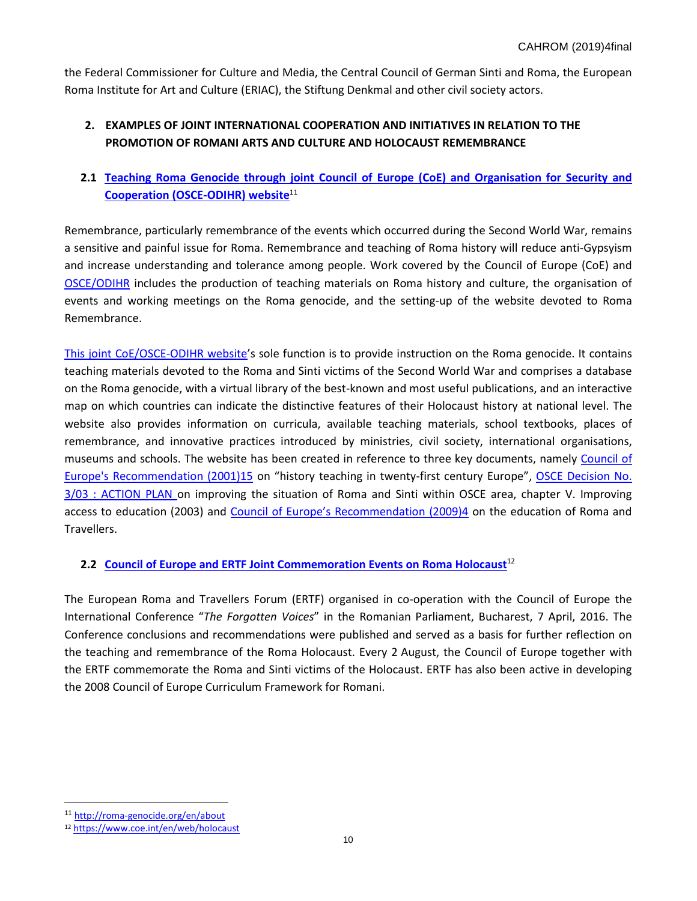the Federal Commissioner for Culture and Media, the Central Council of German Sinti and Roma, the European Roma Institute for Art and Culture (ERIAC), the Stiftung Denkmal and other civil society actors.

## 2. EXAMPLES OF JOINT INTERNATIONAL COOPERATION AND INITIATIVES IN RELATION TO THE PROMOTION OF ROMANI ARTS AND CULTURE AND HOLOCAUST REMEMBRANCE

### 2.1 Teaching Roma Genocide through joint Council of Europe (CoE) and Organisation for Security and Cooperation (OSCE-ODIHR) website[11]

Remembrance, particularly remembrance of the events which occurred during the Second World War, remains a sensitive and painful issue for Roma. Remembrance and teaching of Roma history will reduce anti-Gypsyism and increase understanding and tolerance among people. Work covered by the Council of Europe (CoE) and OSCE/ODIHR includes the production of teaching materials on Roma history and culture, the organisation of events and working meetings on the Roma genocide, and the setting-up of the website devoted to Roma Remembrance.

This joint CoE/OSCE-ODIHR website's sole function is to provide instruction on the Roma genocide. It contains teaching materials devoted to the Roma and Sinti victims of the Second World War and comprises a database on the Roma genocide, with a virtual library of the best-known and most useful publications, and an interactive map on which countries can indicate the distinctive features of their Holocaust history at national level. The website also provides information on curricula, available teaching materials, school textbooks, places of remembrance, and innovative practices introduced by ministries, civil society, international organisations, museums and schools. The website has been created in reference to three key documents, namely Council of Europe's Recommendation (2001)15 on "history teaching in twenty-first century Europe", OSCE Decision No. 3/03 : ACTION PLAN on improving the situation of Roma and Sinti within OSCE area, chapter V. Improving access to education (2003) and Council of Europe's Recommendation (2009)4 on the education of Roma and Travellers.

### 2.2 Council of Europe and ERTF Joint Commemoration Events on Roma Holocaust[12]

The European Roma and Travellers Forum (ERTF) organised in co-operation with the Council of Europe the International Conference "*The Forgotten Voices*" in the Romanian Parliament, Bucharest, 7 April, 2016. The Conference conclusions and recommendations were published and served as a basis for further reflection on the teaching and remembrance of the Roma Holocaust. Every 2 August, the Council of Europe together with the ERTF commemorate the Roma and Sinti victims of the Holocaust. ERTF has also been active in developing the 2008 Council of Europe Curriculum Framework for Romani.

---

[11] http://roma-genocide.org/en/about

[12] https://www.coe.int/en/web/holocaust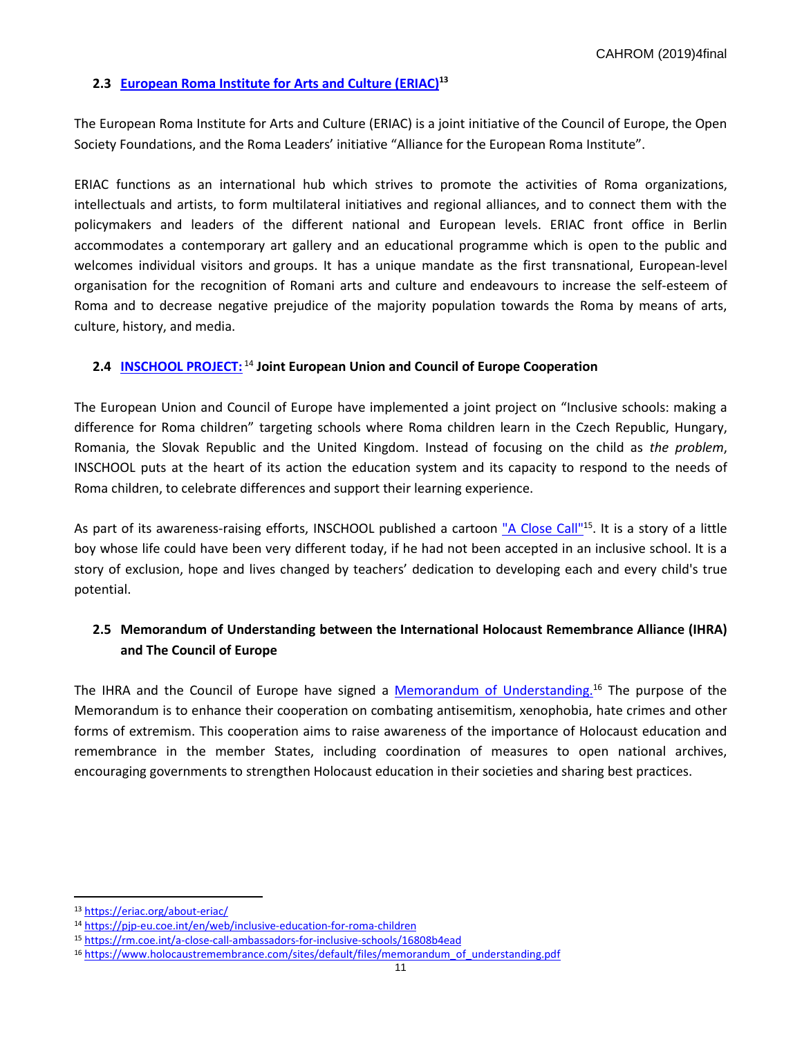### 2.3 European Roma Institute for Arts and Culture (ERIAC)[13]

The European Roma Institute for Arts and Culture (ERIAC) is a joint initiative of the Council of Europe, the Open Society Foundations, and the Roma Leaders' initiative "Alliance for the European Roma Institute".

ERIAC functions as an international hub which strives to promote the activities of Roma organizations, intellectuals and artists, to form multilateral initiatives and regional alliances, and to connect them with the policymakers and leaders of the different national and European levels. ERIAC front office in Berlin accommodates a contemporary art gallery and an educational programme which is open to the public and welcomes individual visitors and groups. It has a unique mandate as the first transnational, European-level organisation for the recognition of Romani arts and culture and endeavours to increase the self-esteem of Roma and to decrease negative prejudice of the majority population towards the Roma by means of arts, culture, history, and media.

### 2.4 INSCHOOL PROJECT:[14] Joint European Union and Council of Europe Cooperation

The European Union and Council of Europe have implemented a joint project on "Inclusive schools: making a difference for Roma children" targeting schools where Roma children learn in the Czech Republic, Hungary, Romania, the Slovak Republic and the United Kingdom. Instead of focusing on the child as *the problem*, INSCHOOL puts at the heart of its action the education system and its capacity to respond to the needs of Roma children, to celebrate differences and support their learning experience.

As part of its awareness-raising efforts, INSCHOOL published a cartoon "A Close Call"[15]. It is a story of a little boy whose life could have been very different today, if he had not been accepted in an inclusive school. It is a story of exclusion, hope and lives changed by teachers' dedication to developing each and every child's true potential.

### 2.5 Memorandum of Understanding between the International Holocaust Remembrance Alliance (IHRA) and The Council of Europe

The IHRA and the Council of Europe have signed a Memorandum of Understanding.[16] The purpose of the Memorandum is to enhance their cooperation on combating antisemitism, xenophobia, hate crimes and other forms of extremism. This cooperation aims to raise awareness of the importance of Holocaust education and remembrance in the member States, including coordination of measures to open national archives, encouraging governments to strengthen Holocaust education in their societies and sharing best practices.

---

[13] https://eriac.org/about-eriac/

[14] https://pjp-eu.coe.int/en/web/inclusive-education-for-roma-children

[15] https://rm.coe.int/a-close-call-ambassadors-for-inclusive-schools/16808b4ead

[16] https://www.holocaustremembrance.com/sites/default/files/memorandum_of_understanding.pdf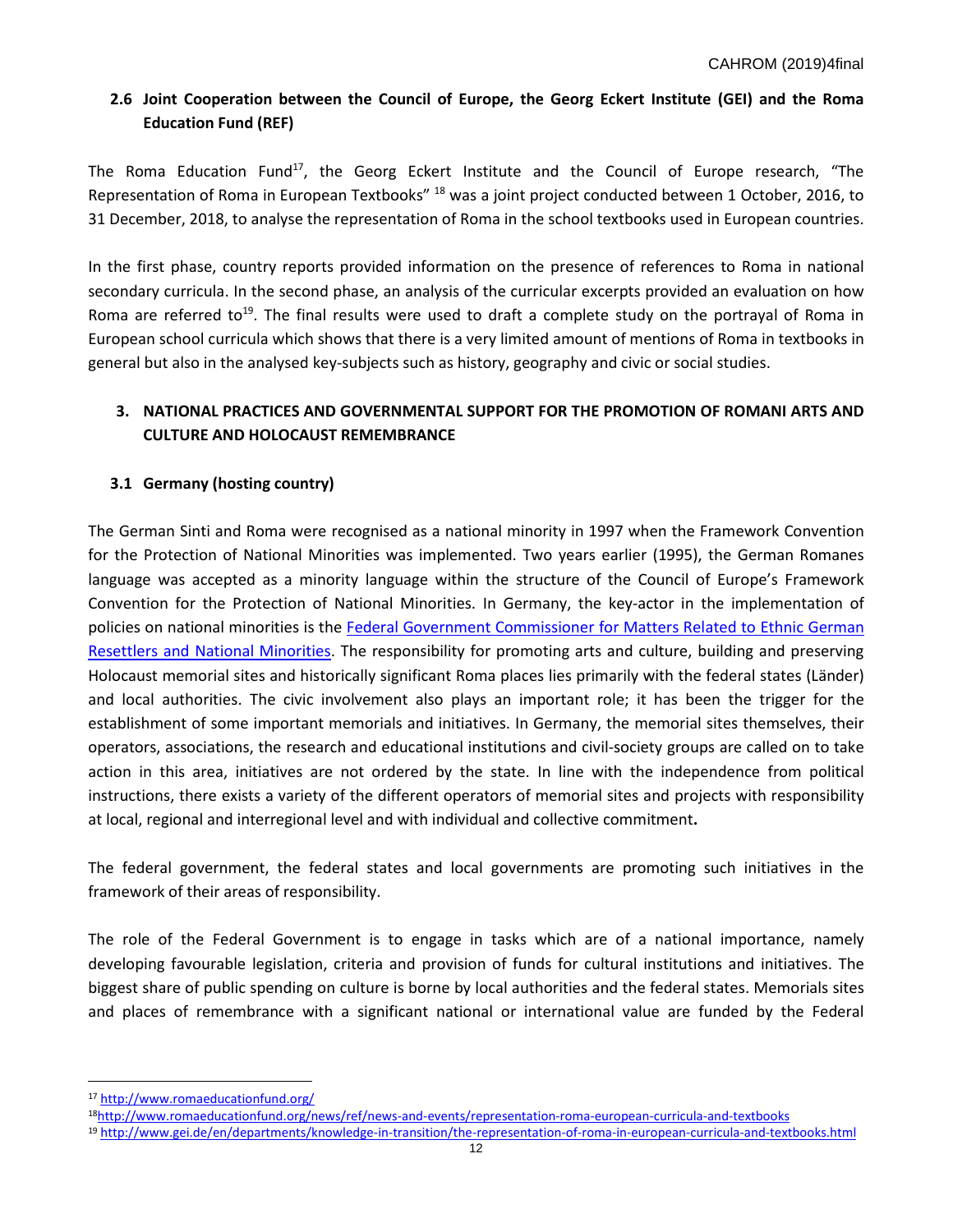### 2.6 Joint Cooperation between the Council of Europe, the Georg Eckert Institute (GEI) and the Roma Education Fund (REF)

The Roma Education Fund[17], the Georg Eckert Institute and the Council of Europe research, "The Representation of Roma in European Textbooks" [18] was a joint project conducted between 1 October, 2016, to 31 December, 2018, to analyse the representation of Roma in the school textbooks used in European countries.

In the first phase, country reports provided information on the presence of references to Roma in national secondary curricula. In the second phase, an analysis of the curricular excerpts provided an evaluation on how Roma are referred to[19]. The final results were used to draft a complete study on the portrayal of Roma in European school curricula which shows that there is a very limited amount of mentions of Roma in textbooks in general but also in the analysed key-subjects such as history, geography and civic or social studies.

## 3. NATIONAL PRACTICES AND GOVERNMENTAL SUPPORT FOR THE PROMOTION OF ROMANI ARTS AND CULTURE AND HOLOCAUST REMEMBRANCE

### 3.1 Germany (hosting country)

The German Sinti and Roma were recognised as a national minority in 1997 when the Framework Convention for the Protection of National Minorities was implemented. Two years earlier (1995), the German Romanes language was accepted as a minority language within the structure of the Council of Europe's Framework Convention for the Protection of National Minorities. In Germany, the key-actor in the implementation of policies on national minorities is the Federal Government Commissioner for Matters Related to Ethnic German Resettlers and National Minorities. The responsibility for promoting arts and culture, building and preserving Holocaust memorial sites and historically significant Roma places lies primarily with the federal states (Länder) and local authorities. The civic involvement also plays an important role; it has been the trigger for the establishment of some important memorials and initiatives. In Germany, the memorial sites themselves, their operators, associations, the research and educational institutions and civil-society groups are called on to take action in this area, initiatives are not ordered by the state. In line with the independence from political instructions, there exists a variety of the different operators of memorial sites and projects with responsibility at local, regional and interregional level and with individual and collective commitment**.**

The federal government, the federal states and local governments are promoting such initiatives in the framework of their areas of responsibility.

The role of the Federal Government is to engage in tasks which are of a national importance, namely developing favourable legislation, criteria and provision of funds for cultural institutions and initiatives. The biggest share of public spending on culture is borne by local authorities and the federal states. Memorials sites and places of remembrance with a significant national or international value are funded by the Federal

---

[17] http://www.romaeducationfund.org/

[18] http://www.romaeducationfund.org/news/ref/news-and-events/representation-roma-european-curricula-and-textbooks

[19] http://www.gei.de/en/departments/knowledge-in-transition/the-representation-of-roma-in-european-curricula-and-textbooks.html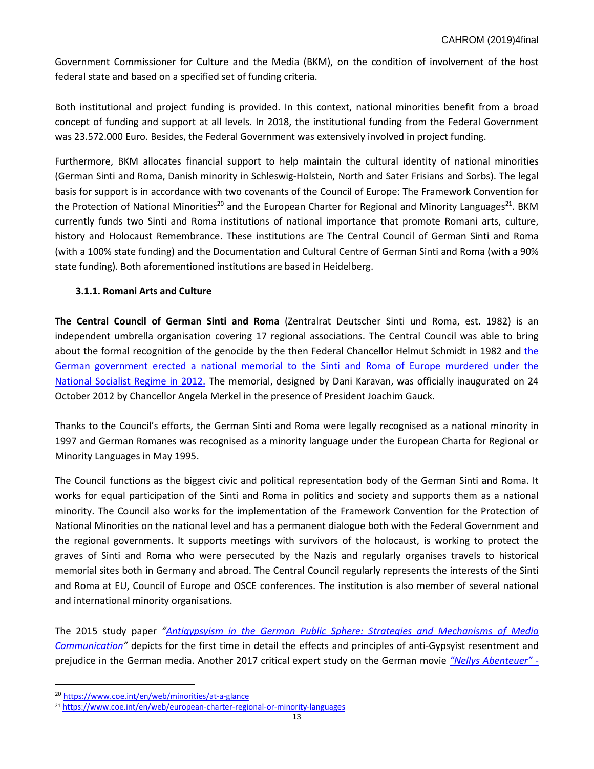Government Commissioner for Culture and the Media (BKM), on the condition of involvement of the host federal state and based on a specified set of funding criteria.

Both institutional and project funding is provided. In this context, national minorities benefit from a broad concept of funding and support at all levels. In 2018, the institutional funding from the Federal Government was 23.572.000 Euro. Besides, the Federal Government was extensively involved in project funding.

Furthermore, BKM allocates financial support to help maintain the cultural identity of national minorities (German Sinti and Roma, Danish minority in Schleswig-Holstein, North and Sater Frisians and Sorbs). The legal basis for support is in accordance with two covenants of the Council of Europe: The Framework Convention for the Protection of National Minorities[20] and the European Charter for Regional and Minority Languages[21]. BKM currently funds two Sinti and Roma institutions of national importance that promote Romani arts, culture, history and Holocaust Remembrance. These institutions are The Central Council of German Sinti and Roma (with a 100% state funding) and the Documentation and Cultural Centre of German Sinti and Roma (with a 90% state funding). Both aforementioned institutions are based in Heidelberg.

#### 3.1.1. Romani Arts and Culture

**The Central Council of German Sinti and Roma** (Zentralrat Deutscher Sinti und Roma, est. 1982) is an independent umbrella organisation covering 17 regional associations. The Central Council was able to bring about the formal recognition of the genocide by the then Federal Chancellor Helmut Schmidt in 1982 and the German government erected a national memorial to the Sinti and Roma of Europe murdered under the National Socialist Regime in 2012. The memorial, designed by Dani Karavan, was officially inaugurated on 24 October 2012 by Chancellor Angela Merkel in the presence of President Joachim Gauck.

Thanks to the Council's efforts, the German Sinti and Roma were legally recognised as a national minority in 1997 and German Romanes was recognised as a minority language under the European Charta for Regional or Minority Languages in May 1995.

The Council functions as the biggest civic and political representation body of the German Sinti and Roma. It works for equal participation of the Sinti and Roma in politics and society and supports them as a national minority. The Council also works for the implementation of the Framework Convention for the Protection of National Minorities on the national level and has a permanent dialogue both with the Federal Government and the regional governments. It supports meetings with survivors of the holocaust, is working to protect the graves of Sinti and Roma who were persecuted by the Nazis and regularly organises travels to historical memorial sites both in Germany and abroad. The Central Council regularly represents the interests of the Sinti and Roma at EU, Council of Europe and OSCE conferences. The institution is also member of several national and international minority organisations.

The 2015 study paper *"Antigypsyism in the German Public Sphere: Strategies and Mechanisms of Media Communication"* depicts for the first time in detail the effects and principles of anti-Gypsyist resentment and prejudice in the German media. Another 2017 critical expert study on the German movie *"Nellys Abenteuer" -*

---

[20] https://www.coe.int/en/web/minorities/at-a-glance

[21] https://www.coe.int/en/web/european-charter-regional-or-minority-languages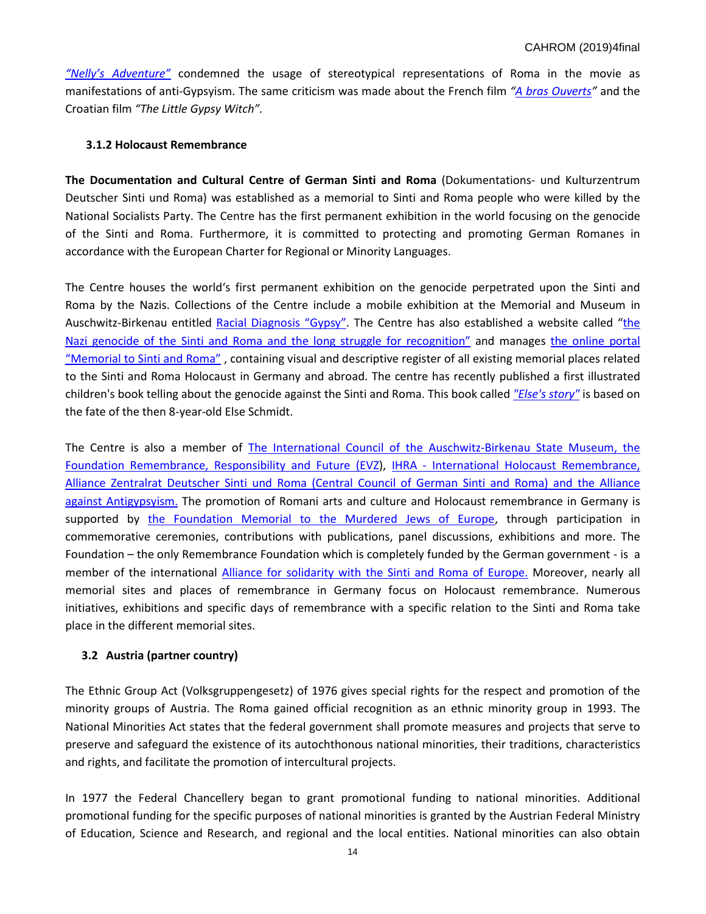*"Nelly's Adventure"* condemned the usage of stereotypical representations of Roma in the movie as manifestations of anti-Gypsyism. The same criticism was made about the French film *"A bras Ouverts"* and the Croatian film *"The Little Gypsy Witch".*

### 3.1.2 Holocaust Remembrance

**The Documentation and Cultural Centre of German Sinti and Roma** (Dokumentations- und Kulturzentrum Deutscher Sinti und Roma) was established as a memorial to Sinti and Roma people who were killed by the National Socialists Party. The Centre has the first permanent exhibition in the world focusing on the genocide of the Sinti and Roma. Furthermore, it is committed to protecting and promoting German Romanes in accordance with the European Charter for Regional or Minority Languages.

The Centre houses the world's first permanent exhibition on the genocide perpetrated upon the Sinti and Roma by the Nazis. Collections of the Centre include a mobile exhibition at the Memorial and Museum in Auschwitz-Birkenau entitled Racial Diagnosis "Gypsy". The Centre has also established a website called "the Nazi genocide of the Sinti and Roma and the long struggle for recognition" and manages the online portal "Memorial to Sinti and Roma" , containing visual and descriptive register of all existing memorial places related to the Sinti and Roma Holocaust in Germany and abroad. The centre has recently published a first illustrated children's book telling about the genocide against the Sinti and Roma. This book called *"Else's story"* is based on the fate of the then 8-year-old Else Schmidt.

The Centre is also a member of The International Council of the Auschwitz-Birkenau State Museum, the Foundation Remembrance, Responsibility and Future (EVZ), IHRA - International Holocaust Remembrance, Alliance Zentralrat Deutscher Sinti und Roma (Central Council of German Sinti and Roma) and the Alliance against Antigypsyism. The promotion of Romani arts and culture and Holocaust remembrance in Germany is supported by the Foundation Memorial to the Murdered Jews of Europe, through participation in commemorative ceremonies, contributions with publications, panel discussions, exhibitions and more. The Foundation – the only Remembrance Foundation which is completely funded by the German government - is a member of the international Alliance for solidarity with the Sinti and Roma of Europe. Moreover, nearly all memorial sites and places of remembrance in Germany focus on Holocaust remembrance. Numerous initiatives, exhibitions and specific days of remembrance with a specific relation to the Sinti and Roma take place in the different memorial sites.

## 3.2 Austria (partner country)

The Ethnic Group Act (Volksgruppengesetz) of 1976 gives special rights for the respect and promotion of the minority groups of Austria. The Roma gained official recognition as an ethnic minority group in 1993. The National Minorities Act states that the federal government shall promote measures and projects that serve to preserve and safeguard the existence of its autochthonous national minorities, their traditions, characteristics and rights, and facilitate the promotion of intercultural projects.

In 1977 the Federal Chancellery began to grant promotional funding to national minorities. Additional promotional funding for the specific purposes of national minorities is granted by the Austrian Federal Ministry of Education, Science and Research, and regional and the local entities. National minorities can also obtain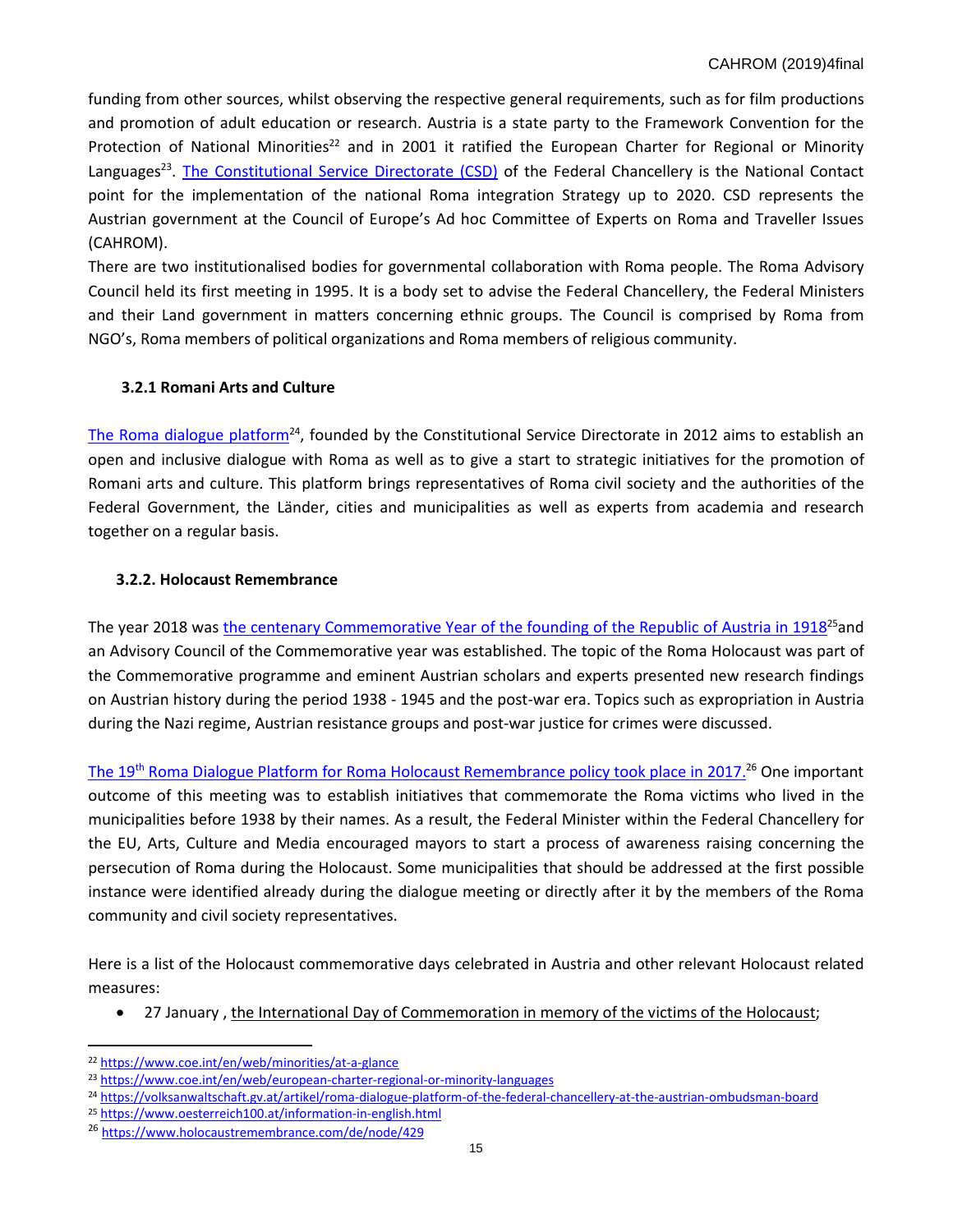funding from other sources, whilst observing the respective general requirements, such as for film productions and promotion of adult education or research. Austria is a state party to the Framework Convention for the Protection of National Minorities[22] and in 2001 it ratified the European Charter for Regional or Minority Languages[23]. [The Constitutional Service Directorate (CSD)]() of the Federal Chancellery is the National Contact point for the implementation of the national Roma integration Strategy up to 2020. CSD represents the Austrian government at the Council of Europe's Ad hoc Committee of Experts on Roma and Traveller Issues (CAHROM).

There are two institutionalised bodies for governmental collaboration with Roma people. The Roma Advisory Council held its first meeting in 1995. It is a body set to advise the Federal Chancellery, the Federal Ministers and their Land government in matters concerning ethnic groups. The Council is comprised by Roma from NGO's, Roma members of political organizations and Roma members of religious community.

### 3.2.1 Romani Arts and Culture

[The Roma dialogue platform]()[24], founded by the Constitutional Service Directorate in 2012 aims to establish an open and inclusive dialogue with Roma as well as to give a start to strategic initiatives for the promotion of Romani arts and culture. This platform brings representatives of Roma civil society and the authorities of the Federal Government, the Länder, cities and municipalities as well as experts from academia and research together on a regular basis.

### 3.2.2. Holocaust Remembrance

The year 2018 was [the centenary Commemorative Year of the founding of the Republic of Austria in 1918]()[25]and an Advisory Council of the Commemorative year was established. The topic of the Roma Holocaust was part of the Commemorative programme and eminent Austrian scholars and experts presented new research findings on Austrian history during the period 1938 - 1945 and the post-war era. Topics such as expropriation in Austria during the Nazi regime, Austrian resistance groups and post-war justice for crimes were discussed.

[The 19th Roma Dialogue Platform for Roma Holocaust Remembrance policy took place in 2017.]()[26] One important outcome of this meeting was to establish initiatives that commemorate the Roma victims who lived in the municipalities before 1938 by their names. As a result, the Federal Minister within the Federal Chancellery for the EU, Arts, Culture and Media encouraged mayors to start a process of awareness raising concerning the persecution of Roma during the Holocaust. Some municipalities that should be addressed at the first possible instance were identified already during the dialogue meeting or directly after it by the members of the Roma community and civil society representatives.

Here is a list of the Holocaust commemorative days celebrated in Austria and other relevant Holocaust related measures:

- 27 January , the International Day of Commemoration in memory of the victims of the Holocaust;

---

[22] https://www.coe.int/en/web/minorities/at-a-glance

[23] https://www.coe.int/en/web/european-charter-regional-or-minority-languages

[24] https://volksanwaltschaft.gv.at/artikel/roma-dialogue-platform-of-the-federal-chancellery-at-the-austrian-ombudsman-board

[25] https://www.oesterreich100.at/information-in-english.html

[26] https://www.holocaustremembrance.com/de/node/429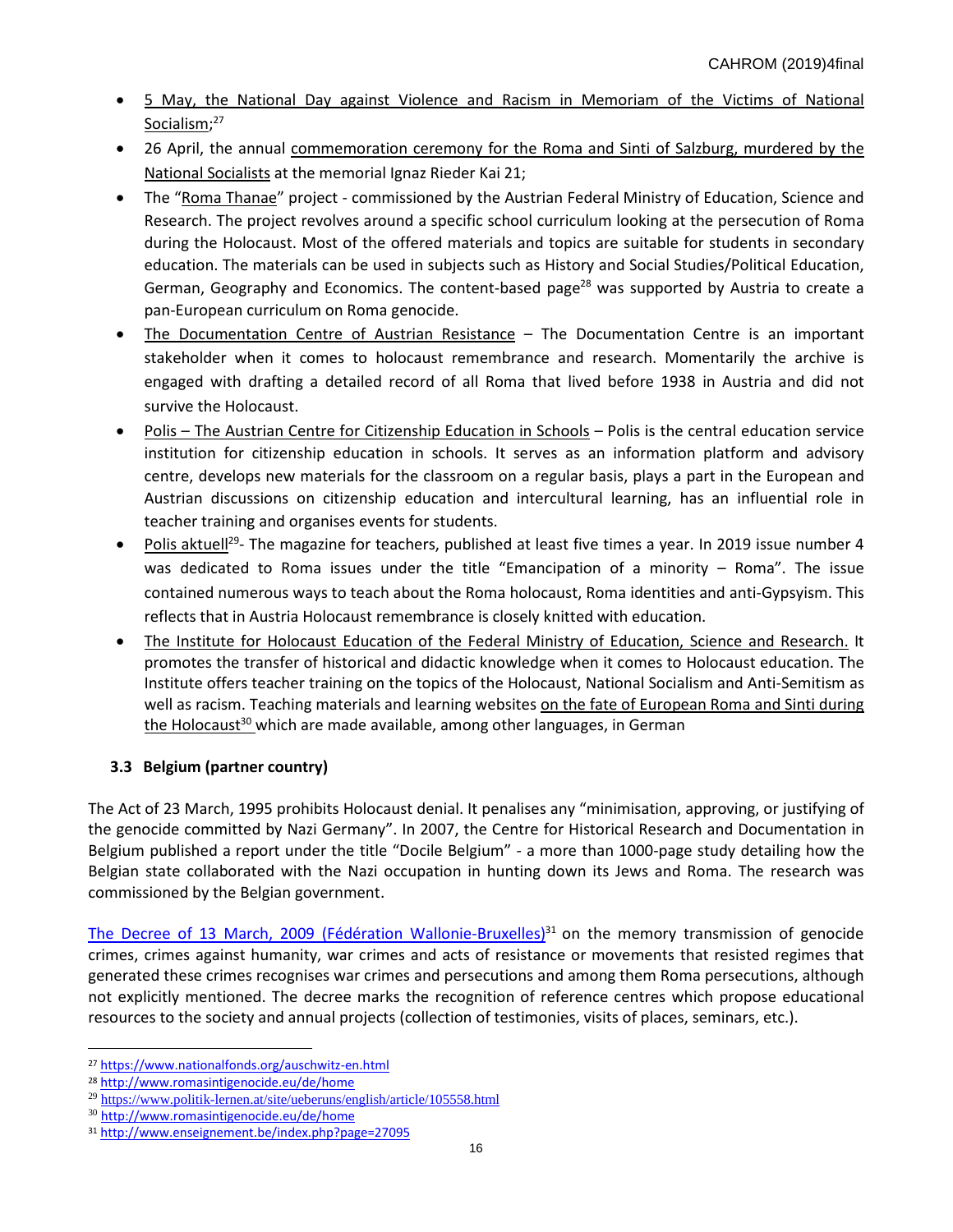- 5 May, the National Day against Violence and Racism in Memoriam of the Victims of National Socialism;[27]
- 26 April, the annual commemoration ceremony for the Roma and Sinti of Salzburg, murdered by the National Socialists at the memorial Ignaz Rieder Kai 21;
- The "Roma Thanae" project - commissioned by the Austrian Federal Ministry of Education, Science and Research. The project revolves around a specific school curriculum looking at the persecution of Roma during the Holocaust. Most of the offered materials and topics are suitable for students in secondary education. The materials can be used in subjects such as History and Social Studies/Political Education, German, Geography and Economics. The content-based page[28] was supported by Austria to create a pan-European curriculum on Roma genocide.
- The Documentation Centre of Austrian Resistance – The Documentation Centre is an important stakeholder when it comes to holocaust remembrance and research. Momentarily the archive is engaged with drafting a detailed record of all Roma that lived before 1938 in Austria and did not survive the Holocaust.
- Polis – The Austrian Centre for Citizenship Education in Schools – Polis is the central education service institution for citizenship education in schools. It serves as an information platform and advisory centre, develops new materials for the classroom on a regular basis, plays a part in the European and Austrian discussions on citizenship education and intercultural learning, has an influential role in teacher training and organises events for students.
- Polis aktuell[29]- The magazine for teachers, published at least five times a year. In 2019 issue number 4 was dedicated to Roma issues under the title "Emancipation of a minority – Roma". The issue contained numerous ways to teach about the Roma holocaust, Roma identities and anti-Gypsyism. This reflects that in Austria Holocaust remembrance is closely knitted with education.
- The Institute for Holocaust Education of the Federal Ministry of Education, Science and Research. It promotes the transfer of historical and didactic knowledge when it comes to Holocaust education. The Institute offers teacher training on the topics of the Holocaust, National Socialism and Anti-Semitism as well as racism. Teaching materials and learning websites on the fate of European Roma and Sinti during the Holocaust[30] which are made available, among other languages, in German

### 3.3 Belgium (partner country)

The Act of 23 March, 1995 prohibits Holocaust denial. It penalises any "minimisation, approving, or justifying of the genocide committed by Nazi Germany". In 2007, the Centre for Historical Research and Documentation in Belgium published a report under the title "Docile Belgium" - a more than 1000-page study detailing how the Belgian state collaborated with the Nazi occupation in hunting down its Jews and Roma. The research was commissioned by the Belgian government.

The Decree of 13 March, 2009 (Fédération Wallonie-Bruxelles)[31] on the memory transmission of genocide crimes, crimes against humanity, war crimes and acts of resistance or movements that resisted regimes that generated these crimes recognises war crimes and persecutions and among them Roma persecutions, although not explicitly mentioned. The decree marks the recognition of reference centres which propose educational resources to the society and annual projects (collection of testimonies, visits of places, seminars, etc.).

---

[27] https://www.nationalfonds.org/auschwitz-en.html

[28] http://www.romasintigenocide.eu/de/home

[29] https://www.politik-lernen.at/site/ueberuns/english/article/105558.html

[30] http://www.romasintigenocide.eu/de/home

[31] http://www.enseignement.be/index.php?page=27095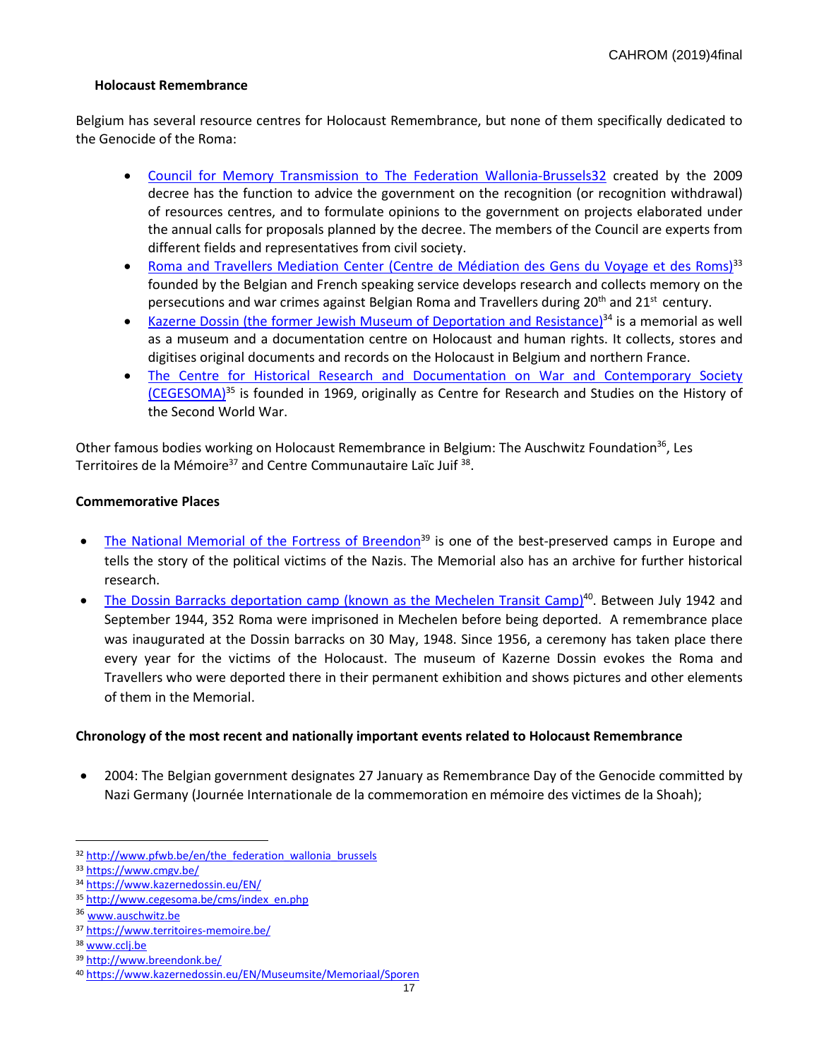### Holocaust Remembrance

Belgium has several resource centres for Holocaust Remembrance, but none of them specifically dedicated to the Genocide of the Roma:

- Council for Memory Transmission to The Federation Wallonia-Brussels[32] created by the 2009 decree has the function to advice the government on the recognition (or recognition withdrawal) of resources centres, and to formulate opinions to the government on projects elaborated under the annual calls for proposals planned by the decree. The members of the Council are experts from different fields and representatives from civil society.
- Roma and Travellers Mediation Center (Centre de Médiation des Gens du Voyage et des Roms)[33] founded by the Belgian and French speaking service develops research and collects memory on the persecutions and war crimes against Belgian Roma and Travellers during 20th and 21st century.
- Kazerne Dossin (the former Jewish Museum of Deportation and Resistance)[34] is a memorial as well as a museum and a documentation centre on Holocaust and human rights. It collects, stores and digitises original documents and records on the Holocaust in Belgium and northern France.
- The Centre for Historical Research and Documentation on War and Contemporary Society (CEGESOMA)[35] is founded in 1969, originally as Centre for Research and Studies on the History of the Second World War.

Other famous bodies working on Holocaust Remembrance in Belgium: The Auschwitz Foundation[36], Les Territoires de la Mémoire[37] and Centre Communautaire Laïc Juif [38].

### Commemorative Places

- The National Memorial of the Fortress of Breendon[39] is one of the best-preserved camps in Europe and tells the story of the political victims of the Nazis. The Memorial also has an archive for further historical research.
- The Dossin Barracks deportation camp (known as the Mechelen Transit Camp)[40]. Between July 1942 and September 1944, 352 Roma were imprisoned in Mechelen before being deported. A remembrance place was inaugurated at the Dossin barracks on 30 May, 1948. Since 1956, a ceremony has taken place there every year for the victims of the Holocaust. The museum of Kazerne Dossin evokes the Roma and Travellers who were deported there in their permanent exhibition and shows pictures and other elements of them in the Memorial.

### Chronology of the most recent and nationally important events related to Holocaust Remembrance

- 2004: The Belgian government designates 27 January as Remembrance Day of the Genocide committed by Nazi Germany (Journée Internationale de la commemoration en mémoire des victimes de la Shoah);

---

[32] http://www.pfwb.be/en/the_federation_wallonia_brussels
[33] https://www.cmgv.be/
[34] https://www.kazernedossin.eu/EN/
[35] http://www.cegesoma.be/cms/index_en.php
[36] www.auschwitz.be
[37] https://www.territoires-memoire.be/
[38] www.cclj.be
[39] http://www.breendonk.be/
[40] https://www.kazernedossin.eu/EN/Museumsite/Memoriaal/Sporen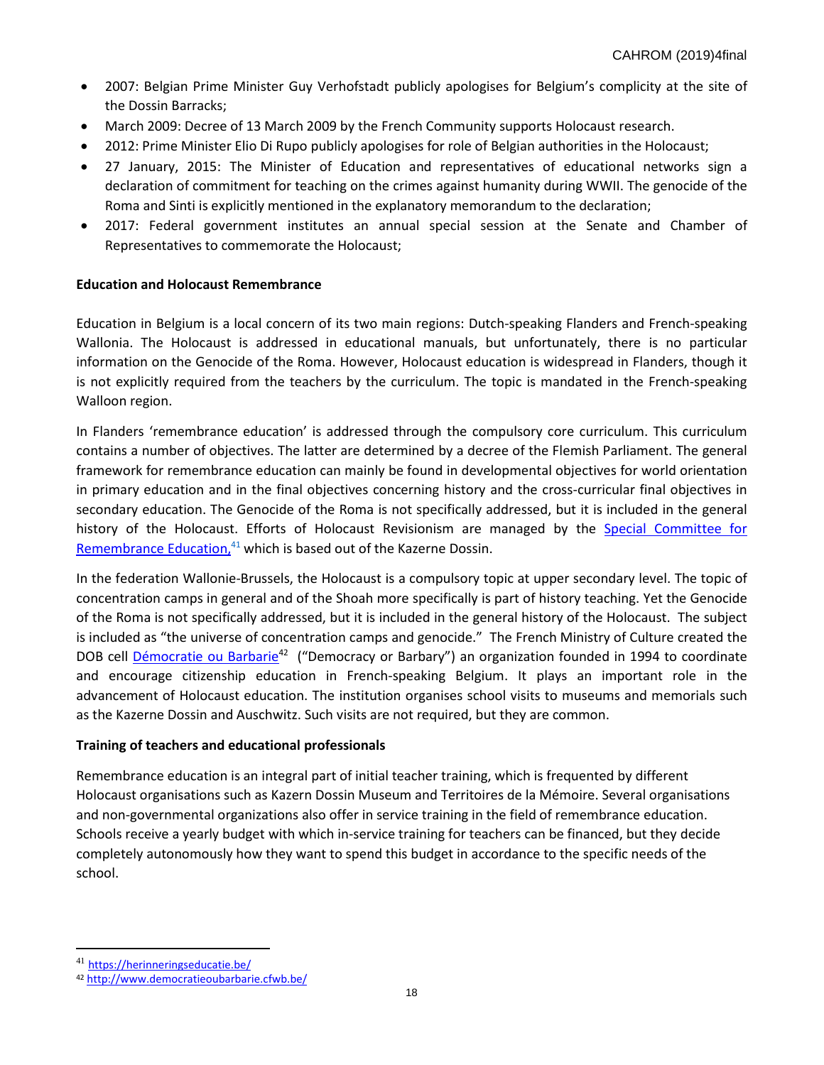- 2007: Belgian Prime Minister Guy Verhofstadt publicly apologises for Belgium's complicity at the site of the Dossin Barracks;
- March 2009: Decree of 13 March 2009 by the French Community supports Holocaust research.
- 2012: Prime Minister Elio Di Rupo publicly apologises for role of Belgian authorities in the Holocaust;
- 27 January, 2015: The Minister of Education and representatives of educational networks sign a declaration of commitment for teaching on the crimes against humanity during WWII. The genocide of the Roma and Sinti is explicitly mentioned in the explanatory memorandum to the declaration;
- 2017: Federal government institutes an annual special session at the Senate and Chamber of Representatives to commemorate the Holocaust;

**Education and Holocaust Remembrance**

Education in Belgium is a local concern of its two main regions: Dutch-speaking Flanders and French-speaking Wallonia. The Holocaust is addressed in educational manuals, but unfortunately, there is no particular information on the Genocide of the Roma. However, Holocaust education is widespread in Flanders, though it is not explicitly required from the teachers by the curriculum. The topic is mandated in the French-speaking Walloon region.

In Flanders 'remembrance education' is addressed through the compulsory core curriculum. This curriculum contains a number of objectives. The latter are determined by a decree of the Flemish Parliament. The general framework for remembrance education can mainly be found in developmental objectives for world orientation in primary education and in the final objectives concerning history and the cross-curricular final objectives in secondary education. The Genocide of the Roma is not specifically addressed, but it is included in the general history of the Holocaust. Efforts of Holocaust Revisionism are managed by the Special Committee for Remembrance Education,[41] which is based out of the Kazerne Dossin.

In the federation Wallonie-Brussels, the Holocaust is a compulsory topic at upper secondary level. The topic of concentration camps in general and of the Shoah more specifically is part of history teaching. Yet the Genocide of the Roma is not specifically addressed, but it is included in the general history of the Holocaust. The subject is included as "the universe of concentration camps and genocide." The French Ministry of Culture created the DOB cell Démocratie ou Barbarie[42] ("Democracy or Barbary") an organization founded in 1994 to coordinate and encourage citizenship education in French-speaking Belgium. It plays an important role in the advancement of Holocaust education. The institution organises school visits to museums and memorials such as the Kazerne Dossin and Auschwitz. Such visits are not required, but they are common.

**Training of teachers and educational professionals**

Remembrance education is an integral part of initial teacher training, which is frequented by different Holocaust organisations such as Kazern Dossin Museum and Territoires de la Mémoire. Several organisations and non-governmental organizations also offer in service training in the field of remembrance education. Schools receive a yearly budget with which in-service training for teachers can be financed, but they decide completely autonomously how they want to spend this budget in accordance to the specific needs of the school.

---

[41] https://herinneringseducatie.be/

[42] http://www.democratieoubarbarie.cfwb.be/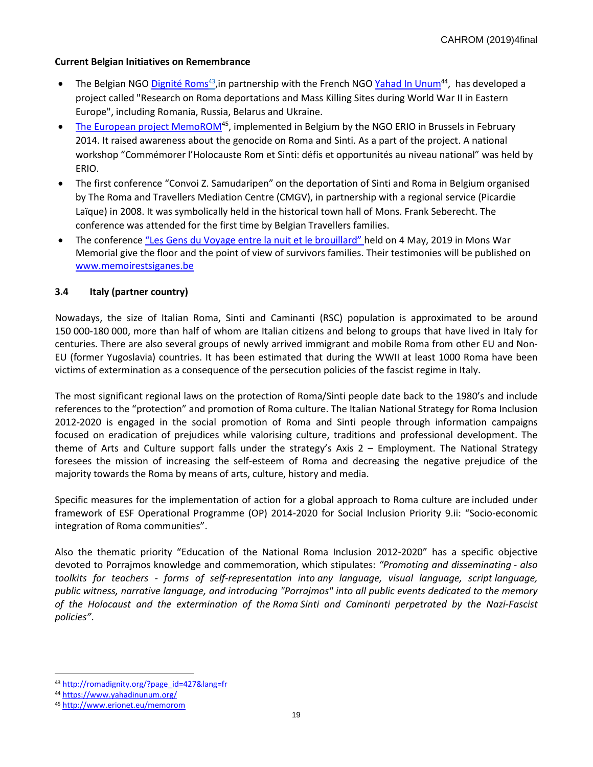**Current Belgian Initiatives on Remembrance**

- The Belgian NGO Dignité Roms[43],in partnership with the French NGO Yahad In Unum[44], has developed a project called "Research on Roma deportations and Mass Killing Sites during World War II in Eastern Europe", including Romania, Russia, Belarus and Ukraine.
- The European project MemoROM[45], implemented in Belgium by the NGO ERIO in Brussels in February 2014. It raised awareness about the genocide on Roma and Sinti. As a part of the project. A national workshop “Commémorer l’Holocauste Rom et Sinti: défis et opportunités au niveau national” was held by ERIO.
- The first conference “Convoi Z. Samudaripen” on the deportation of Sinti and Roma in Belgium organised by The Roma and Travellers Mediation Centre (CMGV), in partnership with a regional service (Picardie Laïque) in 2008. It was symbolically held in the historical town hall of Mons. Frank Seberecht. The conference was attended for the first time by Belgian Travellers families.
- The conference “Les Gens du Voyage entre la nuit et le brouillard” held on 4 May, 2019 in Mons War Memorial give the floor and the point of view of survivors families. Their testimonies will be published on www.memoirestsiganes.be

### 3.4 Italy (partner country)

Nowadays, the size of Italian Roma, Sinti and Caminanti (RSC) population is approximated to be around 150 000-180 000, more than half of whom are Italian citizens and belong to groups that have lived in Italy for centuries. There are also several groups of newly arrived immigrant and mobile Roma from other EU and Non-EU (former Yugoslavia) countries. It has been estimated that during the WWII at least 1000 Roma have been victims of extermination as a consequence of the persecution policies of the fascist regime in Italy.

The most significant regional laws on the protection of Roma/Sinti people date back to the 1980’s and include references to the “protection” and promotion of Roma culture. The Italian National Strategy for Roma Inclusion 2012-2020 is engaged in the social promotion of Roma and Sinti people through information campaigns focused on eradication of prejudices while valorising culture, traditions and professional development. The theme of Arts and Culture support falls under the strategy’s Axis 2 – Employment. The National Strategy foresees the mission of increasing the self-esteem of Roma and decreasing the negative prejudice of the majority towards the Roma by means of arts, culture, history and media.

Specific measures for the implementation of action for a global approach to Roma culture are included under framework of ESF Operational Programme (OP) 2014-2020 for Social Inclusion Priority 9.ii: “Socio-economic integration of Roma communities”.

Also the thematic priority “Education of the National Roma Inclusion 2012-2020” has a specific objective devoted to Porrajmos knowledge and commemoration, which stipulates: *“Promoting and disseminating - also toolkits for teachers - forms of self-representation into any language, visual language, script language, public witness, narrative language, and introducing "Porrajmos" into all public events dedicated to the memory of the Holocaust and the extermination of the Roma Sinti and Caminanti perpetrated by the Nazi-Fascist policies”*.

---

[43] http://romadignity.org/?page_id=427&lang=fr

[44] https://www.yahadinunum.org/

[45] http://www.erionet.eu/memorom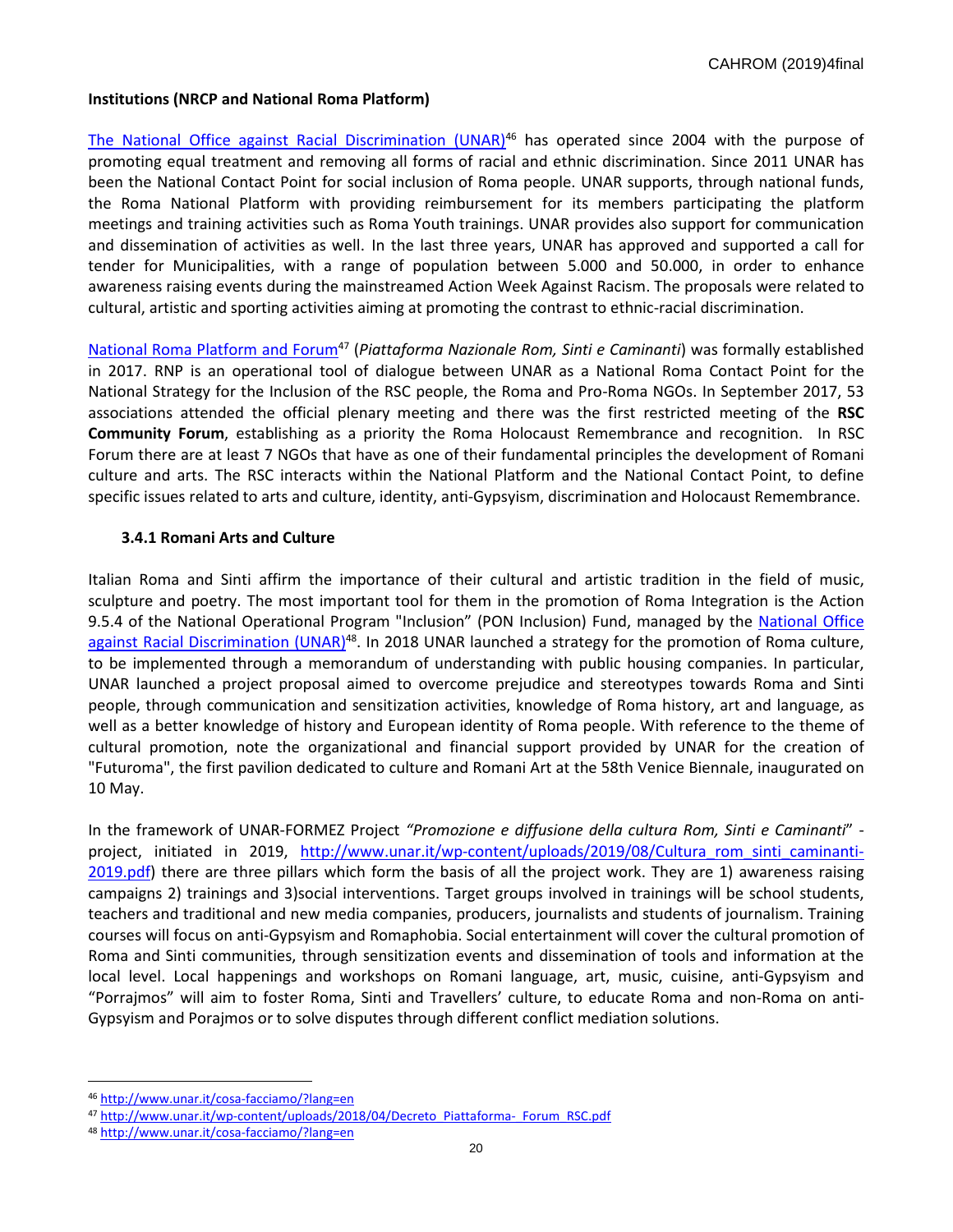**Institutions (NRCP and National Roma Platform)**

[The National Office against Racial Discrimination (UNAR)](http://www.unar.it/cosa-facciamo/?lang=en)[46] has operated since 2004 with the purpose of promoting equal treatment and removing all forms of racial and ethnic discrimination. Since 2011 UNAR has been the National Contact Point for social inclusion of Roma people. UNAR supports, through national funds, the Roma National Platform with providing reimbursement for its members participating the platform meetings and training activities such as Roma Youth trainings. UNAR provides also support for communication and dissemination of activities as well. In the last three years, UNAR has approved and supported a call for tender for Municipalities, with a range of population between 5.000 and 50.000, in order to enhance awareness raising events during the mainstreamed Action Week Against Racism. The proposals were related to cultural, artistic and sporting activities aiming at promoting the contrast to ethnic-racial discrimination.

[National Roma Platform and Forum](http://www.unar.it/wp-content/uploads/2018/04/Decreto_Piattaforma-_Forum_RSC.pdf)[47] (*Piattaforma Nazionale Rom, Sinti e Caminanti*) was formally established in 2017. RNP is an operational tool of dialogue between UNAR as a National Roma Contact Point for the National Strategy for the Inclusion of the RSC people, the Roma and Pro-Roma NGOs. In September 2017, 53 associations attended the official plenary meeting and there was the first restricted meeting of the **RSC Community Forum**, establishing as a priority the Roma Holocaust Remembrance and recognition. In RSC Forum there are at least 7 NGOs that have as one of their fundamental principles the development of Romani culture and arts. The RSC interacts within the National Platform and the National Contact Point, to define specific issues related to arts and culture, identity, anti-Gypsyism, discrimination and Holocaust Remembrance.

### 3.4.1 Romani Arts and Culture

Italian Roma and Sinti affirm the importance of their cultural and artistic tradition in the field of music, sculpture and poetry. The most important tool for them in the promotion of Roma Integration is the Action 9.5.4 of the National Operational Program "Inclusion" (PON Inclusion) Fund, managed by the [National Office against Racial Discrimination (UNAR)](http://www.unar.it/cosa-facciamo/?lang=en)[48]. In 2018 UNAR launched a strategy for the promotion of Roma culture, to be implemented through a memorandum of understanding with public housing companies. In particular, UNAR launched a project proposal aimed to overcome prejudice and stereotypes towards Roma and Sinti people, through communication and sensitization activities, knowledge of Roma history, art and language, as well as a better knowledge of history and European identity of Roma people. With reference to the theme of cultural promotion, note the organizational and financial support provided by UNAR for the creation of "Futuroma", the first pavilion dedicated to culture and Romani Art at the 58th Venice Biennale, inaugurated on 10 May.

In the framework of UNAR-FORMEZ Project *"Promozione e diffusione della cultura Rom, Sinti e Caminanti*" - project, initiated in 2019, [http://www.unar.it/wp-content/uploads/2019/08/Cultura_rom_sinti_caminanti-2019.pdf](http://www.unar.it/wp-content/uploads/2019/08/Cultura_rom_sinti_caminanti-2019.pdf)) there are three pillars which form the basis of all the project work. They are 1) awareness raising campaigns 2) trainings and 3)social interventions. Target groups involved in trainings will be school students, teachers and traditional and new media companies, producers, journalists and students of journalism. Training courses will focus on anti-Gypsyism and Romaphobia. Social entertainment will cover the cultural promotion of Roma and Sinti communities, through sensitization events and dissemination of tools and information at the local level. Local happenings and workshops on Romani language, art, music, cuisine, anti-Gypsyism and "Porrajmos" will aim to foster Roma, Sinti and Travellers' culture, to educate Roma and non-Roma on anti-Gypsyism and Porajmos or to solve disputes through different conflict mediation solutions.

---

[46] http://www.unar.it/cosa-facciamo/?lang=en

[47] http://www.unar.it/wp-content/uploads/2018/04/Decreto_Piattaforma-_Forum_RSC.pdf

[48] http://www.unar.it/cosa-facciamo/?lang=en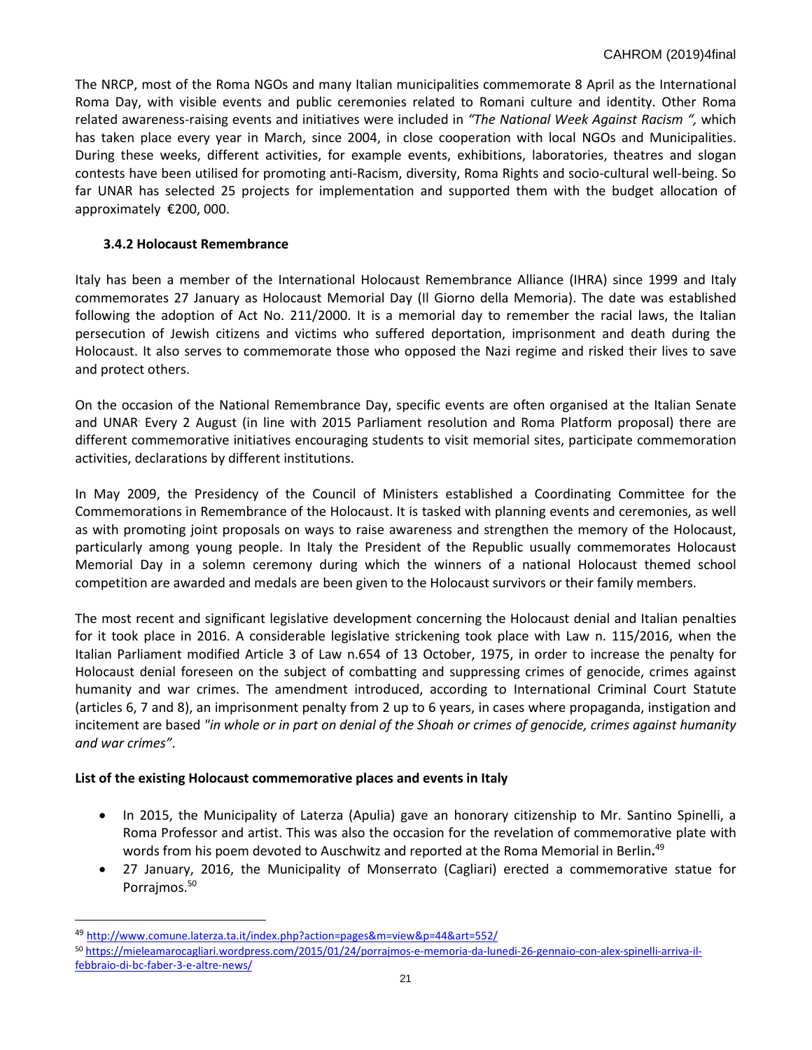The NRCP, most of the Roma NGOs and many Italian municipalities commemorate 8 April as the International Roma Day, with visible events and public ceremonies related to Romani culture and identity. Other Roma related awareness-raising events and initiatives were included in *"The National Week Against Racism ",* which has taken place every year in March, since 2004, in close cooperation with local NGOs and Municipalities. During these weeks, different activities, for example events, exhibitions, laboratories, theatres and slogan contests have been utilised for promoting anti-Racism, diversity, Roma Rights and socio-cultural well-being. So far UNAR has selected 25 projects for implementation and supported them with the budget allocation of approximately €200, 000.

### 3.4.2 Holocaust Remembrance

Italy has been a member of the International Holocaust Remembrance Alliance (IHRA) since 1999 and Italy commemorates 27 January as Holocaust Memorial Day (Il Giorno della Memoria). The date was established following the adoption of Act No. 211/2000. It is a memorial day to remember the racial laws, the Italian persecution of Jewish citizens and victims who suffered deportation, imprisonment and death during the Holocaust. It also serves to commemorate those who opposed the Nazi regime and risked their lives to save and protect others.

On the occasion of the National Remembrance Day, specific events are often organised at the Italian Senate and UNAR. Every 2 August (in line with 2015 Parliament resolution and Roma Platform proposal) there are different commemorative initiatives encouraging students to visit memorial sites, participate commemoration activities, declarations by different institutions.

In May 2009, the Presidency of the Council of Ministers established a Coordinating Committee for the Commemorations in Remembrance of the Holocaust. It is tasked with planning events and ceremonies, as well as with promoting joint proposals on ways to raise awareness and strengthen the memory of the Holocaust, particularly among young people. In Italy the President of the Republic usually commemorates Holocaust Memorial Day in a solemn ceremony during which the winners of a national Holocaust themed school competition are awarded and medals are been given to the Holocaust survivors or their family members.

The most recent and significant legislative development concerning the Holocaust denial and Italian penalties for it took place in 2016. A considerable legislative strickening took place with Law n. 115/2016, when the Italian Parliament modified Article 3 of Law n.654 of 13 October, 1975, in order to increase the penalty for Holocaust denial foreseen on the subject of combatting and suppressing crimes of genocide, crimes against humanity and war crimes. The amendment introduced, according to International Criminal Court Statute (articles 6, 7 and 8), an imprisonment penalty from 2 up to 6 years, in cases where propaganda, instigation and incitement are based *"in whole or in part on denial of the Shoah or crimes of genocide, crimes against humanity and war crimes"*.

**List of the existing Holocaust commemorative places and events in Italy**

- In 2015, the Municipality of Laterza (Apulia) gave an honorary citizenship to Mr. Santino Spinelli, a Roma Professor and artist. This was also the occasion for the revelation of commemorative plate with words from his poem devoted to Auschwitz and reported at the Roma Memorial in Berlin.[49]
- 27 January, 2016, the Municipality of Monserrato (Cagliari) erected a commemorative statue for Porrajmos.[50]

[49] http://www.comune.laterza.ta.it/index.php?action=pages&m=view&p=44&art=552/

[50] https://mieleamarocagliari.wordpress.com/2015/01/24/porrajmos-e-memoria-da-lunedi-26-gennaio-con-alex-spinelli-arriva-il-febbraio-di-bc-faber-3-e-altre-news/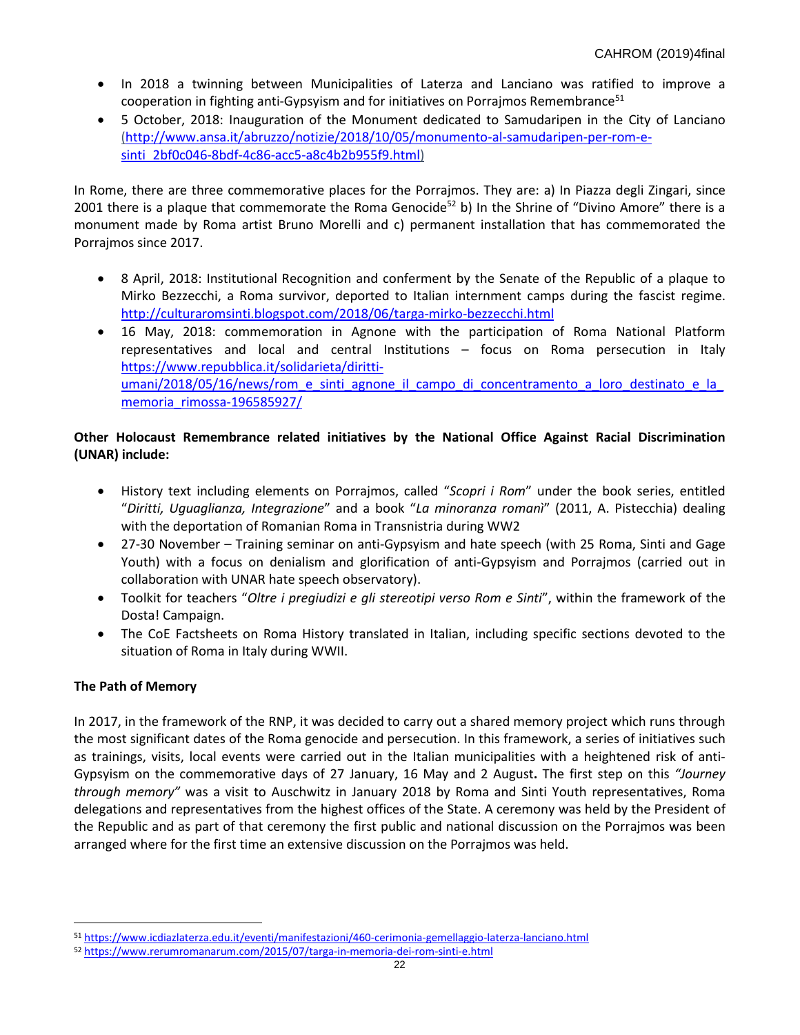- In 2018 a twinning between Municipalities of Laterza and Lanciano was ratified to improve a cooperation in fighting anti-Gypsyism and for initiatives on Porrajmos Remembrance[51]
- 5 October, 2018: Inauguration of the Monument dedicated to Samudaripen in the City of Lanciano (http://www.ansa.it/abruzzo/notizie/2018/10/05/monumento-al-samudaripen-per-rom-e-sinti_2bf0c046-8bdf-4c86-acc5-a8c4b2b955f9.html)

In Rome, there are three commemorative places for the Porrajmos. They are: a) In Piazza degli Zingari, since 2001 there is a plaque that commemorate the Roma Genocide[52] b) In the Shrine of "Divino Amore" there is a monument made by Roma artist Bruno Morelli and c) permanent installation that has commemorated the Porrajmos since 2017.

- 8 April, 2018: Institutional Recognition and conferment by the Senate of the Republic of a plaque to Mirko Bezzecchi, a Roma survivor, deported to Italian internment camps during the fascist regime. http://culturaromsinti.blogspot.com/2018/06/targa-mirko-bezzecchi.html
- 16 May, 2018: commemoration in Agnone with the participation of Roma National Platform representatives and local and central Institutions – focus on Roma persecution in Italy https://www.repubblica.it/solidarieta/diritti-umani/2018/05/16/news/rom_e_sinti_agnone_il_campo_di_concentramento_a_loro_destinato_e_la_memoria_rimossa-196585927/

**Other Holocaust Remembrance related initiatives by the National Office Against Racial Discrimination (UNAR) include:**

- History text including elements on Porrajmos, called "*Scopri i Rom*" under the book series, entitled "*Diritti, Uguaglianza, Integrazione*" and a book "*La minoranza romanì*" (2011, A. Pistecchia) dealing with the deportation of Romanian Roma in Transnistria during WW2
- 27-30 November – Training seminar on anti-Gypsyism and hate speech (with 25 Roma, Sinti and Gage Youth) with a focus on denialism and glorification of anti-Gypsyism and Porrajmos (carried out in collaboration with UNAR hate speech observatory).
- Toolkit for teachers "*Oltre i pregiudizi e gli stereotipi verso Rom e Sinti*", within the framework of the Dosta! Campaign.
- The CoE Factsheets on Roma History translated in Italian, including specific sections devoted to the situation of Roma in Italy during WWII.

**The Path of Memory**

In 2017, in the framework of the RNP, it was decided to carry out a shared memory project which runs through the most significant dates of the Roma genocide and persecution. In this framework, a series of initiatives such as trainings, visits, local events were carried out in the Italian municipalities with a heightened risk of anti-Gypsyism on the commemorative days of 27 January, 16 May and 2 August**.** The first step on this *"Journey through memory"* was a visit to Auschwitz in January 2018 by Roma and Sinti Youth representatives, Roma delegations and representatives from the highest offices of the State. A ceremony was held by the President of the Republic and as part of that ceremony the first public and national discussion on the Porrajmos was been arranged where for the first time an extensive discussion on the Porrajmos was held.

---

[51] https://www.icdiazlaterza.edu.it/eventi/manifestazioni/460-cerimonia-gemellaggio-laterza-lanciano.html

[52] https://www.rerumromanarum.com/2015/07/targa-in-memoria-dei-rom-sinti-e.html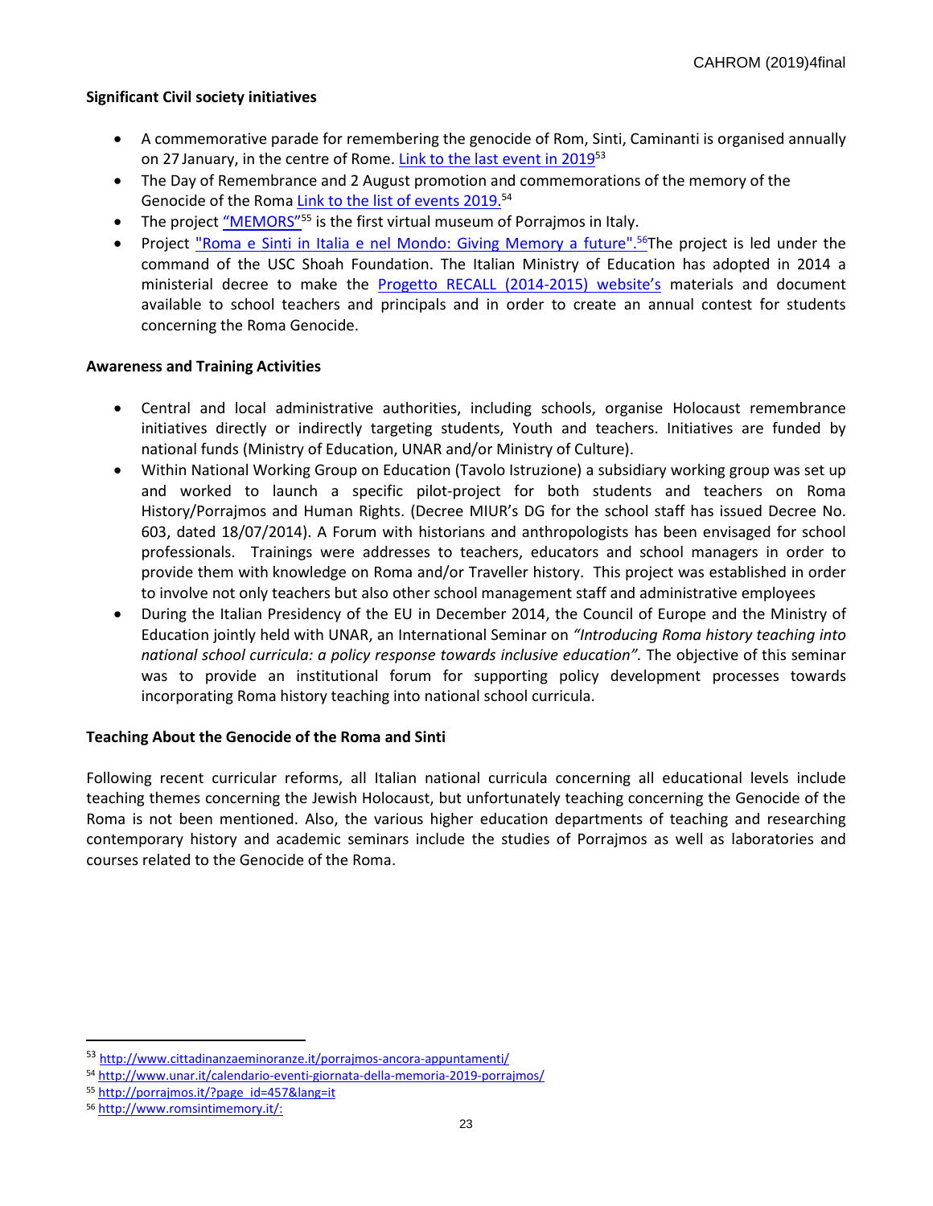**Significant Civil society initiatives**

- A commemorative parade for remembering the genocide of Rom, Sinti, Caminanti is organised annually on 27 January, in the centre of Rome. Link to the last event in 2019[53]
- The Day of Remembrance and 2 August promotion and commemorations of the memory of the Genocide of the Roma Link to the list of events 2019.[54]
- The project "MEMORS"[55] is the first virtual museum of Porrajmos in Italy.
- Project "Roma e Sinti in Italia e nel Mondo: Giving Memory a future".[56]The project is led under the command of the USC Shoah Foundation. The Italian Ministry of Education has adopted in 2014 a ministerial decree to make the Progetto RECALL (2014-2015) website's materials and document available to school teachers and principals and in order to create an annual contest for students concerning the Roma Genocide.

**Awareness and Training Activities**

- Central and local administrative authorities, including schools, organise Holocaust remembrance initiatives directly or indirectly targeting students, Youth and teachers. Initiatives are funded by national funds (Ministry of Education, UNAR and/or Ministry of Culture).
- Within National Working Group on Education (Tavolo Istruzione) a subsidiary working group was set up and worked to launch a specific pilot-project for both students and teachers on Roma History/Porrajmos and Human Rights. (Decree MIUR's DG for the school staff has issued Decree No. 603, dated 18/07/2014). A Forum with historians and anthropologists has been envisaged for school professionals. Trainings were addresses to teachers, educators and school managers in order to provide them with knowledge on Roma and/or Traveller history. This project was established in order to involve not only teachers but also other school management staff and administrative employees
- During the Italian Presidency of the EU in December 2014, the Council of Europe and the Ministry of Education jointly held with UNAR, an International Seminar on *"Introducing Roma history teaching into national school curricula: a policy response towards inclusive education".* The objective of this seminar was to provide an institutional forum for supporting policy development processes towards incorporating Roma history teaching into national school curricula.

**Teaching About the Genocide of the Roma and Sinti**

Following recent curricular reforms, all Italian national curricula concerning all educational levels include teaching themes concerning the Jewish Holocaust, but unfortunately teaching concerning the Genocide of the Roma is not been mentioned. Also, the various higher education departments of teaching and researching contemporary history and academic seminars include the studies of Porrajmos as well as laboratories and courses related to the Genocide of the Roma.

---

[53] http://www.cittadinanzaeminoranze.it/porrajmos-ancora-appuntamenti/

[54] http://www.unar.it/calendario-eventi-giornata-della-memoria-2019-porrajmos/

[55] http://porrajmos.it/?page_id=457&lang=it

[56] http://www.romsintimemory.it/: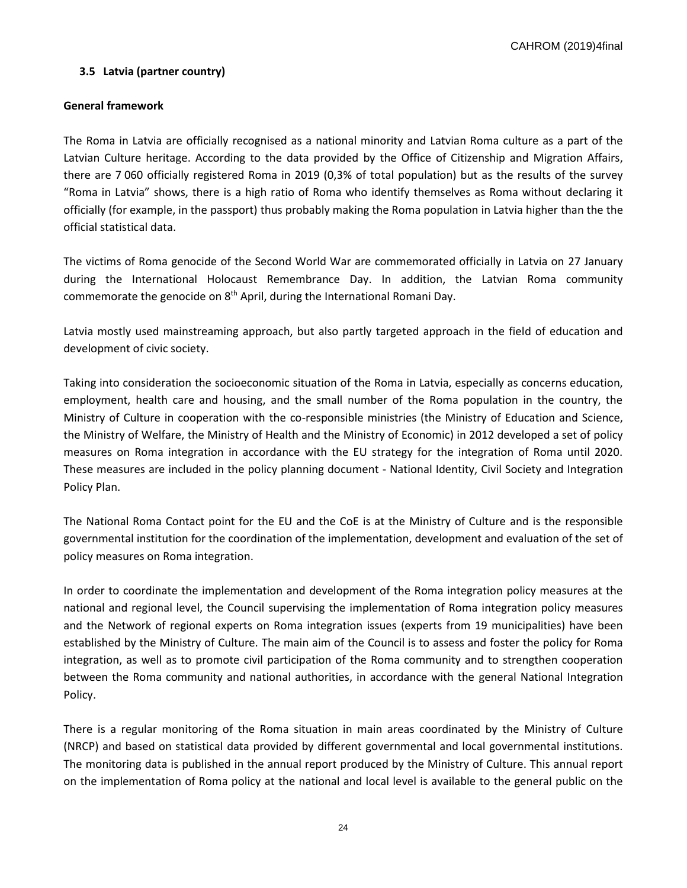### 3.5 Latvia (partner country)

**General framework**

The Roma in Latvia are officially recognised as a national minority and Latvian Roma culture as a part of the Latvian Culture heritage. According to the data provided by the Office of Citizenship and Migration Affairs, there are 7 060 officially registered Roma in 2019 (0,3% of total population) but as the results of the survey "Roma in Latvia" shows, there is a high ratio of Roma who identify themselves as Roma without declaring it officially (for example, in the passport) thus probably making the Roma population in Latvia higher than the the official statistical data.

The victims of Roma genocide of the Second World War are commemorated officially in Latvia on 27 January during the International Holocaust Remembrance Day. In addition, the Latvian Roma community commemorate the genocide on 8th April, during the International Romani Day.

Latvia mostly used mainstreaming approach, but also partly targeted approach in the field of education and development of civic society.

Taking into consideration the socioeconomic situation of the Roma in Latvia, especially as concerns education, employment, health care and housing, and the small number of the Roma population in the country, the Ministry of Culture in cooperation with the co-responsible ministries (the Ministry of Education and Science, the Ministry of Welfare, the Ministry of Health and the Ministry of Economic) in 2012 developed a set of policy measures on Roma integration in accordance with the EU strategy for the integration of Roma until 2020. These measures are included in the policy planning document - National Identity, Civil Society and Integration Policy Plan.

The National Roma Contact point for the EU and the CoE is at the Ministry of Culture and is the responsible governmental institution for the coordination of the implementation, development and evaluation of the set of policy measures on Roma integration.

In order to coordinate the implementation and development of the Roma integration policy measures at the national and regional level, the Council supervising the implementation of Roma integration policy measures and the Network of regional experts on Roma integration issues (experts from 19 municipalities) have been established by the Ministry of Culture. The main aim of the Council is to assess and foster the policy for Roma integration, as well as to promote civil participation of the Roma community and to strengthen cooperation between the Roma community and national authorities, in accordance with the general National Integration Policy.

There is a regular monitoring of the Roma situation in main areas coordinated by the Ministry of Culture (NRCP) and based on statistical data provided by different governmental and local governmental institutions. The monitoring data is published in the annual report produced by the Ministry of Culture. This annual report on the implementation of Roma policy at the national and local level is available to the general public on the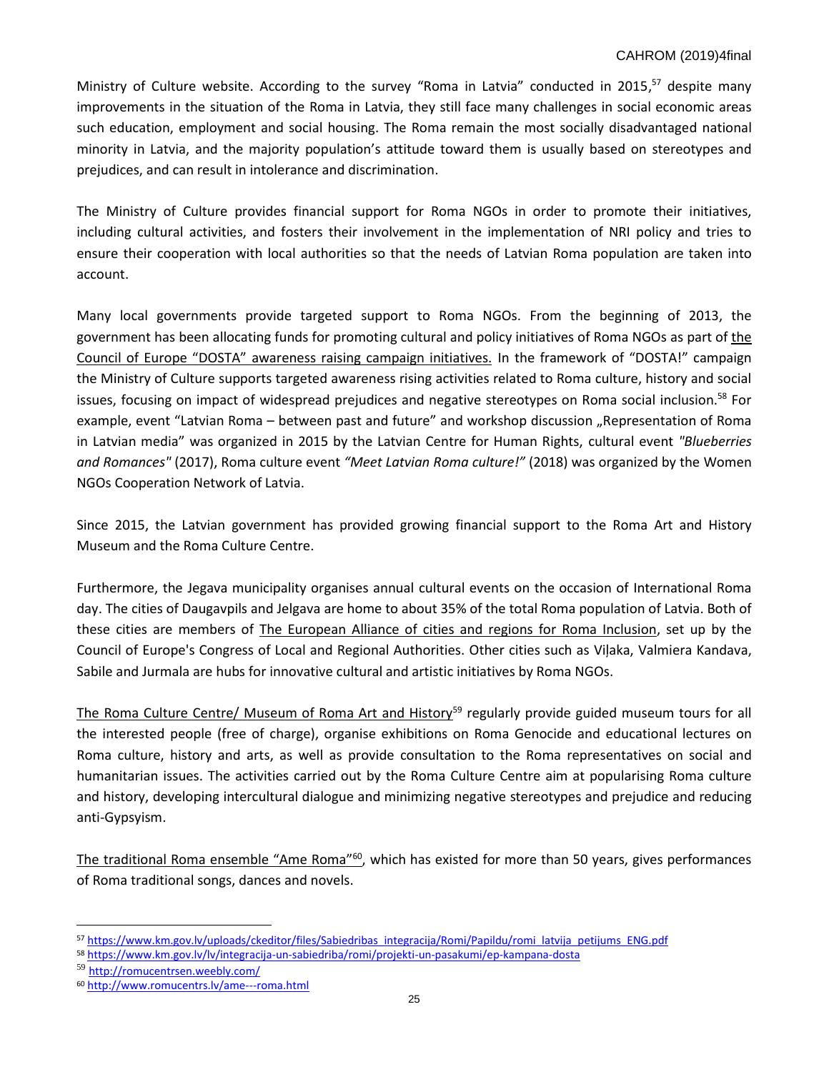Ministry of Culture website. According to the survey "Roma in Latvia" conducted in 2015,[57] despite many improvements in the situation of the Roma in Latvia, they still face many challenges in social economic areas such education, employment and social housing. The Roma remain the most socially disadvantaged national minority in Latvia, and the majority population's attitude toward them is usually based on stereotypes and prejudices, and can result in intolerance and discrimination.

The Ministry of Culture provides financial support for Roma NGOs in order to promote their initiatives, including cultural activities, and fosters their involvement in the implementation of NRI policy and tries to ensure their cooperation with local authorities so that the needs of Latvian Roma population are taken into account.

Many local governments provide targeted support to Roma NGOs. From the beginning of 2013, the government has been allocating funds for promoting cultural and policy initiatives of Roma NGOs as part of the Council of Europe "DOSTA" awareness raising campaign initiatives. In the framework of "DOSTA!" campaign the Ministry of Culture supports targeted awareness rising activities related to Roma culture, history and social issues, focusing on impact of widespread prejudices and negative stereotypes on Roma social inclusion.[58] For example, event "Latvian Roma – between past and future" and workshop discussion „Representation of Roma in Latvian media" was organized in 2015 by the Latvian Centre for Human Rights, cultural event *"Blueberries and Romances"* (2017), Roma culture event *"Meet Latvian Roma culture!"* (2018) was organized by the Women NGOs Cooperation Network of Latvia.

Since 2015, the Latvian government has provided growing financial support to the Roma Art and History Museum and the Roma Culture Centre.

Furthermore, the Jegava municipality organises annual cultural events on the occasion of International Roma day. The cities of Daugavpils and Jelgava are home to about 35% of the total Roma population of Latvia. Both of these cities are members of The European Alliance of cities and regions for Roma Inclusion, set up by the Council of Europe's Congress of Local and Regional Authorities. Other cities such as Viļaka, Valmiera Kandava, Sabile and Jurmala are hubs for innovative cultural and artistic initiatives by Roma NGOs.

The Roma Culture Centre/ Museum of Roma Art and History[59] regularly provide guided museum tours for all the interested people (free of charge), organise exhibitions on Roma Genocide and educational lectures on Roma culture, history and arts, as well as provide consultation to the Roma representatives on social and humanitarian issues. The activities carried out by the Roma Culture Centre aim at popularising Roma culture and history, developing intercultural dialogue and minimizing negative stereotypes and prejudice and reducing anti-Gypsyism.

The traditional Roma ensemble "Ame Roma"[60], which has existed for more than 50 years, gives performances of Roma traditional songs, dances and novels.

---

[57] https://www.km.gov.lv/uploads/ckeditor/files/Sabiedribas_integracija/Romi/Papildu/romi_latvija_petijums_ENG.pdf

[58] https://www.km.gov.lv/lv/integracija-un-sabiedriba/romi/projekti-un-pasakumi/ep-kampana-dosta

[59] http://romucentrsen.weebly.com/

[60] http://www.romucentrs.lv/ame---roma.html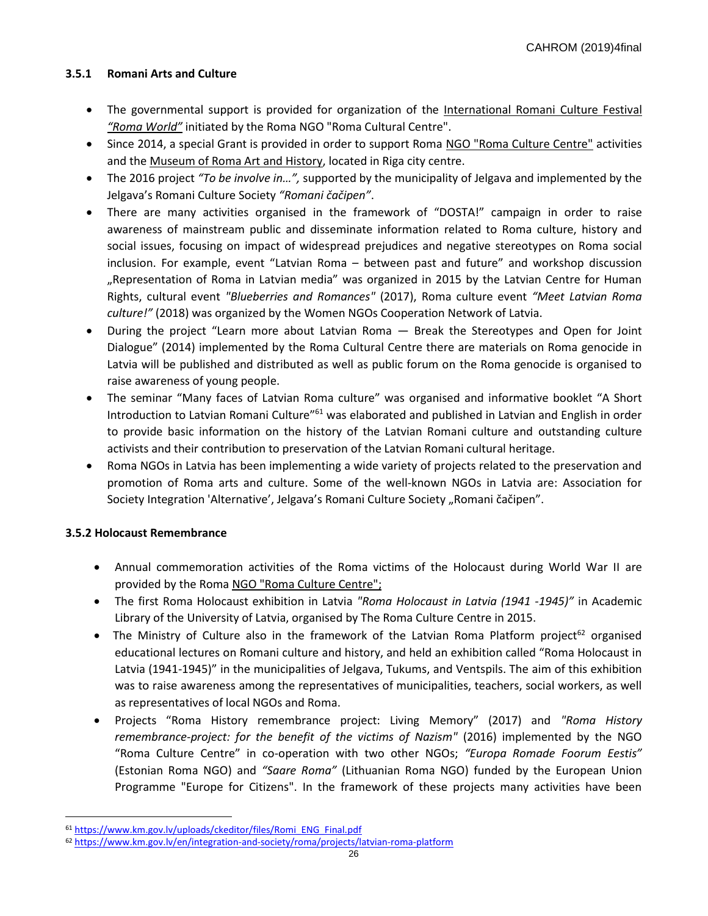### 3.5.1 Romani Arts and Culture

- The governmental support is provided for organization of the International Romani Culture Festival *"Roma World"* initiated by the Roma NGO "Roma Cultural Centre".
- Since 2014, a special Grant is provided in order to support Roma NGO "Roma Culture Centre" activities and the Museum of Roma Art and History, located in Riga city centre.
- The 2016 project *"To be involve in…",* supported by the municipality of Jelgava and implemented by the Jelgava's Romani Culture Society *"Romani čačipen"*.
- There are many activities organised in the framework of "DOSTA!" campaign in order to raise awareness of mainstream public and disseminate information related to Roma culture, history and social issues, focusing on impact of widespread prejudices and negative stereotypes on Roma social inclusion. For example, event "Latvian Roma – between past and future" and workshop discussion „Representation of Roma in Latvian media" was organized in 2015 by the Latvian Centre for Human Rights, cultural event *"Blueberries and Romances"* (2017), Roma culture event *"Meet Latvian Roma culture!"* (2018) was organized by the Women NGOs Cooperation Network of Latvia.
- During the project "Learn more about Latvian Roma — Break the Stereotypes and Open for Joint Dialogue" (2014) implemented by the Roma Cultural Centre there are materials on Roma genocide in Latvia will be published and distributed as well as public forum on the Roma genocide is organised to raise awareness of young people.
- The seminar "Many faces of Latvian Roma culture" was organised and informative booklet "A Short Introduction to Latvian Romani Culture"[61] was elaborated and published in Latvian and English in order to provide basic information on the history of the Latvian Romani culture and outstanding culture activists and their contribution to preservation of the Latvian Romani cultural heritage.
- Roma NGOs in Latvia has been implementing a wide variety of projects related to the preservation and promotion of Roma arts and culture. Some of the well-known NGOs in Latvia are: Association for Society Integration 'Alternative', Jelgava's Romani Culture Society „Romani čačipen".

### 3.5.2 Holocaust Remembrance

- Annual commemoration activities of the Roma victims of the Holocaust during World War II are provided by the Roma NGO "Roma Culture Centre";
- The first Roma Holocaust exhibition in Latvia *"Roma Holocaust in Latvia (1941 -1945)"* in Academic Library of the University of Latvia, organised by The Roma Culture Centre in 2015.
- The Ministry of Culture also in the framework of the Latvian Roma Platform project[62] organised educational lectures on Romani culture and history, and held an exhibition called "Roma Holocaust in Latvia (1941-1945)" in the municipalities of Jelgava, Tukums, and Ventspils. The aim of this exhibition was to raise awareness among the representatives of municipalities, teachers, social workers, as well as representatives of local NGOs and Roma.
- Projects "Roma History remembrance project: Living Memory" (2017) and *"Roma History remembrance-project: for the benefit of the victims of Nazism"* (2016) implemented by the NGO "Roma Culture Centre" in co-operation with two other NGOs; *"Europa Romade Foorum Eestis"* (Estonian Roma NGO) and *"Saare Roma"* (Lithuanian Roma NGO) funded by the European Union Programme "Europe for Citizens". In the framework of these projects many activities have been

[61] https://www.km.gov.lv/uploads/ckeditor/files/Romi_ENG_Final.pdf

[62] https://www.km.gov.lv/en/integration-and-society/roma/projects/latvian-roma-platform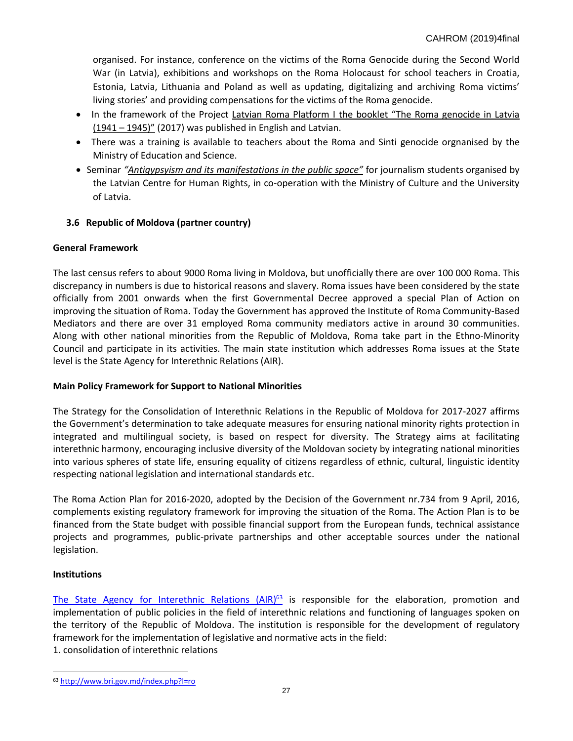organised. For instance, conference on the victims of the Roma Genocide during the Second World War (in Latvia), exhibitions and workshops on the Roma Holocaust for school teachers in Croatia, Estonia, Latvia, Lithuania and Poland as well as updating, digitalizing and archiving Roma victims' living stories' and providing compensations for the victims of the Roma genocide.

- In the framework of the Project Latvian Roma Platform I the booklet "The Roma genocide in Latvia (1941 – 1945)" (2017) was published in English and Latvian.
- There was a training is available to teachers about the Roma and Sinti genocide orgnanised by the Ministry of Education and Science.
- Seminar *"Antigypsyism and its manifestations in the public space"* for journalism students organised by the Latvian Centre for Human Rights, in co-operation with the Ministry of Culture and the University of Latvia.

### 3.6 Republic of Moldova (partner country)

**General Framework**

The last census refers to about 9000 Roma living in Moldova, but unofficially there are over 100 000 Roma. This discrepancy in numbers is due to historical reasons and slavery. Roma issues have been considered by the state officially from 2001 onwards when the first Governmental Decree approved a special Plan of Action on improving the situation of Roma. Today the Government has approved the Institute of Roma Community-Based Mediators and there are over 31 employed Roma community mediators active in around 30 communities. Along with other national minorities from the Republic of Moldova, Roma take part in the Ethno-Minority Council and participate in its activities. The main state institution which addresses Roma issues at the State level is the State Agency for Interethnic Relations (AIR).

**Main Policy Framework for Support to National Minorities**

The Strategy for the Consolidation of Interethnic Relations in the Republic of Moldova for 2017-2027 affirms the Government's determination to take adequate measures for ensuring national minority rights protection in integrated and multilingual society, is based on respect for diversity. The Strategy aims at facilitating interethnic harmony, encouraging inclusive diversity of the Moldovan society by integrating national minorities into various spheres of state life, ensuring equality of citizens regardless of ethnic, cultural, linguistic identity respecting national legislation and international standards etc.

The Roma Action Plan for 2016-2020, adopted by the Decision of the Government nr.734 from 9 April, 2016, complements existing regulatory framework for improving the situation of the Roma. The Action Plan is to be financed from the State budget with possible financial support from the European funds, technical assistance projects and programmes, public-private partnerships and other acceptable sources under the national legislation.

**Institutions**

The State Agency for Interethnic Relations (AIR)[63] is responsible for the elaboration, promotion and implementation of public policies in the field of interethnic relations and functioning of languages spoken on the territory of the Republic of Moldova. The institution is responsible for the development of regulatory framework for the implementation of legislative and normative acts in the field:

1. consolidation of interethnic relations

[63] http://www.bri.gov.md/index.php?l=ro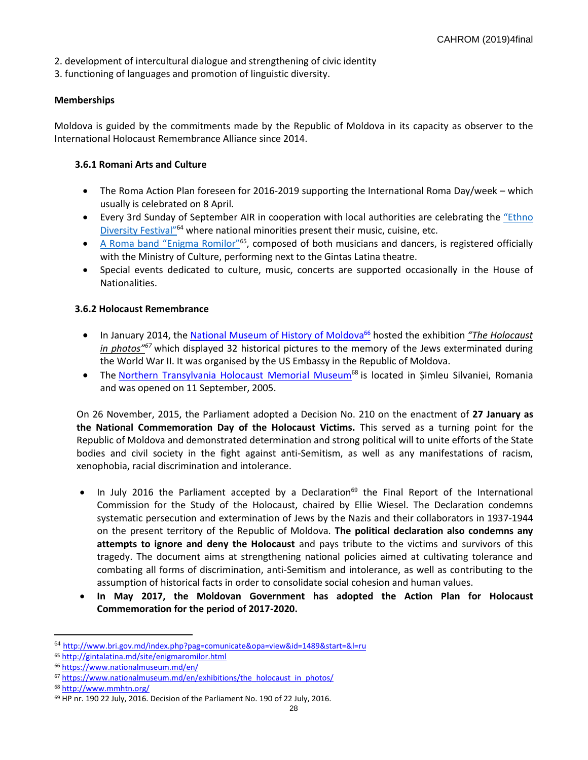2. development of intercultural dialogue and strengthening of civic identity
3. functioning of languages and promotion of linguistic diversity.

**Memberships**

Moldova is guided by the commitments made by the Republic of Moldova in its capacity as observer to the International Holocaust Remembrance Alliance since 2014.

### 3.6.1 Romani Arts and Culture

- The Roma Action Plan foreseen for 2016-2019 supporting the International Roma Day/week – which usually is celebrated on 8 April.
- Every 3rd Sunday of September AIR in cooperation with local authorities are celebrating the "Ethno Diversity Festival"[64] where national minorities present their music, cuisine, etc.
- A Roma band "Enigma Romilor"[65], composed of both musicians and dancers, is registered officially with the Ministry of Culture, performing next to the Gintas Latina theatre.
- Special events dedicated to culture, music, concerts are supported occasionally in the House of Nationalities.

### 3.6.2 Holocaust Remembrance

- In January 2014, the National Museum of History of Moldova[66] hosted the exhibition *"The Holocaust in photos"*[67] which displayed 32 historical pictures to the memory of the Jews exterminated during the World War II. It was organised by the US Embassy in the Republic of Moldova.
- The Northern Transylvania Holocaust Memorial Museum[68] is located in Șimleu Silvaniei, Romania and was opened on 11 September, 2005.

On 26 November, 2015, the Parliament adopted a Decision No. 210 on the enactment of **27 January as the National Commemoration Day of the Holocaust Victims.** This served as a turning point for the Republic of Moldova and demonstrated determination and strong political will to unite efforts of the State bodies and civil society in the fight against anti-Semitism, as well as any manifestations of racism, xenophobia, racial discrimination and intolerance.

- In July 2016 the Parliament accepted by a Declaration[69] the Final Report of the International Commission for the Study of the Holocaust, chaired by Ellie Wiesel. The Declaration condemns systematic persecution and extermination of Jews by the Nazis and their collaborators in 1937-1944 on the present territory of the Republic of Moldova. **The political declaration also condemns any attempts to ignore and deny the Holocaust** and pays tribute to the victims and survivors of this tragedy. The document aims at strengthening national policies aimed at cultivating tolerance and combating all forms of discrimination, anti-Semitism and intolerance, as well as contributing to the assumption of historical facts in order to consolidate social cohesion and human values.
- **In May 2017, the Moldovan Government has adopted the Action Plan for Holocaust Commemoration for the period of 2017-2020.**

---

[64] http://www.bri.gov.md/index.php?pag=comunicate&opa=view&id=1489&start=&l=ru
[65] http://gintalatina.md/site/enigmaromilor.html
[66] https://www.nationalmuseum.md/en/
[67] https://www.nationalmuseum.md/en/exhibitions/the_holocaust_in_photos/
[68] http://www.mmhtn.org/
[69] HP nr. 190 22 July, 2016. Decision of the Parliament No. 190 of 22 July, 2016.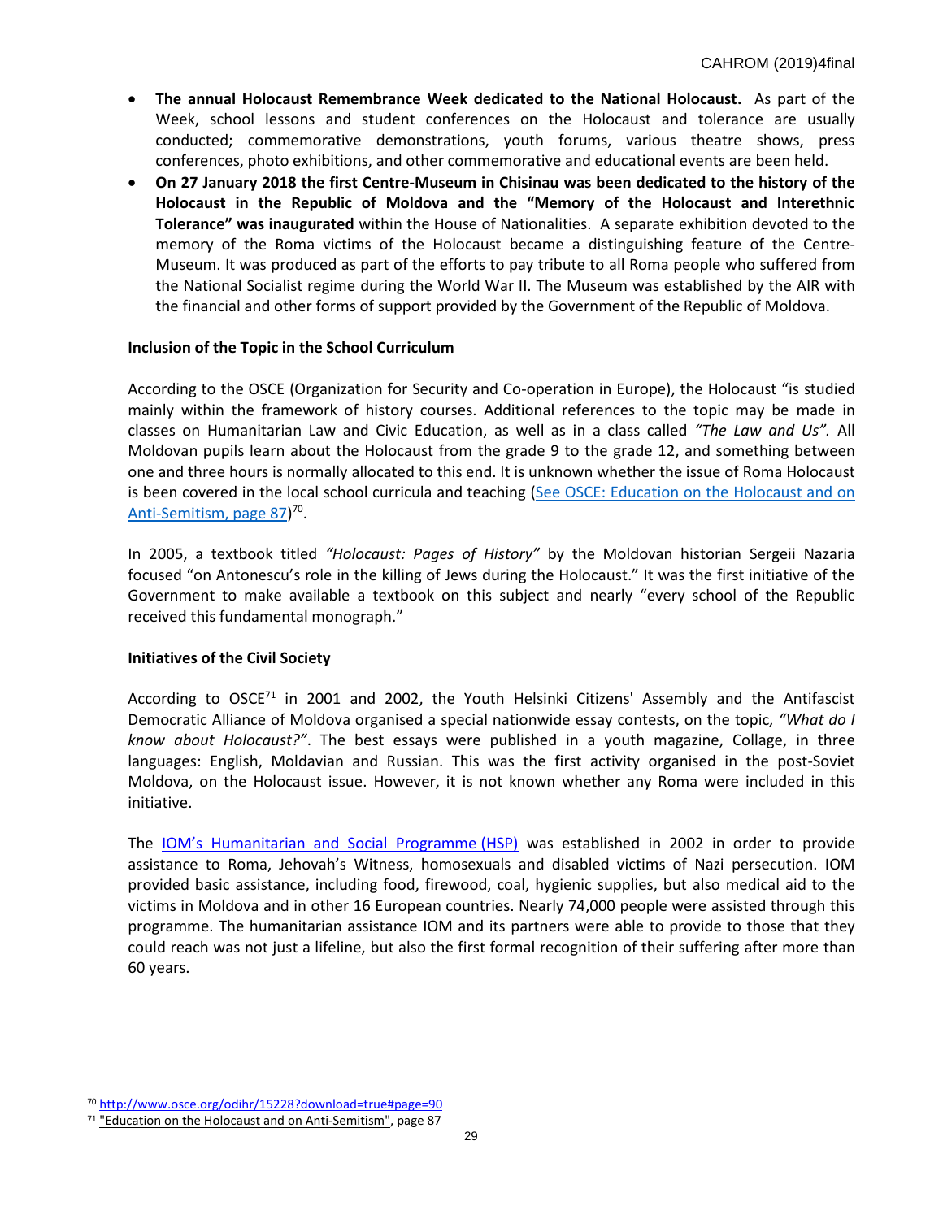- **The annual Holocaust Remembrance Week dedicated to the National Holocaust.** As part of the Week, school lessons and student conferences on the Holocaust and tolerance are usually conducted; commemorative demonstrations, youth forums, various theatre shows, press conferences, photo exhibitions, and other commemorative and educational events are been held.
- **On 27 January 2018 the first Centre-Museum in Chisinau was been dedicated to the history of the Holocaust in the Republic of Moldova and the "Memory of the Holocaust and Interethnic Tolerance" was inaugurated** within the House of Nationalities. A separate exhibition devoted to the memory of the Roma victims of the Holocaust became a distinguishing feature of the Centre-Museum. It was produced as part of the efforts to pay tribute to all Roma people who suffered from the National Socialist regime during the World War II. The Museum was established by the AIR with the financial and other forms of support provided by the Government of the Republic of Moldova.

**Inclusion of the Topic in the School Curriculum**

According to the OSCE (Organization for Security and Co-operation in Europe), the Holocaust "is studied mainly within the framework of history courses. Additional references to the topic may be made in classes on Humanitarian Law and Civic Education, as well as in a class called *"The Law and Us"*. All Moldovan pupils learn about the Holocaust from the grade 9 to the grade 12, and something between one and three hours is normally allocated to this end. It is unknown whether the issue of Roma Holocaust is been covered in the local school curricula and teaching (See OSCE: Education on the Holocaust and on Anti-Semitism, page 87)[70].

In 2005, a textbook titled *"Holocaust: Pages of History"* by the Moldovan historian Sergeii Nazaria focused "on Antonescu's role in the killing of Jews during the Holocaust." It was the first initiative of the Government to make available a textbook on this subject and nearly "every school of the Republic received this fundamental monograph."

**Initiatives of the Civil Society**

According to OSCE[71] in 2001 and 2002, the Youth Helsinki Citizens' Assembly and the Antifascist Democratic Alliance of Moldova organised a special nationwide essay contests, on the topic*, "What do I know about Holocaust?"*. The best essays were published in a youth magazine, Collage, in three languages: English, Moldavian and Russian. This was the first activity organised in the post-Soviet Moldova, on the Holocaust issue. However, it is not known whether any Roma were included in this initiative.

The IOM's Humanitarian and Social Programme (HSP) was established in 2002 in order to provide assistance to Roma, Jehovah's Witness, homosexuals and disabled victims of Nazi persecution. IOM provided basic assistance, including food, firewood, coal, hygienic supplies, but also medical aid to the victims in Moldova and in other 16 European countries. Nearly 74,000 people were assisted through this programme. The humanitarian assistance IOM and its partners were able to provide to those that they could reach was not just a lifeline, but also the first formal recognition of their suffering after more than 60 years.

---

[70] http://www.osce.org/odihr/15228?download=true#page=90

[71] "Education on the Holocaust and on Anti-Semitism", page 87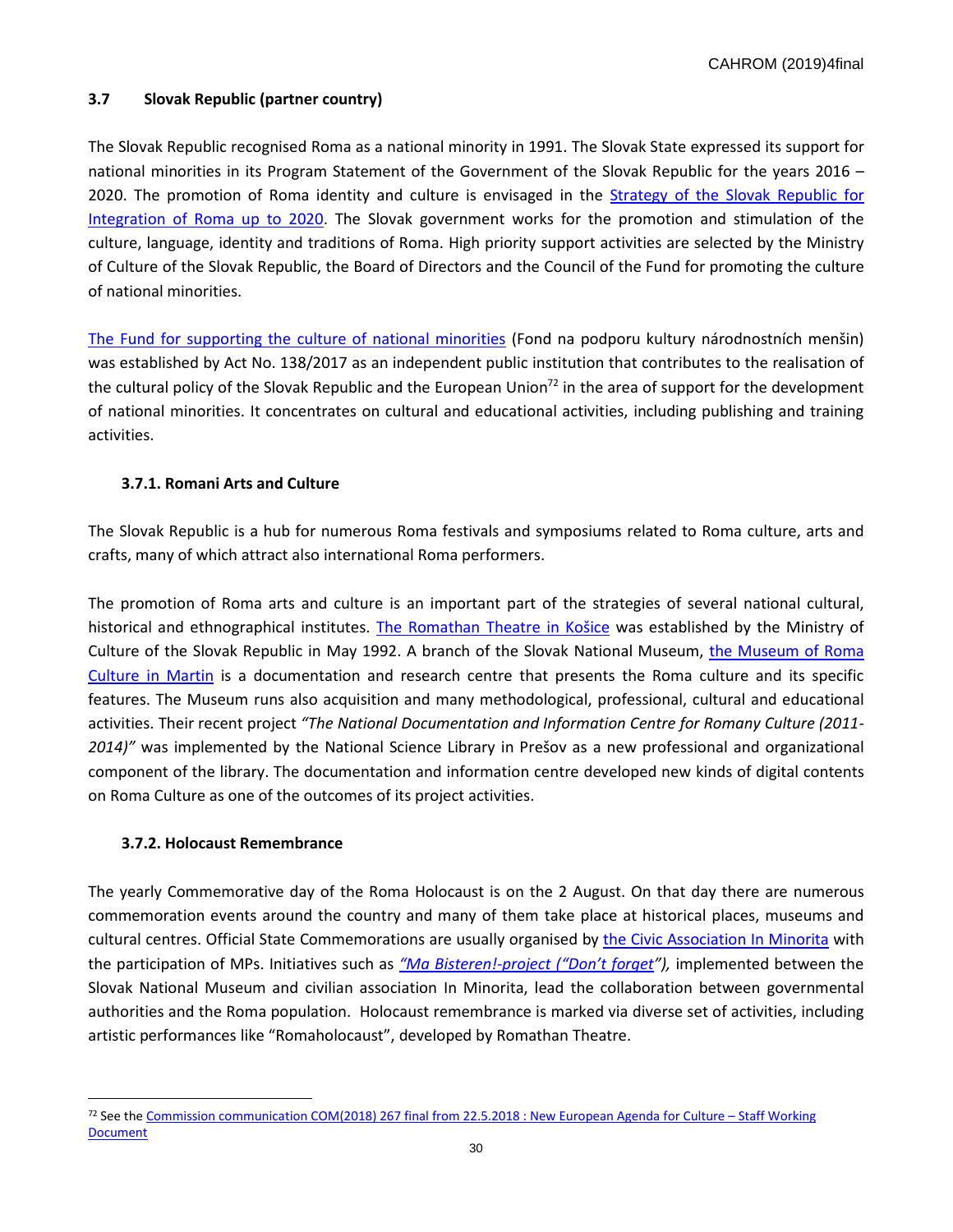### 3.7 Slovak Republic (partner country)

The Slovak Republic recognised Roma as a national minority in 1991. The Slovak State expressed its support for national minorities in its Program Statement of the Government of the Slovak Republic for the years 2016 – 2020. The promotion of Roma identity and culture is envisaged in the Strategy of the Slovak Republic for Integration of Roma up to 2020. The Slovak government works for the promotion and stimulation of the culture, language, identity and traditions of Roma. High priority support activities are selected by the Ministry of Culture of the Slovak Republic, the Board of Directors and the Council of the Fund for promoting the culture of national minorities.

The Fund for supporting the culture of national minorities (Fond na podporu kultury národnostních menšin) was established by Act No. 138/2017 as an independent public institution that contributes to the realisation of the cultural policy of the Slovak Republic and the European Union[72] in the area of support for the development of national minorities. It concentrates on cultural and educational activities, including publishing and training activities.

#### 3.7.1. Romani Arts and Culture

The Slovak Republic is a hub for numerous Roma festivals and symposiums related to Roma culture, arts and crafts, many of which attract also international Roma performers.

The promotion of Roma arts and culture is an important part of the strategies of several national cultural, historical and ethnographical institutes. The Romathan Theatre in Košice was established by the Ministry of Culture of the Slovak Republic in May 1992. A branch of the Slovak National Museum, the Museum of Roma Culture in Martin is a documentation and research centre that presents the Roma culture and its specific features. The Museum runs also acquisition and many methodological, professional, cultural and educational activities. Their recent project *"The National Documentation and Information Centre for Romany Culture (2011-2014)"* was implemented by the National Science Library in Prešov as a new professional and organizational component of the library. The documentation and information centre developed new kinds of digital contents on Roma Culture as one of the outcomes of its project activities.

#### 3.7.2. Holocaust Remembrance

The yearly Commemorative day of the Roma Holocaust is on the 2 August. On that day there are numerous commemoration events around the country and many of them take place at historical places, museums and cultural centres. Official State Commemorations are usually organised by the Civic Association In Minorita with the participation of MPs. Initiatives such as *"Ma Bisteren!-project ("Don't forget")*, implemented between the Slovak National Museum and civilian association In Minorita, lead the collaboration between governmental authorities and the Roma population. Holocaust remembrance is marked via diverse set of activities, including artistic performances like "Romaholocaust", developed by Romathan Theatre.

---

[72] See the Commission communication COM(2018) 267 final from 22.5.2018 : New European Agenda for Culture – Staff Working Document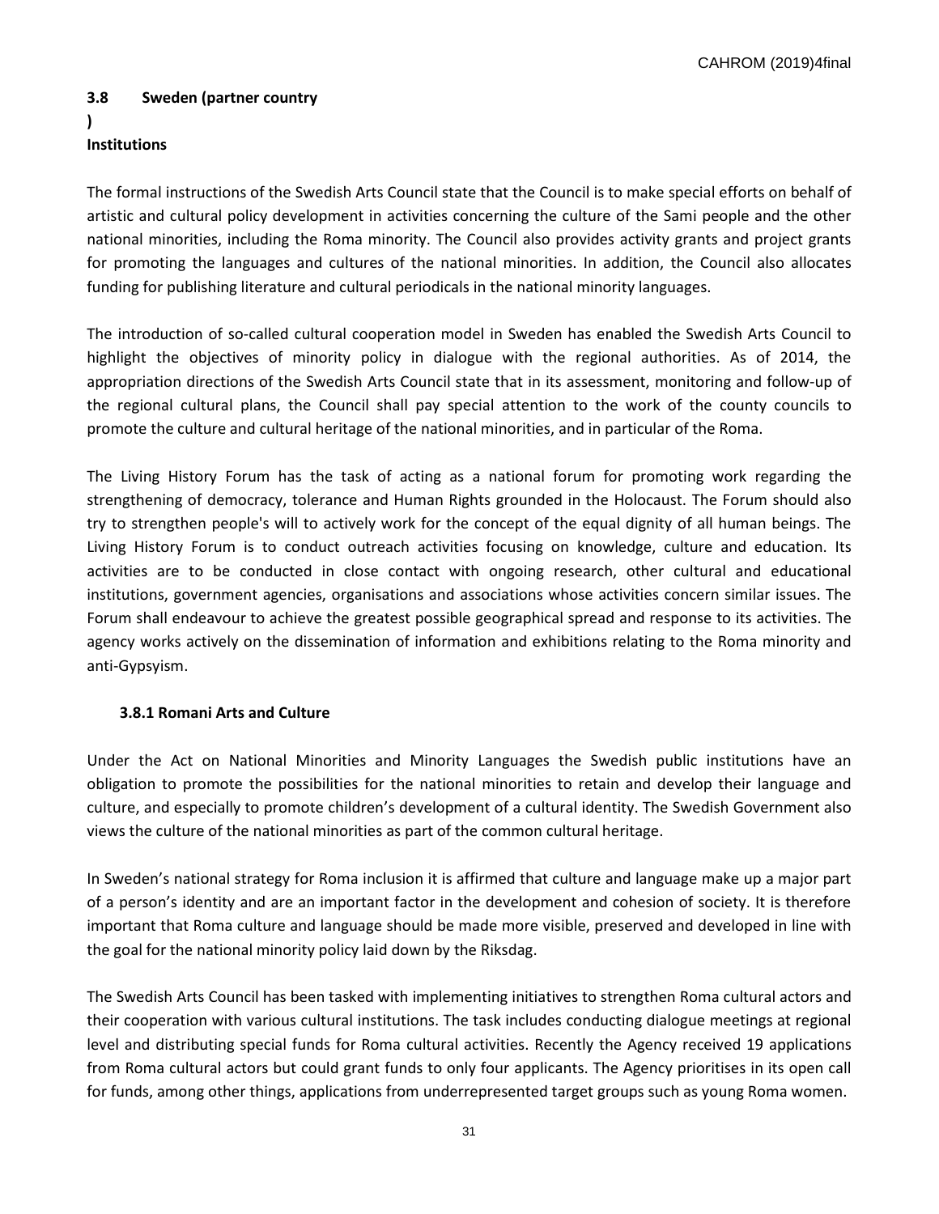### 3.8 Sweden (partner country)

**Institutions**

The formal instructions of the Swedish Arts Council state that the Council is to make special efforts on behalf of artistic and cultural policy development in activities concerning the culture of the Sami people and the other national minorities, including the Roma minority. The Council also provides activity grants and project grants for promoting the languages and cultures of the national minorities. In addition, the Council also allocates funding for publishing literature and cultural periodicals in the national minority languages.

The introduction of so-called cultural cooperation model in Sweden has enabled the Swedish Arts Council to highlight the objectives of minority policy in dialogue with the regional authorities. As of 2014, the appropriation directions of the Swedish Arts Council state that in its assessment, monitoring and follow-up of the regional cultural plans, the Council shall pay special attention to the work of the county councils to promote the culture and cultural heritage of the national minorities, and in particular of the Roma.

The Living History Forum has the task of acting as a national forum for promoting work regarding the strengthening of democracy, tolerance and Human Rights grounded in the Holocaust. The Forum should also try to strengthen people's will to actively work for the concept of the equal dignity of all human beings. The Living History Forum is to conduct outreach activities focusing on knowledge, culture and education. Its activities are to be conducted in close contact with ongoing research, other cultural and educational institutions, government agencies, organisations and associations whose activities concern similar issues. The Forum shall endeavour to achieve the greatest possible geographical spread and response to its activities. The agency works actively on the dissemination of information and exhibitions relating to the Roma minority and anti-Gypsyism.

#### 3.8.1 Romani Arts and Culture

Under the Act on National Minorities and Minority Languages the Swedish public institutions have an obligation to promote the possibilities for the national minorities to retain and develop their language and culture, and especially to promote children's development of a cultural identity. The Swedish Government also views the culture of the national minorities as part of the common cultural heritage.

In Sweden's national strategy for Roma inclusion it is affirmed that culture and language make up a major part of a person's identity and are an important factor in the development and cohesion of society. It is therefore important that Roma culture and language should be made more visible, preserved and developed in line with the goal for the national minority policy laid down by the Riksdag.

The Swedish Arts Council has been tasked with implementing initiatives to strengthen Roma cultural actors and their cooperation with various cultural institutions. The task includes conducting dialogue meetings at regional level and distributing special funds for Roma cultural activities. Recently the Agency received 19 applications from Roma cultural actors but could grant funds to only four applicants. The Agency prioritises in its open call for funds, among other things, applications from underrepresented target groups such as young Roma women.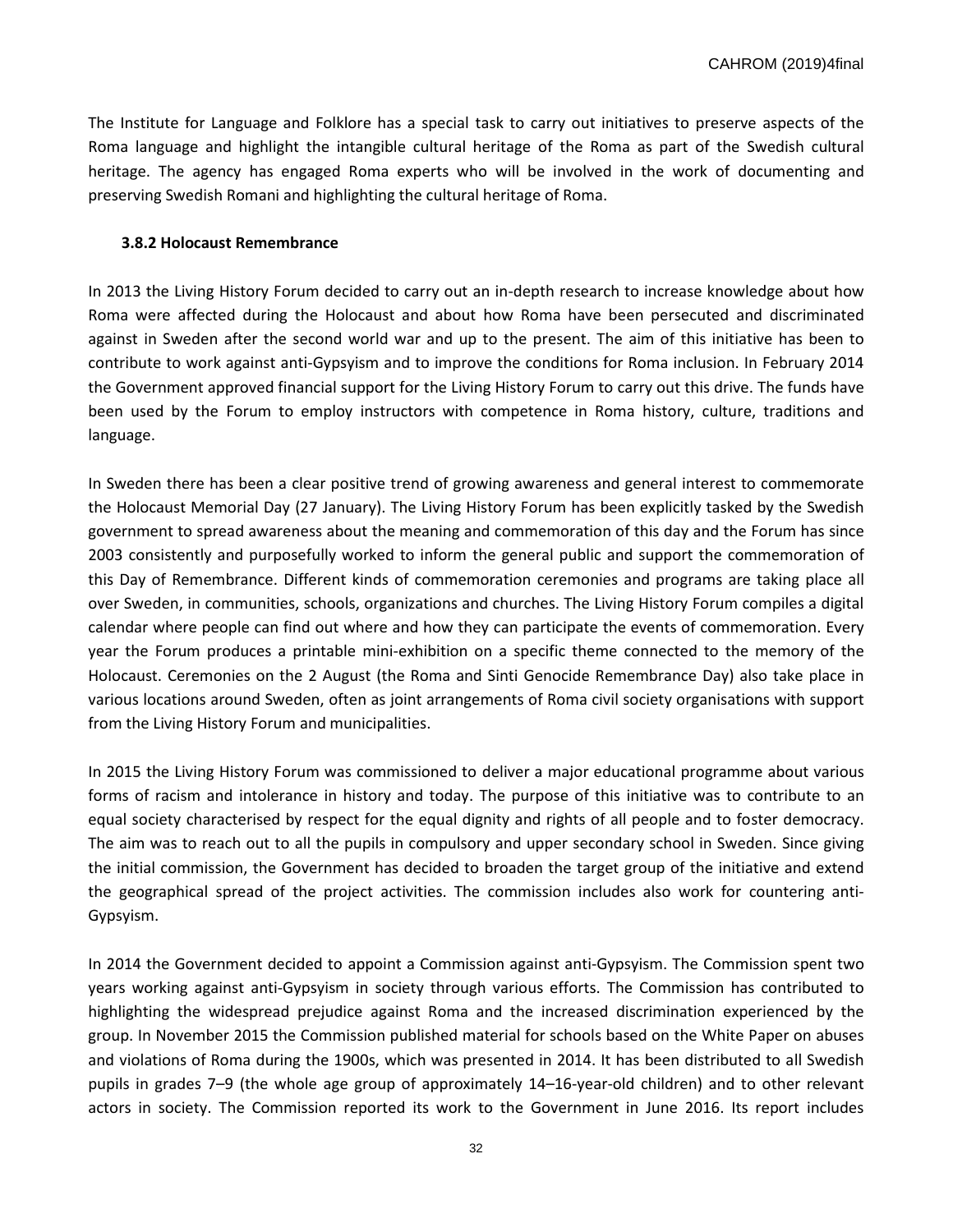The Institute for Language and Folklore has a special task to carry out initiatives to preserve aspects of the Roma language and highlight the intangible cultural heritage of the Roma as part of the Swedish cultural heritage. The agency has engaged Roma experts who will be involved in the work of documenting and preserving Swedish Romani and highlighting the cultural heritage of Roma.

### 3.8.2 Holocaust Remembrance

In 2013 the Living History Forum decided to carry out an in-depth research to increase knowledge about how Roma were affected during the Holocaust and about how Roma have been persecuted and discriminated against in Sweden after the second world war and up to the present. The aim of this initiative has been to contribute to work against anti-Gypsyism and to improve the conditions for Roma inclusion. In February 2014 the Government approved financial support for the Living History Forum to carry out this drive. The funds have been used by the Forum to employ instructors with competence in Roma history, culture, traditions and language.

In Sweden there has been a clear positive trend of growing awareness and general interest to commemorate the Holocaust Memorial Day (27 January). The Living History Forum has been explicitly tasked by the Swedish government to spread awareness about the meaning and commemoration of this day and the Forum has since 2003 consistently and purposefully worked to inform the general public and support the commemoration of this Day of Remembrance. Different kinds of commemoration ceremonies and programs are taking place all over Sweden, in communities, schools, organizations and churches. The Living History Forum compiles a digital calendar where people can find out where and how they can participate the events of commemoration. Every year the Forum produces a printable mini-exhibition on a specific theme connected to the memory of the Holocaust. Ceremonies on the 2 August (the Roma and Sinti Genocide Remembrance Day) also take place in various locations around Sweden, often as joint arrangements of Roma civil society organisations with support from the Living History Forum and municipalities.

In 2015 the Living History Forum was commissioned to deliver a major educational programme about various forms of racism and intolerance in history and today. The purpose of this initiative was to contribute to an equal society characterised by respect for the equal dignity and rights of all people and to foster democracy. The aim was to reach out to all the pupils in compulsory and upper secondary school in Sweden. Since giving the initial commission, the Government has decided to broaden the target group of the initiative and extend the geographical spread of the project activities. The commission includes also work for countering anti-Gypsyism.

In 2014 the Government decided to appoint a Commission against anti-Gypsyism. The Commission spent two years working against anti-Gypsyism in society through various efforts. The Commission has contributed to highlighting the widespread prejudice against Roma and the increased discrimination experienced by the group. In November 2015 the Commission published material for schools based on the White Paper on abuses and violations of Roma during the 1900s, which was presented in 2014. It has been distributed to all Swedish pupils in grades 7–9 (the whole age group of approximately 14–16-year-old children) and to other relevant actors in society. The Commission reported its work to the Government in June 2016. Its report includes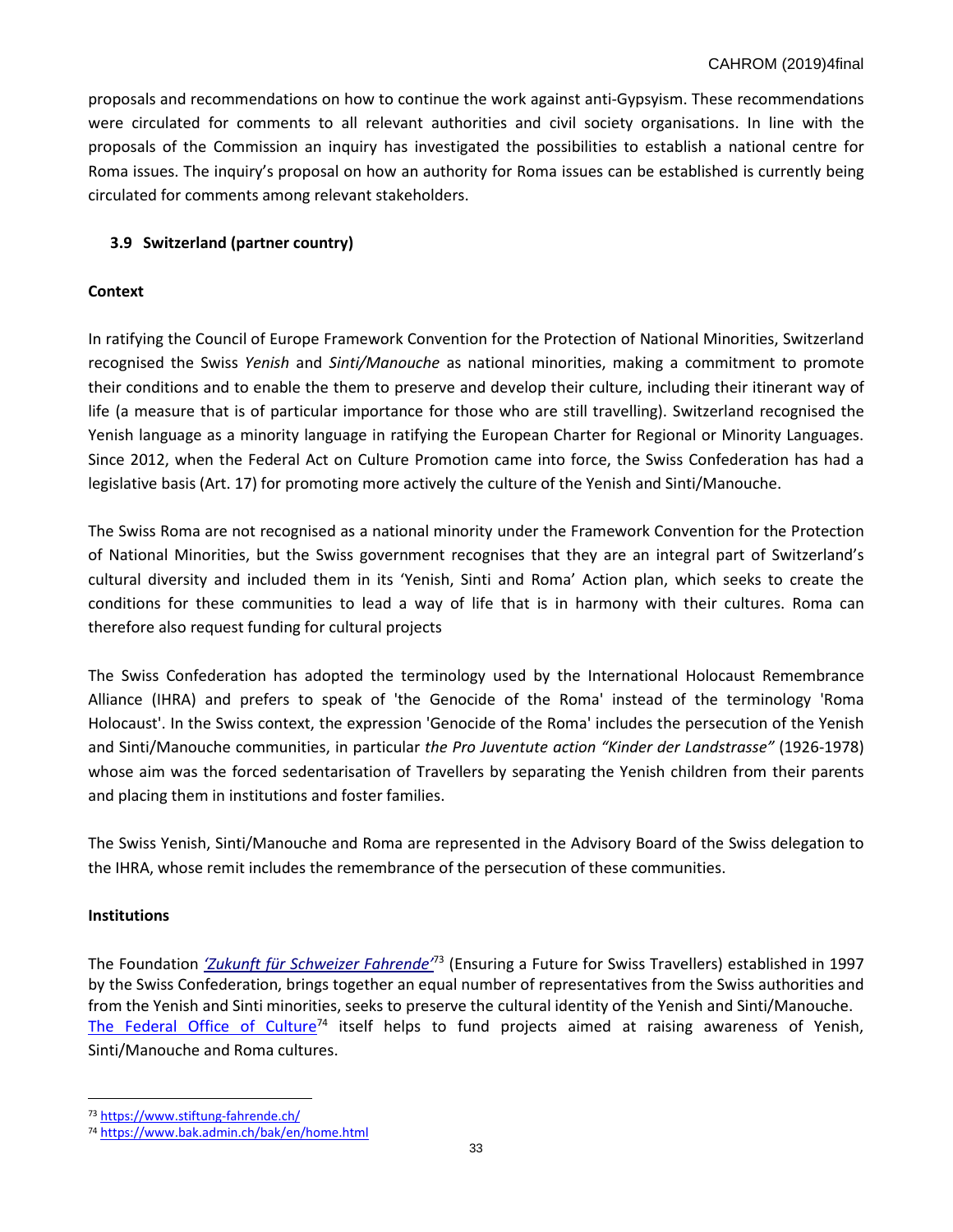proposals and recommendations on how to continue the work against anti-Gypsyism. These recommendations were circulated for comments to all relevant authorities and civil society organisations. In line with the proposals of the Commission an inquiry has investigated the possibilities to establish a national centre for Roma issues. The inquiry's proposal on how an authority for Roma issues can be established is currently being circulated for comments among relevant stakeholders.

### 3.9 Switzerland (partner country)

**Context**

In ratifying the Council of Europe Framework Convention for the Protection of National Minorities, Switzerland recognised the Swiss *Yenish* and *Sinti/Manouche* as national minorities, making a commitment to promote their conditions and to enable the them to preserve and develop their culture, including their itinerant way of life (a measure that is of particular importance for those who are still travelling). Switzerland recognised the Yenish language as a minority language in ratifying the European Charter for Regional or Minority Languages. Since 2012, when the Federal Act on Culture Promotion came into force, the Swiss Confederation has had a legislative basis (Art. 17) for promoting more actively the culture of the Yenish and Sinti/Manouche.

The Swiss Roma are not recognised as a national minority under the Framework Convention for the Protection of National Minorities, but the Swiss government recognises that they are an integral part of Switzerland's cultural diversity and included them in its 'Yenish, Sinti and Roma' Action plan, which seeks to create the conditions for these communities to lead a way of life that is in harmony with their cultures. Roma can therefore also request funding for cultural projects

The Swiss Confederation has adopted the terminology used by the International Holocaust Remembrance Alliance (IHRA) and prefers to speak of 'the Genocide of the Roma' instead of the terminology 'Roma Holocaust'. In the Swiss context, the expression 'Genocide of the Roma' includes the persecution of the Yenish and Sinti/Manouche communities, in particular *the Pro Juventute action "Kinder der Landstrasse"* (1926-1978) whose aim was the forced sedentarisation of Travellers by separating the Yenish children from their parents and placing them in institutions and foster families.

The Swiss Yenish, Sinti/Manouche and Roma are represented in the Advisory Board of the Swiss delegation to the IHRA, whose remit includes the remembrance of the persecution of these communities.

**Institutions**

The Foundation *'Zukunft für Schweizer Fahrende'*[73] (Ensuring a Future for Swiss Travellers) established in 1997 by the Swiss Confederation, brings together an equal number of representatives from the Swiss authorities and from the Yenish and Sinti minorities, seeks to preserve the cultural identity of the Yenish and Sinti/Manouche. The Federal Office of Culture[74] itself helps to fund projects aimed at raising awareness of Yenish, Sinti/Manouche and Roma cultures.

[73] https://www.stiftung-fahrende.ch/

[74] https://www.bak.admin.ch/bak/en/home.html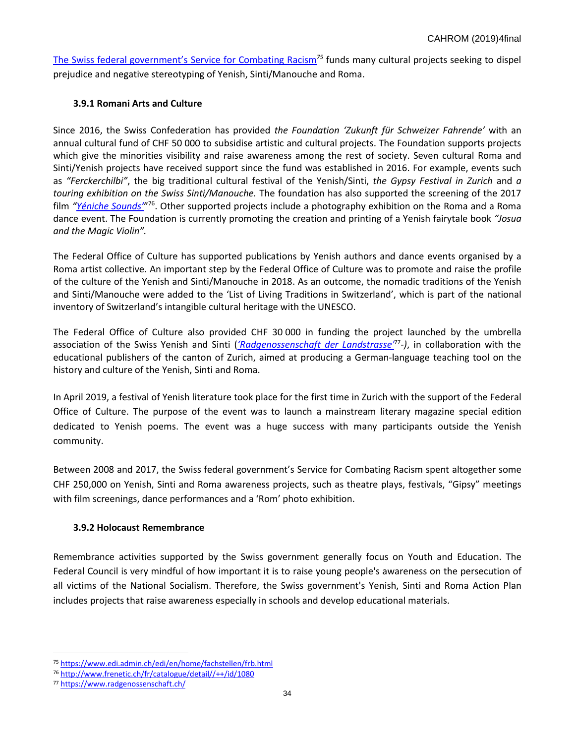[The Swiss federal government's Service for Combating Racism](https://www.edi.admin.ch/edi/en/home/fachstellen/frb.html)[75] funds many cultural projects seeking to dispel prejudice and negative stereotyping of Yenish, Sinti/Manouche and Roma.

### 3.9.1 Romani Arts and Culture

Since 2016, the Swiss Confederation has provided *the Foundation 'Zukunft für Schweizer Fahrende'* with an annual cultural fund of CHF 50 000 to subsidise artistic and cultural projects. The Foundation supports projects which give the minorities visibility and raise awareness among the rest of society. Seven cultural Roma and Sinti/Yenish projects have received support since the fund was established in 2016. For example, events such as *"Ferckerchilbi"*, the big traditional cultural festival of the Yenish/Sinti, *the Gypsy Festival in Zurich* and *a touring exhibition on the Swiss Sinti/Manouche.* The foundation has also supported the screening of the 2017 film *"[Yéniche Sounds](http://www.frenetic.ch/fr/catalogue/detail//++/id/1080)"*[76]. Other supported projects include a photography exhibition on the Roma and a Roma dance event. The Foundation is currently promoting the creation and printing of a Yenish fairytale book *"Josua and the Magic Violin".*

The Federal Office of Culture has supported publications by Yenish authors and dance events organised by a Roma artist collective. An important step by the Federal Office of Culture was to promote and raise the profile of the culture of the Yenish and Sinti/Manouche in 2018. As an outcome, the nomadic traditions of the Yenish and Sinti/Manouche were added to the 'List of Living Traditions in Switzerland', which is part of the national inventory of Switzerland's intangible cultural heritage with the UNESCO.

The Federal Office of Culture also provided CHF 30 000 in funding the project launched by the umbrella association of the Swiss Yenish and Sinti (*['Radgenossenschaft der Landstrasse'](https://www.radgenossenschaft.ch/)*[77]*-)*, in collaboration with the educational publishers of the canton of Zurich, aimed at producing a German-language teaching tool on the history and culture of the Yenish, Sinti and Roma.

In April 2019, a festival of Yenish literature took place for the first time in Zurich with the support of the Federal Office of Culture. The purpose of the event was to launch a mainstream literary magazine special edition dedicated to Yenish poems. The event was a huge success with many participants outside the Yenish community.

Between 2008 and 2017, the Swiss federal government's Service for Combating Racism spent altogether some CHF 250,000 on Yenish, Sinti and Roma awareness projects, such as theatre plays, festivals, "Gipsy" meetings with film screenings, dance performances and a 'Rom' photo exhibition.

### 3.9.2 Holocaust Remembrance

Remembrance activities supported by the Swiss government generally focus on Youth and Education. The Federal Council is very mindful of how important it is to raise young people's awareness on the persecution of all victims of the National Socialism. Therefore, the Swiss government's Yenish, Sinti and Roma Action Plan includes projects that raise awareness especially in schools and develop educational materials.

---

[75] https://www.edi.admin.ch/edi/en/home/fachstellen/frb.html

[76] http://www.frenetic.ch/fr/catalogue/detail//++/id/1080

[77] https://www.radgenossenschaft.ch/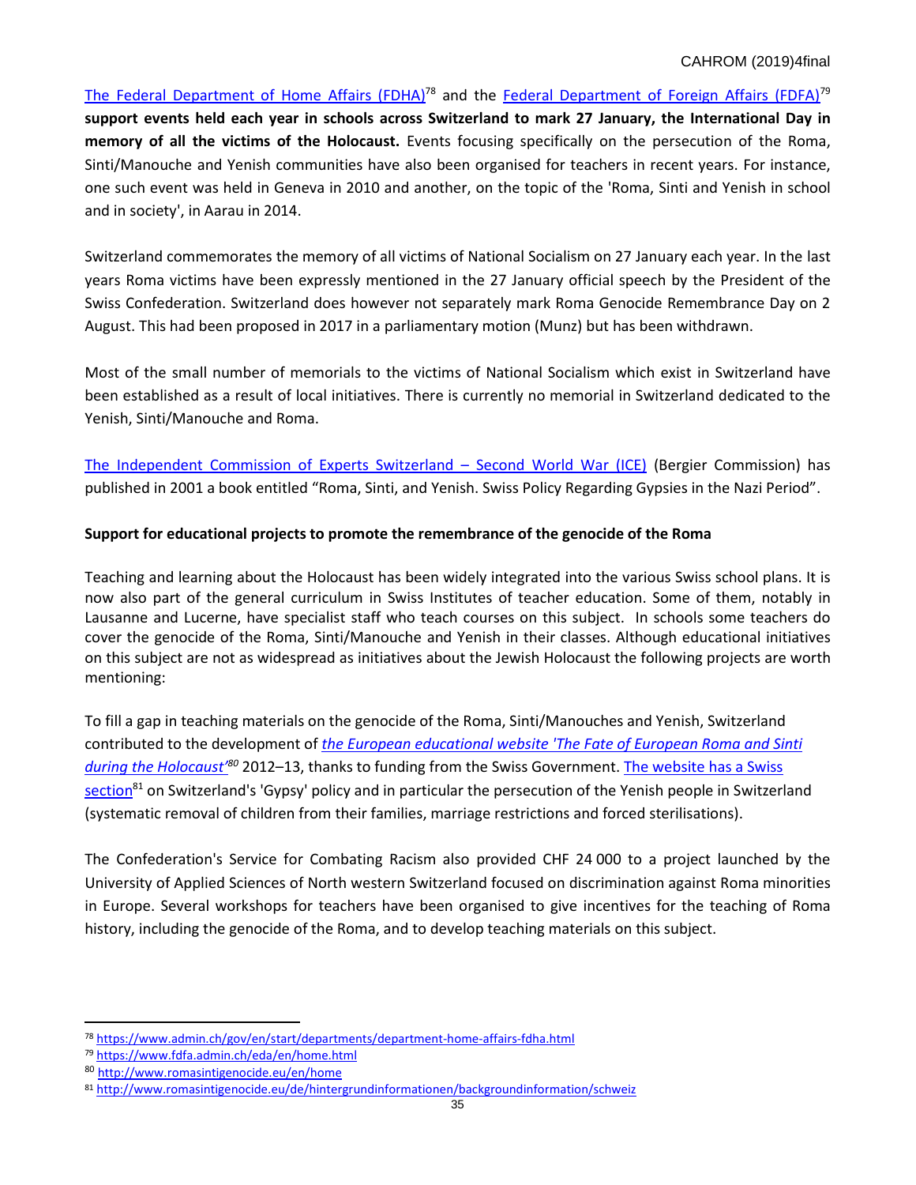The Federal Department of Home Affairs (FDHA)[78] and the Federal Department of Foreign Affairs (FDFA)[79] **support events held each year in schools across Switzerland to mark 27 January, the International Day in memory of all the victims of the Holocaust.** Events focusing specifically on the persecution of the Roma, Sinti/Manouche and Yenish communities have also been organised for teachers in recent years. For instance, one such event was held in Geneva in 2010 and another, on the topic of the 'Roma, Sinti and Yenish in school and in society', in Aarau in 2014.

Switzerland commemorates the memory of all victims of National Socialism on 27 January each year. In the last years Roma victims have been expressly mentioned in the 27 January official speech by the President of the Swiss Confederation. Switzerland does however not separately mark Roma Genocide Remembrance Day on 2 August. This had been proposed in 2017 in a parliamentary motion (Munz) but has been withdrawn.

Most of the small number of memorials to the victims of National Socialism which exist in Switzerland have been established as a result of local initiatives. There is currently no memorial in Switzerland dedicated to the Yenish, Sinti/Manouche and Roma.

The Independent Commission of Experts Switzerland – Second World War (ICE) (Bergier Commission) has published in 2001 a book entitled "Roma, Sinti, and Yenish. Swiss Policy Regarding Gypsies in the Nazi Period".

**Support for educational projects to promote the remembrance of the genocide of the Roma**

Teaching and learning about the Holocaust has been widely integrated into the various Swiss school plans. It is now also part of the general curriculum in Swiss Institutes of teacher education. Some of them, notably in Lausanne and Lucerne, have specialist staff who teach courses on this subject. In schools some teachers do cover the genocide of the Roma, Sinti/Manouche and Yenish in their classes. Although educational initiatives on this subject are not as widespread as initiatives about the Jewish Holocaust the following projects are worth mentioning:

To fill a gap in teaching materials on the genocide of the Roma, Sinti/Manouches and Yenish, Switzerland contributed to the development of *the European educational website 'The Fate of European Roma and Sinti during the Holocaust'*[80] 2012–13, thanks to funding from the Swiss Government. The website has a Swiss section[81] on Switzerland's 'Gypsy' policy and in particular the persecution of the Yenish people in Switzerland (systematic removal of children from their families, marriage restrictions and forced sterilisations).

The Confederation's Service for Combating Racism also provided CHF 24 000 to a project launched by the University of Applied Sciences of North western Switzerland focused on discrimination against Roma minorities in Europe. Several workshops for teachers have been organised to give incentives for the teaching of Roma history, including the genocide of the Roma, and to develop teaching materials on this subject.

---

[78] https://www.admin.ch/gov/en/start/departments/department-home-affairs-fdha.html

[79] https://www.fdfa.admin.ch/eda/en/home.html

[80] http://www.romasintigenocide.eu/en/home

[81] http://www.romasintigenocide.eu/de/hintergrundinformationen/backgroundinformation/schweiz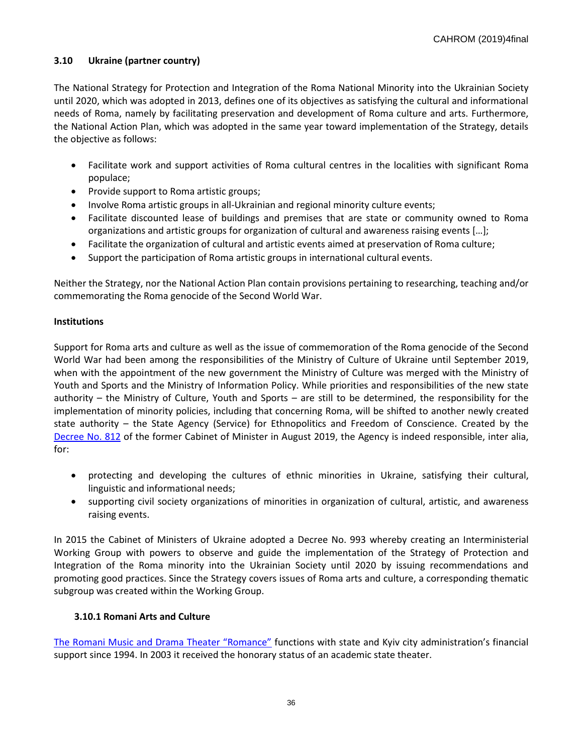### 3.10 Ukraine (partner country)

The National Strategy for Protection and Integration of the Roma National Minority into the Ukrainian Society until 2020, which was adopted in 2013, defines one of its objectives as satisfying the cultural and informational needs of Roma, namely by facilitating preservation and development of Roma culture and arts. Furthermore, the National Action Plan, which was adopted in the same year toward implementation of the Strategy, details the objective as follows:

- Facilitate work and support activities of Roma cultural centres in the localities with significant Roma populace;
- Provide support to Roma artistic groups;
- Involve Roma artistic groups in all-Ukrainian and regional minority culture events;
- Facilitate discounted lease of buildings and premises that are state or community owned to Roma organizations and artistic groups for organization of cultural and awareness raising events […];
- Facilitate the organization of cultural and artistic events aimed at preservation of Roma culture;
- Support the participation of Roma artistic groups in international cultural events.

Neither the Strategy, nor the National Action Plan contain provisions pertaining to researching, teaching and/or commemorating the Roma genocide of the Second World War.

**Institutions**

Support for Roma arts and culture as well as the issue of commemoration of the Roma genocide of the Second World War had been among the responsibilities of the Ministry of Culture of Ukraine until September 2019, when with the appointment of the new government the Ministry of Culture was merged with the Ministry of Youth and Sports and the Ministry of Information Policy. While priorities and responsibilities of the new state authority – the Ministry of Culture, Youth and Sports – are still to be determined, the responsibility for the implementation of minority policies, including that concerning Roma, will be shifted to another newly created state authority – the State Agency (Service) for Ethnopolitics and Freedom of Conscience. Created by the Decree No. 812 of the former Cabinet of Minister in August 2019, the Agency is indeed responsible, inter alia, for:

- protecting and developing the cultures of ethnic minorities in Ukraine, satisfying their cultural, linguistic and informational needs;
- supporting civil society organizations of minorities in organization of cultural, artistic, and awareness raising events.

In 2015 the Cabinet of Ministers of Ukraine adopted a Decree No. 993 whereby creating an Interministerial Working Group with powers to observe and guide the implementation of the Strategy of Protection and Integration of the Roma minority into the Ukrainian Society until 2020 by issuing recommendations and promoting good practices. Since the Strategy covers issues of Roma arts and culture, a corresponding thematic subgroup was created within the Working Group.

#### 3.10.1 Romani Arts and Culture

The Romani Music and Drama Theater "Romance" functions with state and Kyiv city administration's financial support since 1994. In 2003 it received the honorary status of an academic state theater.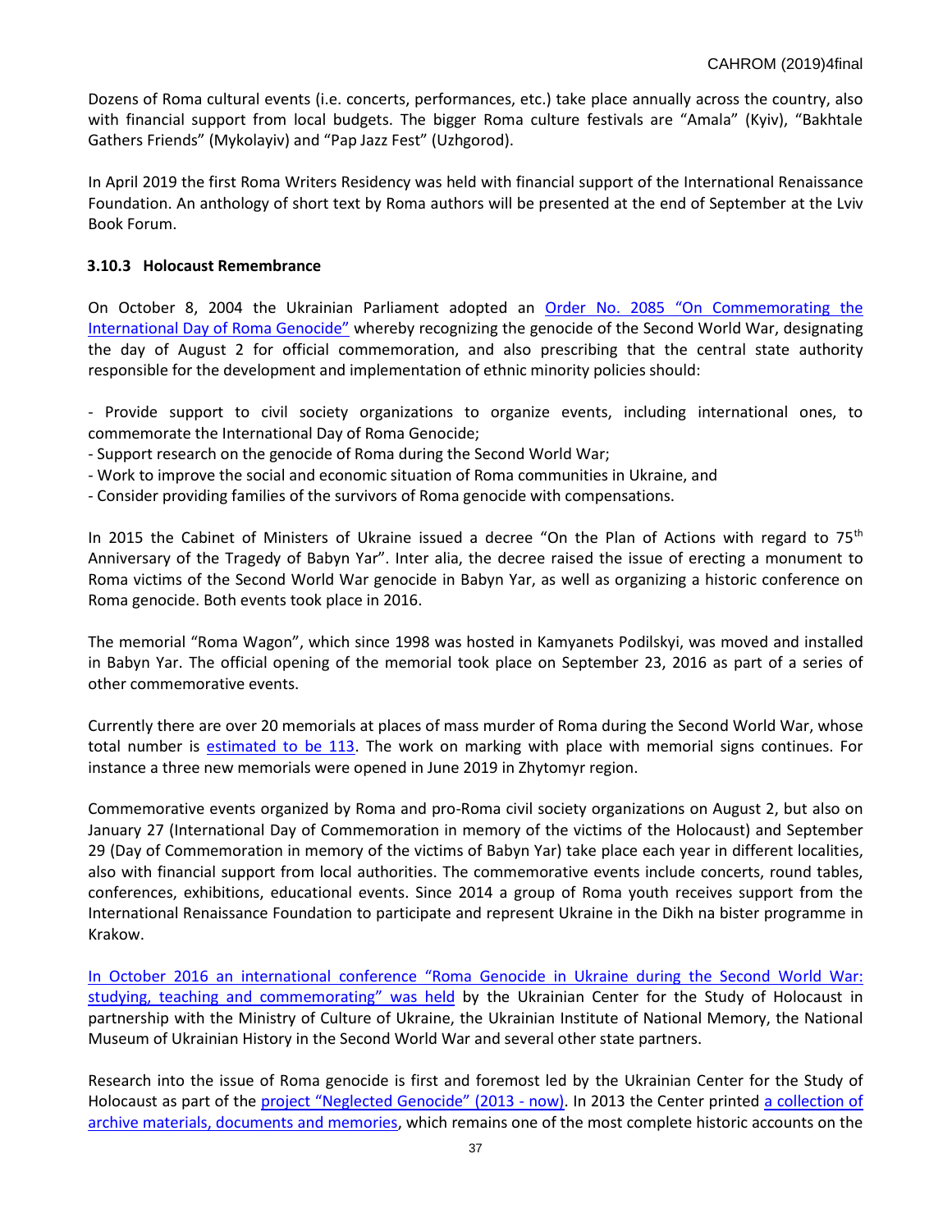Dozens of Roma cultural events (i.e. concerts, performances, etc.) take place annually across the country, also with financial support from local budgets. The bigger Roma culture festivals are “Amala” (Kyiv), “Bakhtale Gathers Friends” (Mykolayiv) and “Pap Jazz Fest” (Uzhgorod).

In April 2019 the first Roma Writers Residency was held with financial support of the International Renaissance Foundation. An anthology of short text by Roma authors will be presented at the end of September at the Lviv Book Forum.

### 3.10.3 Holocaust Remembrance

On October 8, 2004 the Ukrainian Parliament adopted an Order No. 2085 “On Commemorating the International Day of Roma Genocide” whereby recognizing the genocide of the Second World War, designating the day of August 2 for official commemoration, and also prescribing that the central state authority responsible for the development and implementation of ethnic minority policies should:

- Provide support to civil society organizations to organize events, including international ones, to commemorate the International Day of Roma Genocide;
- Support research on the genocide of Roma during the Second World War;
- Work to improve the social and economic situation of Roma communities in Ukraine, and
- Consider providing families of the survivors of Roma genocide with compensations.

In 2015 the Cabinet of Ministers of Ukraine issued a decree “On the Plan of Actions with regard to 75th Anniversary of the Tragedy of Babyn Yar”. Inter alia, the decree raised the issue of erecting a monument to Roma victims of the Second World War genocide in Babyn Yar, as well as organizing a historic conference on Roma genocide. Both events took place in 2016.

The memorial “Roma Wagon”, which since 1998 was hosted in Kamyanets Podilskyi, was moved and installed in Babyn Yar. The official opening of the memorial took place on September 23, 2016 as part of a series of other commemorative events.

Currently there are over 20 memorials at places of mass murder of Roma during the Second World War, whose total number is estimated to be 113. The work on marking with place with memorial signs continues. For instance a three new memorials were opened in June 2019 in Zhytomyr region.

Commemorative events organized by Roma and pro-Roma civil society organizations on August 2, but also on January 27 (International Day of Commemoration in memory of the victims of the Holocaust) and September 29 (Day of Commemoration in memory of the victims of Babyn Yar) take place each year in different localities, also with financial support from local authorities. The commemorative events include concerts, round tables, conferences, exhibitions, educational events. Since 2014 a group of Roma youth receives support from the International Renaissance Foundation to participate and represent Ukraine in the Dikh na bister programme in Krakow.

In October 2016 an international conference “Roma Genocide in Ukraine during the Second World War: studying, teaching and commemorating” was held by the Ukrainian Center for the Study of Holocaust in partnership with the Ministry of Culture of Ukraine, the Ukrainian Institute of National Memory, the National Museum of Ukrainian History in the Second World War and several other state partners.

Research into the issue of Roma genocide is first and foremost led by the Ukrainian Center for the Study of Holocaust as part of the project “Neglected Genocide” (2013 - now). In 2013 the Center printed a collection of archive materials, documents and memories, which remains one of the most complete historic accounts on the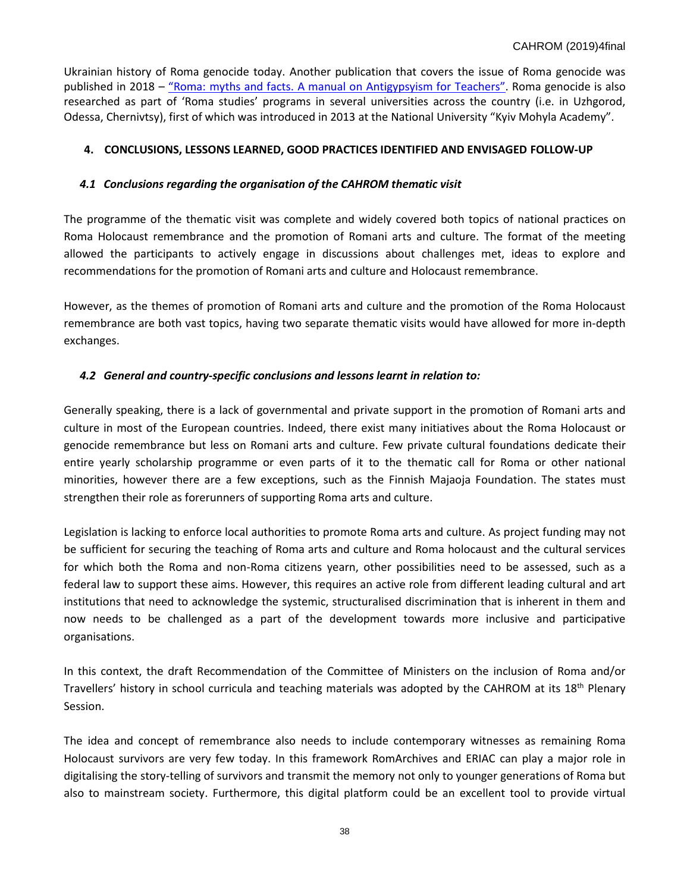Ukrainian history of Roma genocide today. Another publication that covers the issue of Roma genocide was published in 2018 – "Roma: myths and facts. A manual on Antigypsyism for Teachers". Roma genocide is also researched as part of 'Roma studies' programs in several universities across the country (i.e. in Uzhgorod, Odessa, Chernivtsy), first of which was introduced in 2013 at the National University "Kyiv Mohyla Academy".

## 4. CONCLUSIONS, LESSONS LEARNED, GOOD PRACTICES IDENTIFIED AND ENVISAGED FOLLOW-UP

### *4.1 Conclusions regarding the organisation of the CAHROM thematic visit*

The programme of the thematic visit was complete and widely covered both topics of national practices on Roma Holocaust remembrance and the promotion of Romani arts and culture. The format of the meeting allowed the participants to actively engage in discussions about challenges met, ideas to explore and recommendations for the promotion of Romani arts and culture and Holocaust remembrance.

However, as the themes of promotion of Romani arts and culture and the promotion of the Roma Holocaust remembrance are both vast topics, having two separate thematic visits would have allowed for more in-depth exchanges.

### *4.2 General and country-specific conclusions and lessons learnt in relation to:*

Generally speaking, there is a lack of governmental and private support in the promotion of Romani arts and culture in most of the European countries. Indeed, there exist many initiatives about the Roma Holocaust or genocide remembrance but less on Romani arts and culture. Few private cultural foundations dedicate their entire yearly scholarship programme or even parts of it to the thematic call for Roma or other national minorities, however there are a few exceptions, such as the Finnish Majaoja Foundation. The states must strengthen their role as forerunners of supporting Roma arts and culture.

Legislation is lacking to enforce local authorities to promote Roma arts and culture. As project funding may not be sufficient for securing the teaching of Roma arts and culture and Roma holocaust and the cultural services for which both the Roma and non-Roma citizens yearn, other possibilities need to be assessed, such as a federal law to support these aims. However, this requires an active role from different leading cultural and art institutions that need to acknowledge the systemic, structuralised discrimination that is inherent in them and now needs to be challenged as a part of the development towards more inclusive and participative organisations.

In this context, the draft Recommendation of the Committee of Ministers on the inclusion of Roma and/or Travellers' history in school curricula and teaching materials was adopted by the CAHROM at its 18th Plenary Session.

The idea and concept of remembrance also needs to include contemporary witnesses as remaining Roma Holocaust survivors are very few today. In this framework RomArchives and ERIAC can play a major role in digitalising the story-telling of survivors and transmit the memory not only to younger generations of Roma but also to mainstream society. Furthermore, this digital platform could be an excellent tool to provide virtual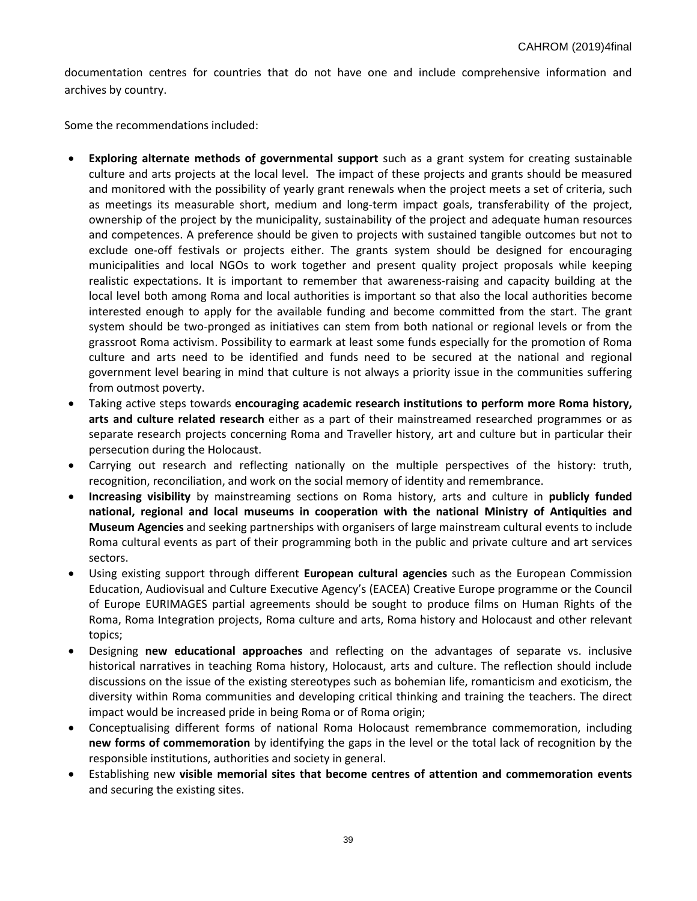documentation centres for countries that do not have one and include comprehensive information and archives by country.

Some the recommendations included:

- **Exploring alternate methods of governmental support** such as a grant system for creating sustainable culture and arts projects at the local level. The impact of these projects and grants should be measured and monitored with the possibility of yearly grant renewals when the project meets a set of criteria, such as meetings its measurable short, medium and long-term impact goals, transferability of the project, ownership of the project by the municipality, sustainability of the project and adequate human resources and competences. A preference should be given to projects with sustained tangible outcomes but not to exclude one-off festivals or projects either. The grants system should be designed for encouraging municipalities and local NGOs to work together and present quality project proposals while keeping realistic expectations. It is important to remember that awareness-raising and capacity building at the local level both among Roma and local authorities is important so that also the local authorities become interested enough to apply for the available funding and become committed from the start. The grant system should be two-pronged as initiatives can stem from both national or regional levels or from the grassroot Roma activism. Possibility to earmark at least some funds especially for the promotion of Roma culture and arts need to be identified and funds need to be secured at the national and regional government level bearing in mind that culture is not always a priority issue in the communities suffering from outmost poverty.
- Taking active steps towards **encouraging academic research institutions to perform more Roma history, arts and culture related research** either as a part of their mainstreamed researched programmes or as separate research projects concerning Roma and Traveller history, art and culture but in particular their persecution during the Holocaust.
- Carrying out research and reflecting nationally on the multiple perspectives of the history: truth, recognition, reconciliation, and work on the social memory of identity and remembrance.
- **Increasing visibility** by mainstreaming sections on Roma history, arts and culture in **publicly funded national, regional and local museums in cooperation with the national Ministry of Antiquities and Museum Agencies** and seeking partnerships with organisers of large mainstream cultural events to include Roma cultural events as part of their programming both in the public and private culture and art services sectors.
- Using existing support through different **European cultural agencies** such as the European Commission Education, Audiovisual and Culture Executive Agency's (EACEA) Creative Europe programme or the Council of Europe EURIMAGES partial agreements should be sought to produce films on Human Rights of the Roma, Roma Integration projects, Roma culture and arts, Roma history and Holocaust and other relevant topics;
- Designing **new educational approaches** and reflecting on the advantages of separate vs. inclusive historical narratives in teaching Roma history, Holocaust, arts and culture. The reflection should include discussions on the issue of the existing stereotypes such as bohemian life, romanticism and exoticism, the diversity within Roma communities and developing critical thinking and training the teachers. The direct impact would be increased pride in being Roma or of Roma origin;
- Conceptualising different forms of national Roma Holocaust remembrance commemoration, including **new forms of commemoration** by identifying the gaps in the level or the total lack of recognition by the responsible institutions, authorities and society in general.
- Establishing new **visible memorial sites that become centres of attention and commemoration events** and securing the existing sites.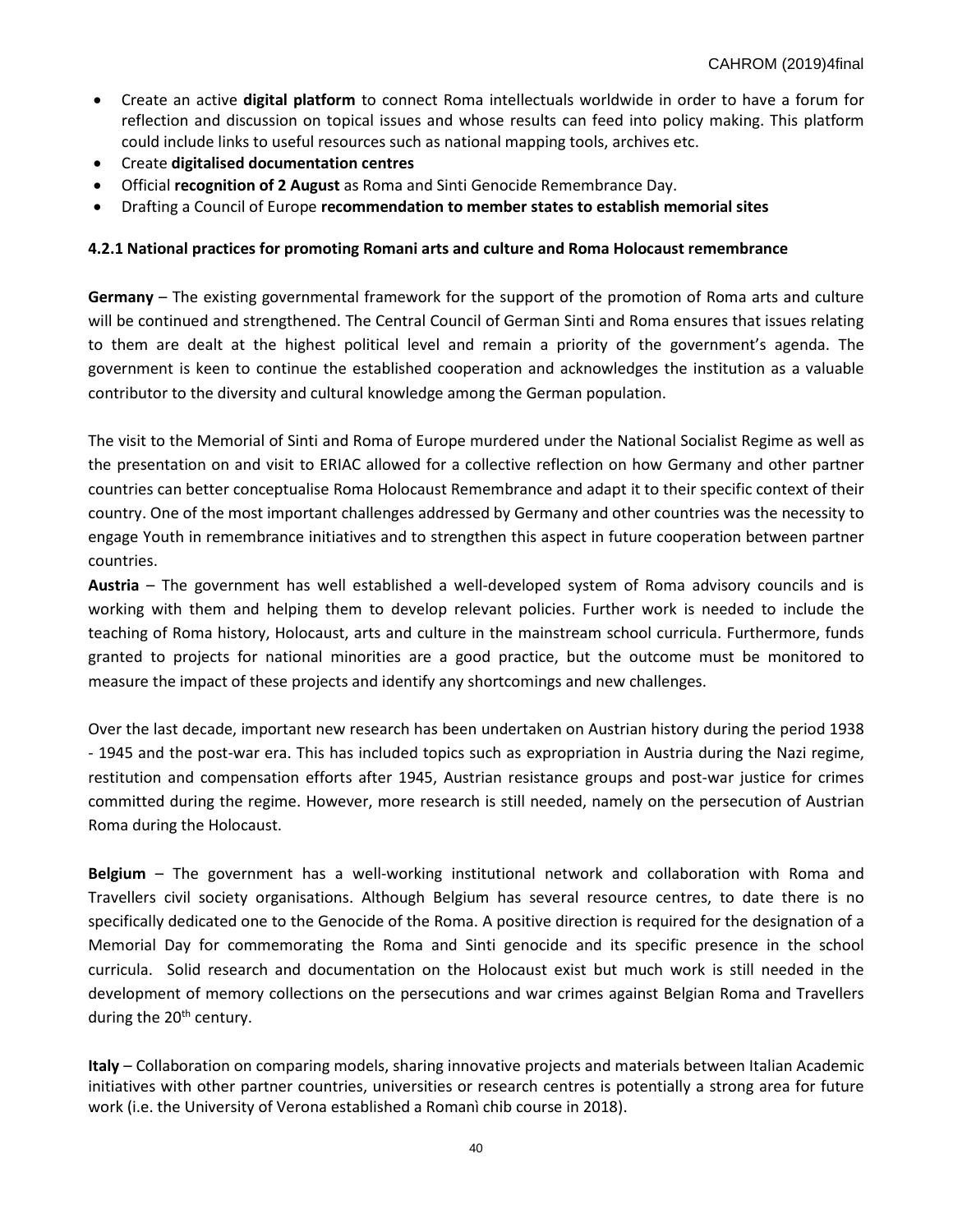- Create an active **digital platform** to connect Roma intellectuals worldwide in order to have a forum for reflection and discussion on topical issues and whose results can feed into policy making. This platform could include links to useful resources such as national mapping tools, archives etc.
- Create **digitalised documentation centres**
- Official **recognition of 2 August** as Roma and Sinti Genocide Remembrance Day.
- Drafting a Council of Europe **recommendation to member states to establish memorial sites**

#### 4.2.1 National practices for promoting Romani arts and culture and Roma Holocaust remembrance

**Germany** – The existing governmental framework for the support of the promotion of Roma arts and culture will be continued and strengthened. The Central Council of German Sinti and Roma ensures that issues relating to them are dealt at the highest political level and remain a priority of the government's agenda. The government is keen to continue the established cooperation and acknowledges the institution as a valuable contributor to the diversity and cultural knowledge among the German population.

The visit to the Memorial of Sinti and Roma of Europe murdered under the National Socialist Regime as well as the presentation on and visit to ERIAC allowed for a collective reflection on how Germany and other partner countries can better conceptualise Roma Holocaust Remembrance and adapt it to their specific context of their country. One of the most important challenges addressed by Germany and other countries was the necessity to engage Youth in remembrance initiatives and to strengthen this aspect in future cooperation between partner countries.

**Austria** – The government has well established a well-developed system of Roma advisory councils and is working with them and helping them to develop relevant policies. Further work is needed to include the teaching of Roma history, Holocaust, arts and culture in the mainstream school curricula. Furthermore, funds granted to projects for national minorities are a good practice, but the outcome must be monitored to measure the impact of these projects and identify any shortcomings and new challenges.

Over the last decade, important new research has been undertaken on Austrian history during the period 1938 - 1945 and the post-war era. This has included topics such as expropriation in Austria during the Nazi regime, restitution and compensation efforts after 1945, Austrian resistance groups and post-war justice for crimes committed during the regime. However, more research is still needed, namely on the persecution of Austrian Roma during the Holocaust.

**Belgium** – The government has a well-working institutional network and collaboration with Roma and Travellers civil society organisations. Although Belgium has several resource centres, to date there is no specifically dedicated one to the Genocide of the Roma. A positive direction is required for the designation of a Memorial Day for commemorating the Roma and Sinti genocide and its specific presence in the school curricula. Solid research and documentation on the Holocaust exist but much work is still needed in the development of memory collections on the persecutions and war crimes against Belgian Roma and Travellers during the 20th century.

**Italy** – Collaboration on comparing models, sharing innovative projects and materials between Italian Academic initiatives with other partner countries, universities or research centres is potentially a strong area for future work (i.e. the University of Verona established a Romanì chib course in 2018).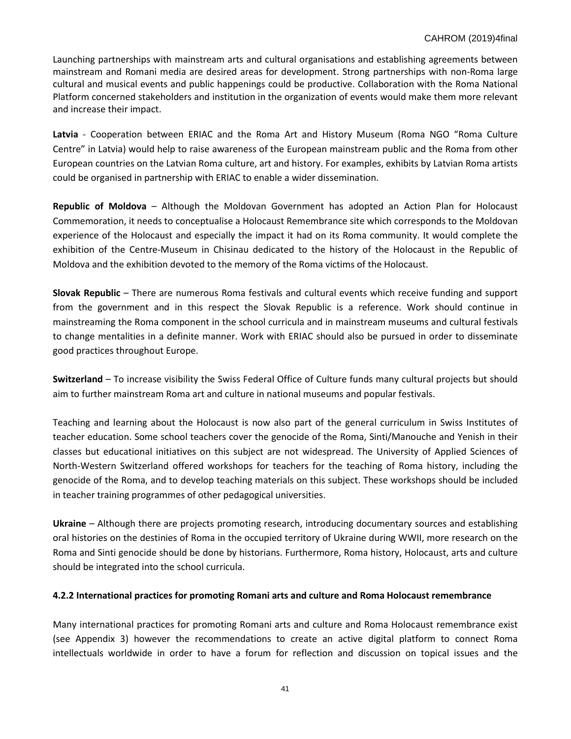Launching partnerships with mainstream arts and cultural organisations and establishing agreements between mainstream and Romani media are desired areas for development. Strong partnerships with non-Roma large cultural and musical events and public happenings could be productive. Collaboration with the Roma National Platform concerned stakeholders and institution in the organization of events would make them more relevant and increase their impact.

**Latvia** - Cooperation between ERIAC and the Roma Art and History Museum (Roma NGO "Roma Culture Centre" in Latvia) would help to raise awareness of the European mainstream public and the Roma from other European countries on the Latvian Roma culture, art and history. For examples, exhibits by Latvian Roma artists could be organised in partnership with ERIAC to enable a wider dissemination.

**Republic of Moldova** – Although the Moldovan Government has adopted an Action Plan for Holocaust Commemoration, it needs to conceptualise a Holocaust Remembrance site which corresponds to the Moldovan experience of the Holocaust and especially the impact it had on its Roma community. It would complete the exhibition of the Centre-Museum in Chisinau dedicated to the history of the Holocaust in the Republic of Moldova and the exhibition devoted to the memory of the Roma victims of the Holocaust.

**Slovak Republic** – There are numerous Roma festivals and cultural events which receive funding and support from the government and in this respect the Slovak Republic is a reference. Work should continue in mainstreaming the Roma component in the school curricula and in mainstream museums and cultural festivals to change mentalities in a definite manner. Work with ERIAC should also be pursued in order to disseminate good practices throughout Europe.

**Switzerland** – To increase visibility the Swiss Federal Office of Culture funds many cultural projects but should aim to further mainstream Roma art and culture in national museums and popular festivals.

Teaching and learning about the Holocaust is now also part of the general curriculum in Swiss Institutes of teacher education. Some school teachers cover the genocide of the Roma, Sinti/Manouche and Yenish in their classes but educational initiatives on this subject are not widespread. The University of Applied Sciences of North-Western Switzerland offered workshops for teachers for the teaching of Roma history, including the genocide of the Roma, and to develop teaching materials on this subject. These workshops should be included in teacher training programmes of other pedagogical universities.

**Ukraine** – Although there are projects promoting research, introducing documentary sources and establishing oral histories on the destinies of Roma in the occupied territory of Ukraine during WWII, more research on the Roma and Sinti genocide should be done by historians. Furthermore, Roma history, Holocaust, arts and culture should be integrated into the school curricula.

#### 4.2.2 International practices for promoting Romani arts and culture and Roma Holocaust remembrance

Many international practices for promoting Romani arts and culture and Roma Holocaust remembrance exist (see Appendix 3) however the recommendations to create an active digital platform to connect Roma intellectuals worldwide in order to have a forum for reflection and discussion on topical issues and the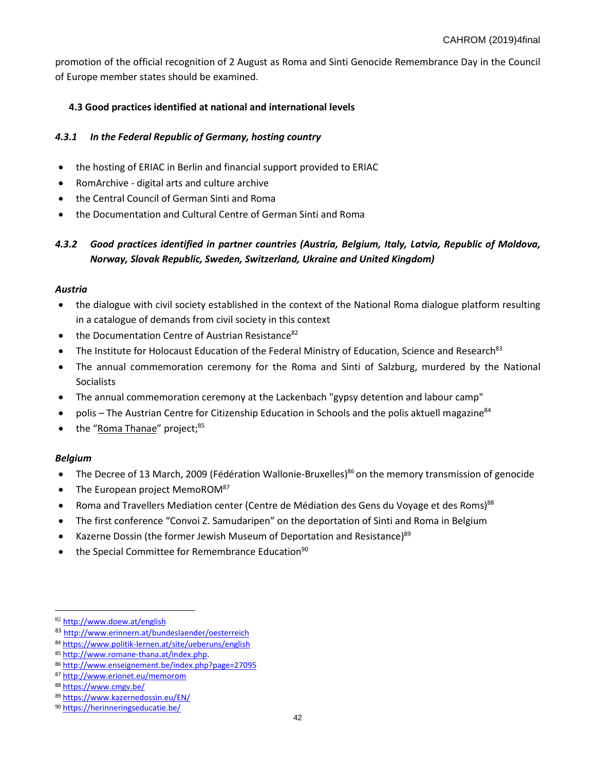promotion of the official recognition of 2 August as Roma and Sinti Genocide Remembrance Day in the Council of Europe member states should be examined.

### 4.3 Good practices identified at national and international levels

#### *4.3.1 In the Federal Republic of Germany, hosting country*

- the hosting of ERIAC in Berlin and financial support provided to ERIAC
- RomArchive - digital arts and culture archive
- the Central Council of German Sinti and Roma
- the Documentation and Cultural Centre of German Sinti and Roma

#### *4.3.2 Good practices identified in partner countries (Austria, Belgium, Italy, Latvia, Republic of Moldova, Norway, Slovak Republic, Sweden, Switzerland, Ukraine and United Kingdom)*

***Austria***

- the dialogue with civil society established in the context of the National Roma dialogue platform resulting in a catalogue of demands from civil society in this context
- the Documentation Centre of Austrian Resistance[82]
- The Institute for Holocaust Education of the Federal Ministry of Education, Science and Research[83]
- The annual commemoration ceremony for the Roma and Sinti of Salzburg, murdered by the National Socialists
- The annual commemoration ceremony at the Lackenbach "gypsy detention and labour camp"
- polis – The Austrian Centre for Citizenship Education in Schools and the polis aktuell magazine[84]
- the "Roma Thanae" project;[85]

***Belgium***

- The Decree of 13 March, 2009 (Fédération Wallonie-Bruxelles)[86] on the memory transmission of genocide
- The European project MemoROM[87]
- Roma and Travellers Mediation center (Centre de Médiation des Gens du Voyage et des Roms)[88]
- The first conference "Convoi Z. Samudaripen" on the deportation of Sinti and Roma in Belgium
- Kazerne Dossin (the former Jewish Museum of Deportation and Resistance)[89]
- the Special Committee for Remembrance Education[90]

---

[82] http://www.doew.at/english
[83] http://www.erinnern.at/bundeslaender/oesterreich
[84] https://www.politik-lernen.at/site/ueberuns/english
[85] http://www.romane-thana.at/index.php.
[86] http://www.enseignement.be/index.php?page=27095
[87] http://www.erionet.eu/memorom
[88] https://www.cmgv.be/
[89] https://www.kazernedossin.eu/EN/
[90] https://herinneringseducatie.be/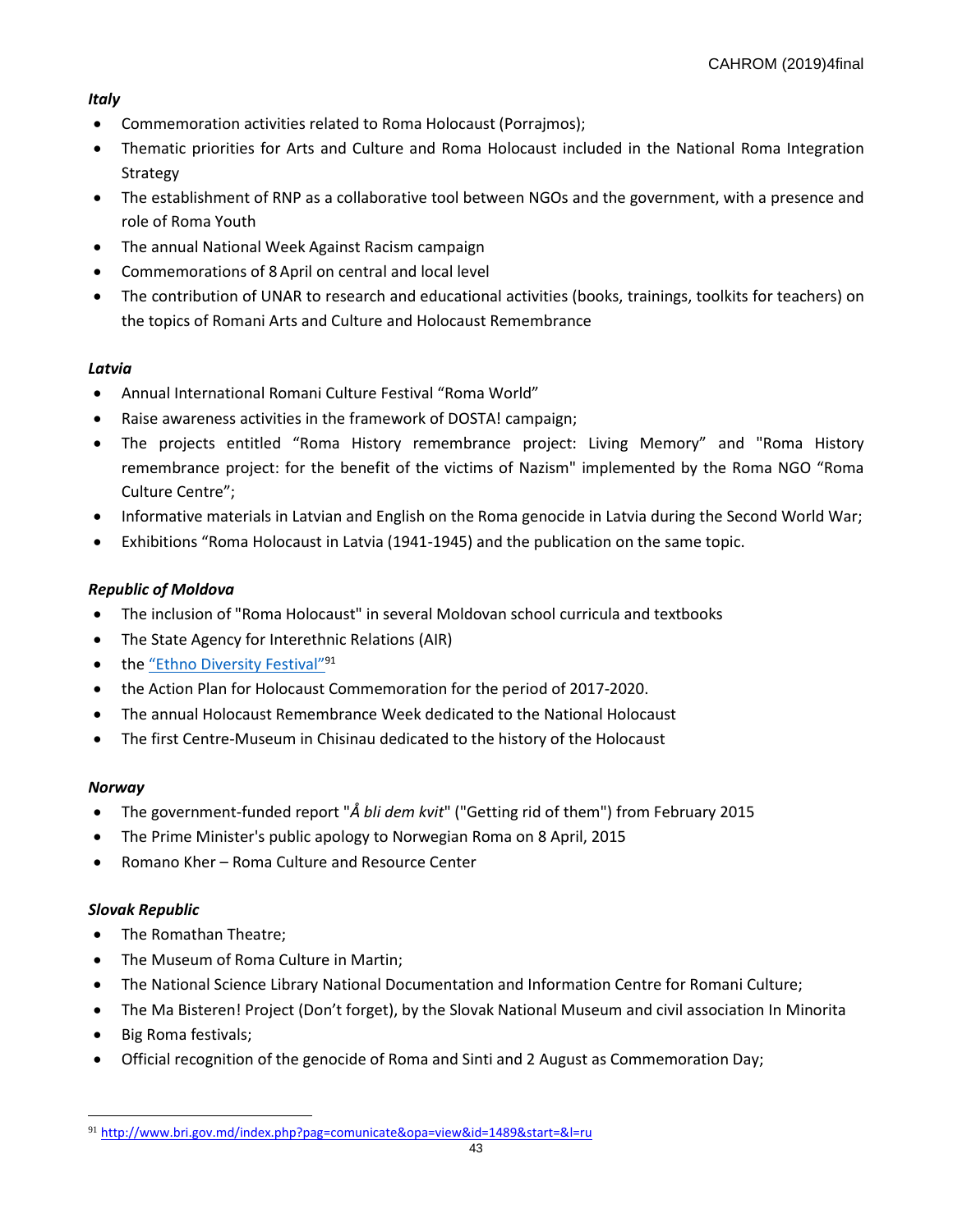*Italy*

- Commemoration activities related to Roma Holocaust (Porrajmos);
- Thematic priorities for Arts and Culture and Roma Holocaust included in the National Roma Integration Strategy
- The establishment of RNP as a collaborative tool between NGOs and the government, with a presence and role of Roma Youth
- The annual National Week Against Racism campaign
- Commemorations of 8 April on central and local level
- The contribution of UNAR to research and educational activities (books, trainings, toolkits for teachers) on the topics of Romani Arts and Culture and Holocaust Remembrance

*Latvia*

- Annual International Romani Culture Festival "Roma World"
- Raise awareness activities in the framework of DOSTA! campaign;
- The projects entitled "Roma History remembrance project: Living Memory" and "Roma History remembrance project: for the benefit of the victims of Nazism" implemented by the Roma NGO "Roma Culture Centre";
- Informative materials in Latvian and English on the Roma genocide in Latvia during the Second World War;
- Exhibitions "Roma Holocaust in Latvia (1941-1945) and the publication on the same topic.

*Republic of Moldova*

- The inclusion of "Roma Holocaust" in several Moldovan school curricula and textbooks
- The State Agency for Interethnic Relations (AIR)
- the "Ethno Diversity Festival"[91]
- the Action Plan for Holocaust Commemoration for the period of 2017-2020.
- The annual Holocaust Remembrance Week dedicated to the National Holocaust
- The first Centre-Museum in Chisinau dedicated to the history of the Holocaust

*Norway*

- The government-funded report "*Å bli dem kvit*" ("Getting rid of them") from February 2015
- The Prime Minister's public apology to Norwegian Roma on 8 April, 2015
- Romano Kher – Roma Culture and Resource Center

*Slovak Republic*

- The Romathan Theatre;
- The Museum of Roma Culture in Martin;
- The National Science Library National Documentation and Information Centre for Romani Culture;
- The Ma Bisteren! Project (Don't forget), by the Slovak National Museum and civil association In Minorita
- Big Roma festivals;
- Official recognition of the genocide of Roma and Sinti and 2 August as Commemoration Day;

---

[91] http://www.bri.gov.md/index.php?pag=comunicate&opa=view&id=1489&start=&l=ru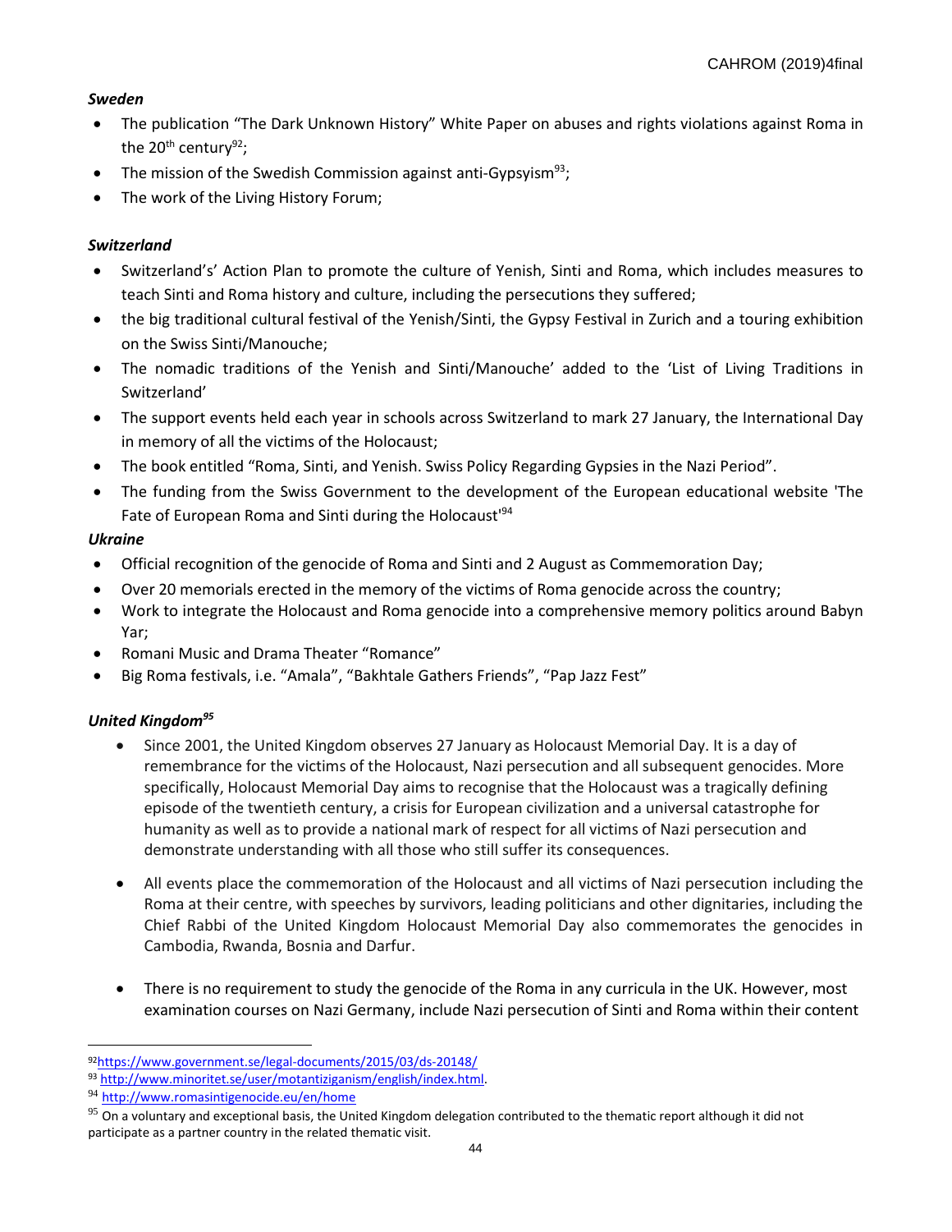***Sweden***

- The publication "The Dark Unknown History" White Paper on abuses and rights violations against Roma in the 20th century[92];
- The mission of the Swedish Commission against anti-Gypsyism[93];
- The work of the Living History Forum;

***Switzerland***

- Switzerland's' Action Plan to promote the culture of Yenish, Sinti and Roma, which includes measures to teach Sinti and Roma history and culture, including the persecutions they suffered;
- the big traditional cultural festival of the Yenish/Sinti, the Gypsy Festival in Zurich and a touring exhibition on the Swiss Sinti/Manouche;
- The nomadic traditions of the Yenish and Sinti/Manouche' added to the 'List of Living Traditions in Switzerland'
- The support events held each year in schools across Switzerland to mark 27 January, the International Day in memory of all the victims of the Holocaust;
- The book entitled "Roma, Sinti, and Yenish. Swiss Policy Regarding Gypsies in the Nazi Period".
- The funding from the Swiss Government to the development of the European educational website 'The Fate of European Roma and Sinti during the Holocaust'[94]

***Ukraine***

- Official recognition of the genocide of Roma and Sinti and 2 August as Commemoration Day;
- Over 20 memorials erected in the memory of the victims of Roma genocide across the country;
- Work to integrate the Holocaust and Roma genocide into a comprehensive memory politics around Babyn Yar;
- Romani Music and Drama Theater "Romance"
- Big Roma festivals, i.e. "Amala", "Bakhtale Gathers Friends", "Pap Jazz Fest"

***United Kingdom[95]***

- Since 2001, the United Kingdom observes 27 January as Holocaust Memorial Day. It is a day of remembrance for the victims of the Holocaust, Nazi persecution and all subsequent genocides. More specifically, Holocaust Memorial Day aims to recognise that the Holocaust was a tragically defining episode of the twentieth century, a crisis for European civilization and a universal catastrophe for humanity as well as to provide a national mark of respect for all victims of Nazi persecution and demonstrate understanding with all those who still suffer its consequences.

- All events place the commemoration of the Holocaust and all victims of Nazi persecution including the Roma at their centre, with speeches by survivors, leading politicians and other dignitaries, including the Chief Rabbi of the United Kingdom Holocaust Memorial Day also commemorates the genocides in Cambodia, Rwanda, Bosnia and Darfur.

- There is no requirement to study the genocide of the Roma in any curricula in the UK. However, most examination courses on Nazi Germany, include Nazi persecution of Sinti and Roma within their content

---

[92] https://www.government.se/legal-documents/2015/03/ds-20148/

[93] http://www.minoritet.se/user/motantiziganism/english/index.html.

[94] http://www.romasintigenocide.eu/en/home

[95] On a voluntary and exceptional basis, the United Kingdom delegation contributed to the thematic report although it did not participate as a partner country in the related thematic visit.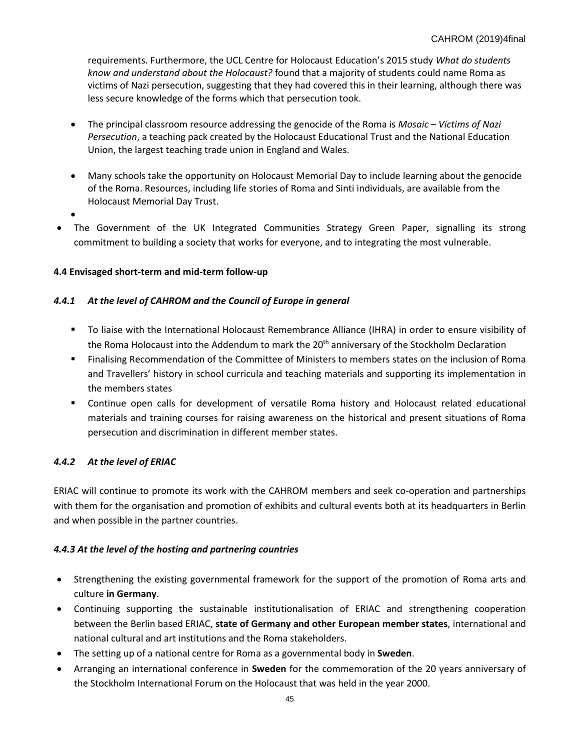requirements. Furthermore, the UCL Centre for Holocaust Education's 2015 study *What do students know and understand about the Holocaust?* found that a majority of students could name Roma as victims of Nazi persecution, suggesting that they had covered this in their learning, although there was less secure knowledge of the forms which that persecution took.

- The principal classroom resource addressing the genocide of the Roma is *Mosaic – Victims of Nazi Persecution*, a teaching pack created by the Holocaust Educational Trust and the National Education Union, the largest teaching trade union in England and Wales.

- Many schools take the opportunity on Holocaust Memorial Day to include learning about the genocide of the Roma. Resources, including life stories of Roma and Sinti individuals, are available from the Holocaust Memorial Day Trust.

- The Government of the UK Integrated Communities Strategy Green Paper, signalling its strong commitment to building a society that works for everyone, and to integrating the most vulnerable.

**4.4 Envisaged short-term and mid-term follow-up**

***4.4.1 At the level of CAHROM and the Council of Europe in general***

- To liaise with the International Holocaust Remembrance Alliance (IHRA) in order to ensure visibility of the Roma Holocaust into the Addendum to mark the 20th anniversary of the Stockholm Declaration
- Finalising Recommendation of the Committee of Ministers to members states on the inclusion of Roma and Travellers' history in school curricula and teaching materials and supporting its implementation in the members states
- Continue open calls for development of versatile Roma history and Holocaust related educational materials and training courses for raising awareness on the historical and present situations of Roma persecution and discrimination in different member states.

***4.4.2 At the level of ERIAC***

ERIAC will continue to promote its work with the CAHROM members and seek co-operation and partnerships with them for the organisation and promotion of exhibits and cultural events both at its headquarters in Berlin and when possible in the partner countries.

***4.4.3 At the level of the hosting and partnering countries***

- Strengthening the existing governmental framework for the support of the promotion of Roma arts and culture **in Germany**.
- Continuing supporting the sustainable institutionalisation of ERIAC and strengthening cooperation between the Berlin based ERIAC, **state of Germany and other European member states**, international and national cultural and art institutions and the Roma stakeholders.
- The setting up of a national centre for Roma as a governmental body in **Sweden**.
- Arranging an international conference in **Sweden** for the commemoration of the 20 years anniversary of the Stockholm International Forum on the Holocaust that was held in the year 2000.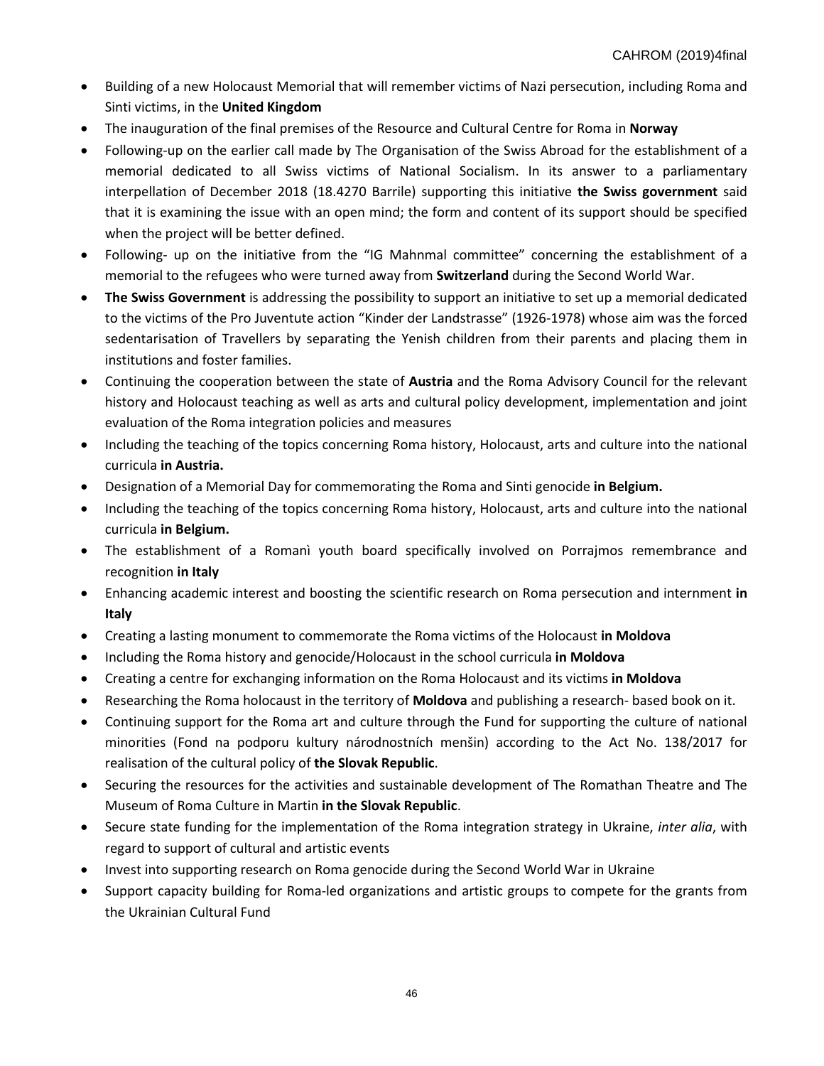- Building of a new Holocaust Memorial that will remember victims of Nazi persecution, including Roma and Sinti victims, in the **United Kingdom**
- The inauguration of the final premises of the Resource and Cultural Centre for Roma in **Norway**
- Following-up on the earlier call made by The Organisation of the Swiss Abroad for the establishment of a memorial dedicated to all Swiss victims of National Socialism. In its answer to a parliamentary interpellation of December 2018 (18.4270 Barrile) supporting this initiative **the Swiss government** said that it is examining the issue with an open mind; the form and content of its support should be specified when the project will be better defined.
- Following- up on the initiative from the "IG Mahnmal committee" concerning the establishment of a memorial to the refugees who were turned away from **Switzerland** during the Second World War.
- **The Swiss Government** is addressing the possibility to support an initiative to set up a memorial dedicated to the victims of the Pro Juventute action "Kinder der Landstrasse" (1926-1978) whose aim was the forced sedentarisation of Travellers by separating the Yenish children from their parents and placing them in institutions and foster families.
- Continuing the cooperation between the state of **Austria** and the Roma Advisory Council for the relevant history and Holocaust teaching as well as arts and cultural policy development, implementation and joint evaluation of the Roma integration policies and measures
- Including the teaching of the topics concerning Roma history, Holocaust, arts and culture into the national curricula **in Austria.**
- Designation of a Memorial Day for commemorating the Roma and Sinti genocide **in Belgium.**
- Including the teaching of the topics concerning Roma history, Holocaust, arts and culture into the national curricula **in Belgium.**
- The establishment of a Romanì youth board specifically involved on Porrajmos remembrance and recognition **in Italy**
- Enhancing academic interest and boosting the scientific research on Roma persecution and internment **in Italy**
- Creating a lasting monument to commemorate the Roma victims of the Holocaust **in Moldova**
- Including the Roma history and genocide/Holocaust in the school curricula **in Moldova**
- Creating a centre for exchanging information on the Roma Holocaust and its victims **in Moldova**
- Researching the Roma holocaust in the territory of **Moldova** and publishing a research- based book on it.
- Continuing support for the Roma art and culture through the Fund for supporting the culture of national minorities (Fond na podporu kultury národnostních menšin) according to the Act No. 138/2017 for realisation of the cultural policy of **the Slovak Republic**.
- Securing the resources for the activities and sustainable development of The Romathan Theatre and The Museum of Roma Culture in Martin **in the Slovak Republic**.
- Secure state funding for the implementation of the Roma integration strategy in Ukraine, *inter alia*, with regard to support of cultural and artistic events
- Invest into supporting research on Roma genocide during the Second World War in Ukraine
- Support capacity building for Roma-led organizations and artistic groups to compete for the grants from the Ukrainian Cultural Fund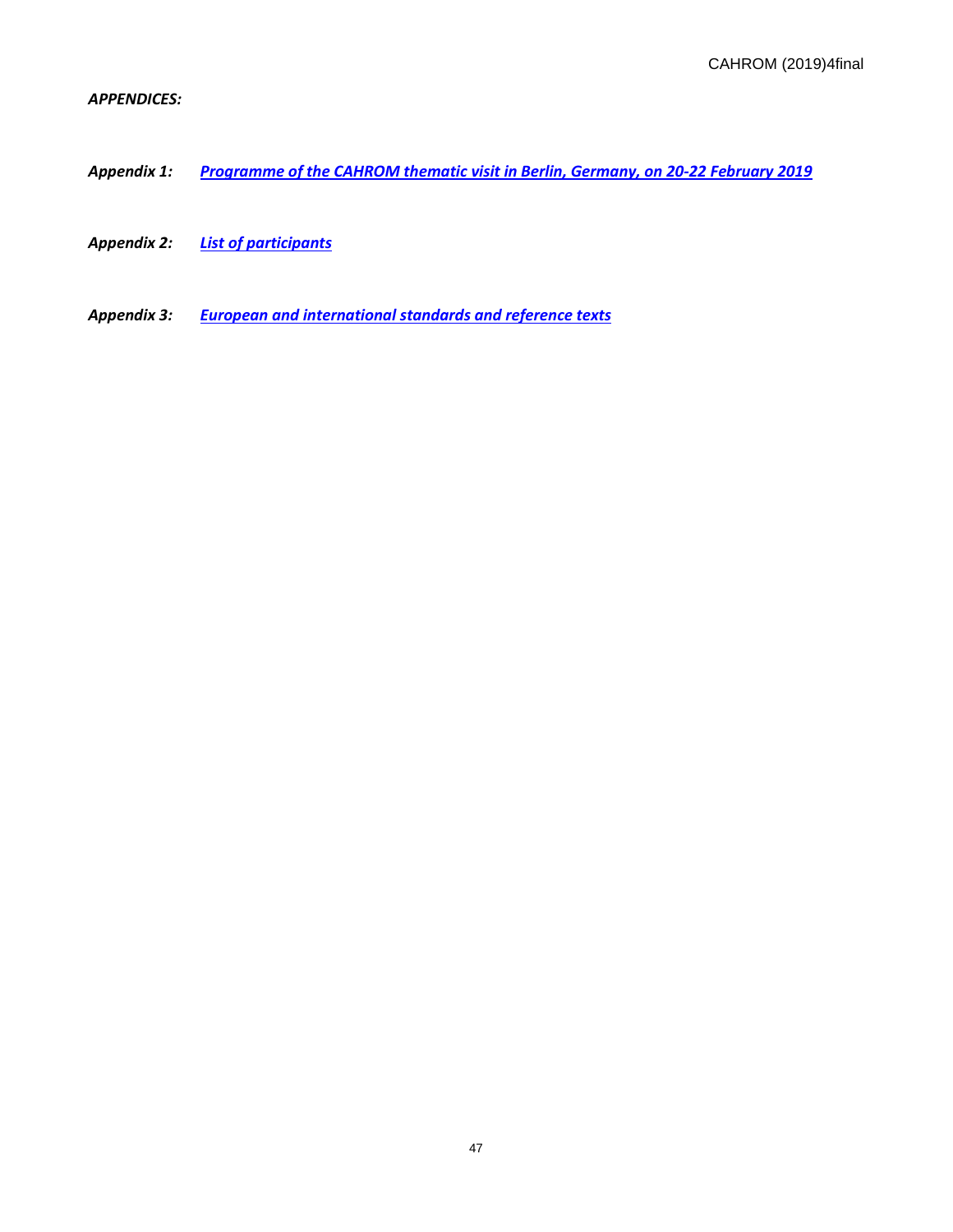***APPENDICES:***

***Appendix 1:*** ***Programme of the CAHROM thematic visit in Berlin, Germany, on 20-22 February 2019***

***Appendix 2:*** ***List of participants***

***Appendix 3:*** ***European and international standards and reference texts***